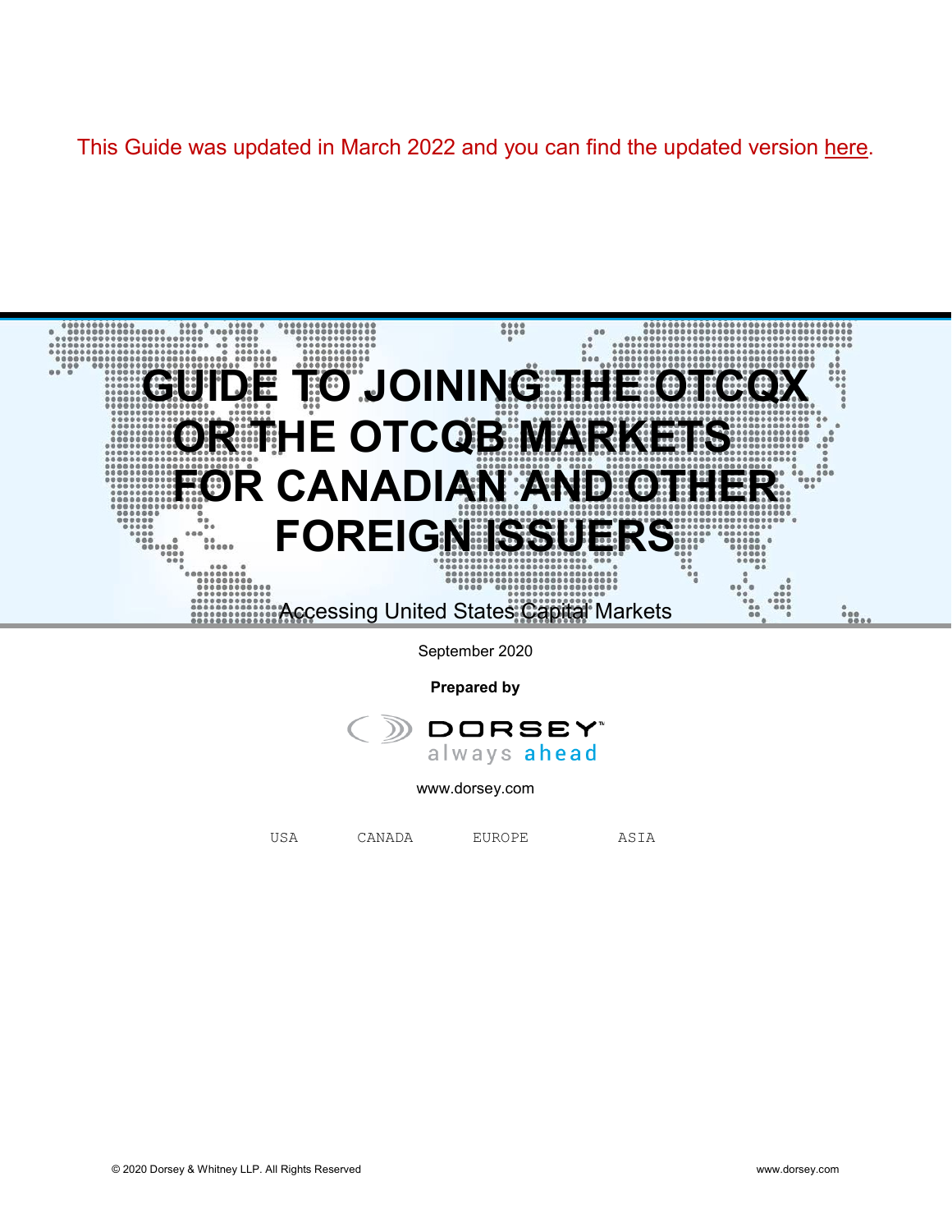This Guide was updated in March 2022 and you can find the updated version here.

# GUIDE TO JOINING THE OTCQX OR THE OTCQB MARKETS FOR CANADIAN AND OTHER FOREIGN ISSUERS

Accessing United States Capital Markets

September 2020

**Prepared by**

DORSEY
always ahead

www.dorsey.com

USA CANADA EUROPE ASIA

© 2020 Dorsey & Whitney LLP. All Rights Reserved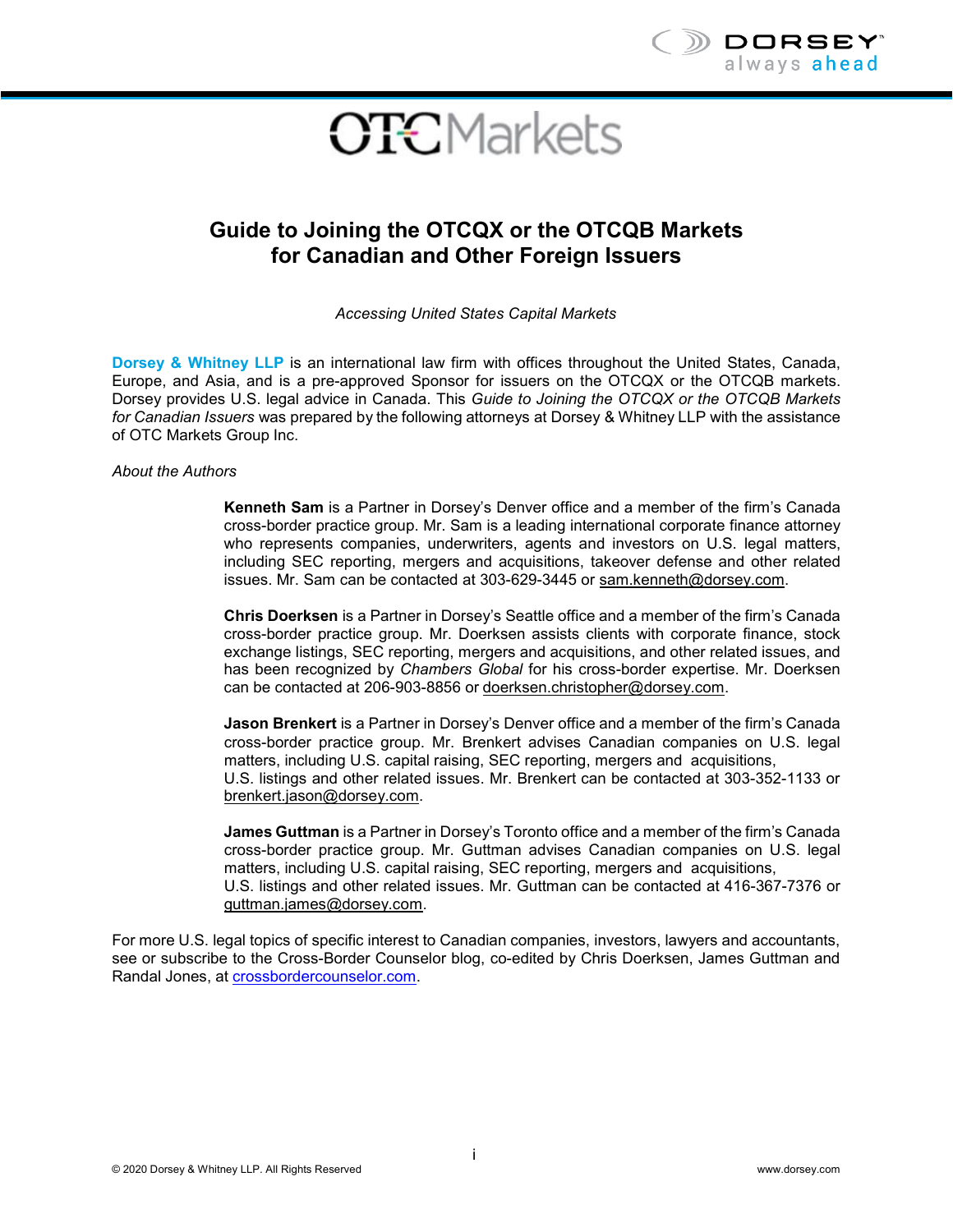# Guide to Joining the OTCQX or the OTCQB Markets for Canadian and Other Foreign Issuers

*Accessing United States Capital Markets*

**Dorsey & Whitney LLP** is an international law firm with offices throughout the United States, Canada, Europe, and Asia, and is a pre-approved Sponsor for issuers on the OTCQX or the OTCQB markets. Dorsey provides U.S. legal advice in Canada. This *Guide to Joining the OTCQX or the OTCQB Markets for Canadian Issuers* was prepared by the following attorneys at Dorsey & Whitney LLP with the assistance of OTC Markets Group Inc.

*About the Authors*

**Kenneth Sam** is a Partner in Dorsey's Denver office and a member of the firm's Canada cross-border practice group. Mr. Sam is a leading international corporate finance attorney who represents companies, underwriters, agents and investors on U.S. legal matters, including SEC reporting, mergers and acquisitions, takeover defense and other related issues. Mr. Sam can be contacted at 303-629-3445 or sam.kenneth@dorsey.com.

**Chris Doerksen** is a Partner in Dorsey's Seattle office and a member of the firm's Canada cross-border practice group. Mr. Doerksen assists clients with corporate finance, stock exchange listings, SEC reporting, mergers and acquisitions, and other related issues, and has been recognized by *Chambers Global* for his cross-border expertise. Mr. Doerksen can be contacted at 206-903-8856 or doerksen.christopher@dorsey.com.

**Jason Brenkert** is a Partner in Dorsey's Denver office and a member of the firm's Canada cross-border practice group. Mr. Brenkert advises Canadian companies on U.S. legal matters, including U.S. capital raising, SEC reporting, mergers and acquisitions, U.S. listings and other related issues. Mr. Brenkert can be contacted at 303-352-1133 or brenkert.jason@dorsey.com.

**James Guttman** is a Partner in Dorsey's Toronto office and a member of the firm's Canada cross-border practice group. Mr. Guttman advises Canadian companies on U.S. legal matters, including U.S. capital raising, SEC reporting, mergers and acquisitions, U.S. listings and other related issues. Mr. Guttman can be contacted at 416-367-7376 or guttman.james@dorsey.com.

For more U.S. legal topics of specific interest to Canadian companies, investors, lawyers and accountants, see or subscribe to the Cross-Border Counselor blog, co-edited by Chris Doerksen, James Guttman and Randal Jones, at crossbordercounselor.com.

© 2020 Dorsey & Whitney LLP. All Rights Reserved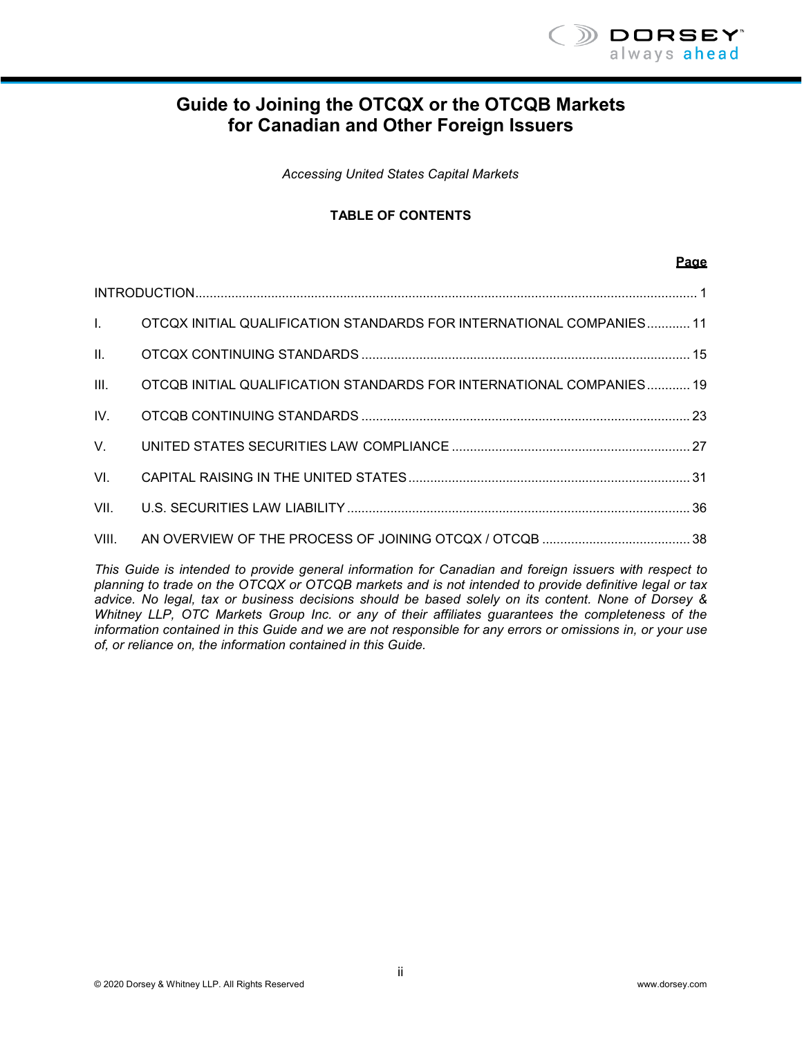# Guide to Joining the OTCQX or the OTCQB Markets for Canadian and Other Foreign Issuers

*Accessing United States Capital Markets*

**TABLE OF CONTENTS**

| | | **Page** |
|---|---|---|
| INTRODUCTION | | 1 |
| I. | OTCQX INITIAL QUALIFICATION STANDARDS FOR INTERNATIONAL COMPANIES | 11 |
| II. | OTCQX CONTINUING STANDARDS | 15 |
| III. | OTCQB INITIAL QUALIFICATION STANDARDS FOR INTERNATIONAL COMPANIES | 19 |
| IV. | OTCQB CONTINUING STANDARDS | 23 |
| V. | UNITED STATES SECURITIES LAW COMPLIANCE | 27 |
| VI. | CAPITAL RAISING IN THE UNITED STATES | 31 |
| VII. | U.S. SECURITIES LAW LIABILITY | 36 |
| VIII. | AN OVERVIEW OF THE PROCESS OF JOINING OTCQX / OTCQB | 38 |

*This Guide is intended to provide general information for Canadian and foreign issuers with respect to planning to trade on the OTCQX or OTCQB markets and is not intended to provide definitive legal or tax advice. No legal, tax or business decisions should be based solely on its content. None of Dorsey & Whitney LLP, OTC Markets Group Inc. or any of their affiliates guarantees the completeness of the information contained in this Guide and we are not responsible for any errors or omissions in, or your use of, or reliance on, the information contained in this Guide.*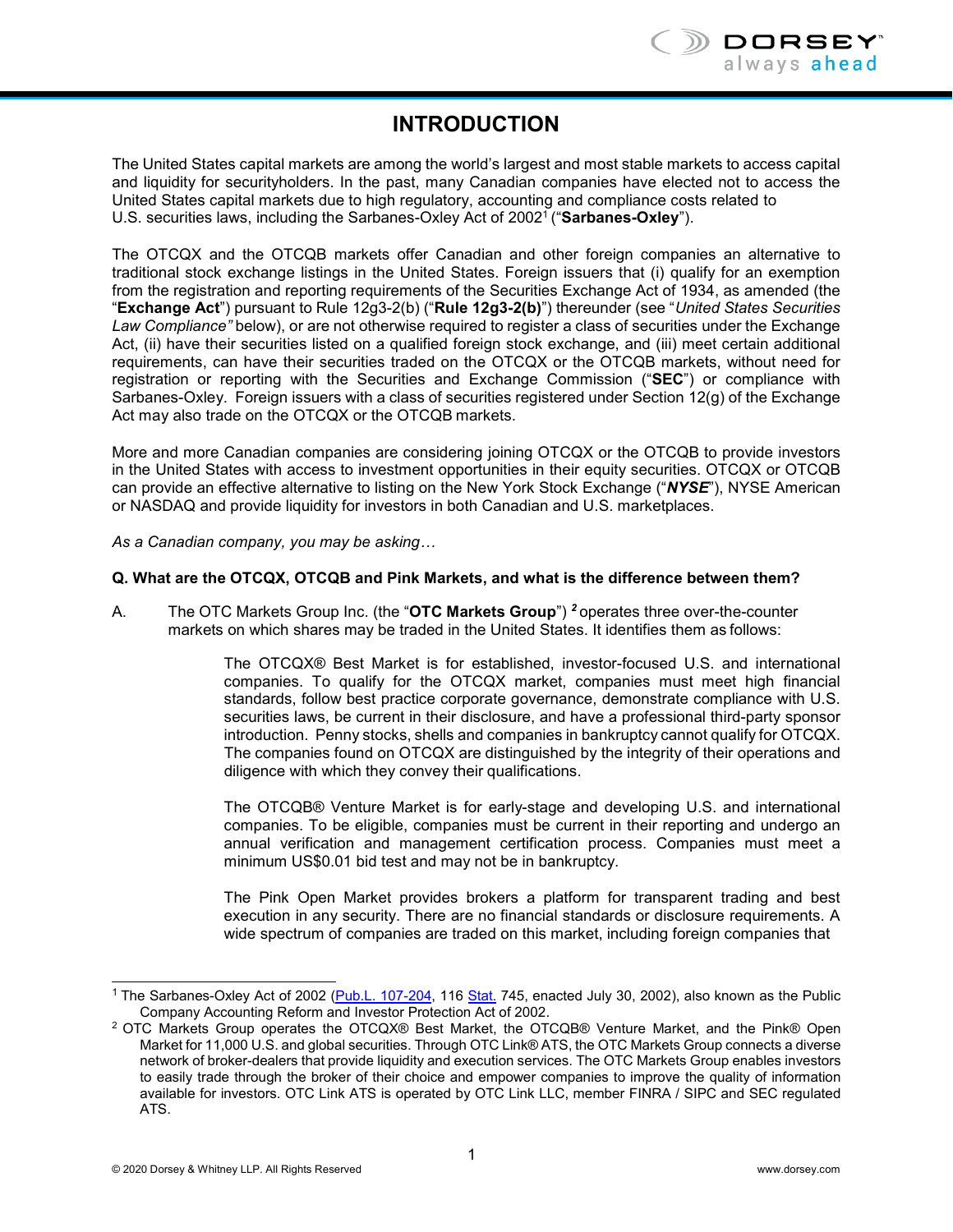# INTRODUCTION

The United States capital markets are among the world's largest and most stable markets to access capital and liquidity for securityholders. In the past, many Canadian companies have elected not to access the United States capital markets due to high regulatory, accounting and compliance costs related to U.S. securities laws, including the Sarbanes-Oxley Act of 2002[1] ("**Sarbanes-Oxley**").

The OTCQX and the OTCQB markets offer Canadian and other foreign companies an alternative to traditional stock exchange listings in the United States. Foreign issuers that (i) qualify for an exemption from the registration and reporting requirements of the Securities Exchange Act of 1934, as amended (the "**Exchange Act**") pursuant to Rule 12g3-2(b) ("**Rule 12g3-2(b)**") thereunder (see "*United States Securities Law Compliance"* below), or are not otherwise required to register a class of securities under the Exchange Act, (ii) have their securities listed on a qualified foreign stock exchange, and (iii) meet certain additional requirements, can have their securities traded on the OTCQX or the OTCQB markets, without need for registration or reporting with the Securities and Exchange Commission ("**SEC**") or compliance with Sarbanes-Oxley. Foreign issuers with a class of securities registered under Section 12(g) of the Exchange Act may also trade on the OTCQX or the OTCQB markets.

More and more Canadian companies are considering joining OTCQX or the OTCQB to provide investors in the United States with access to investment opportunities in their equity securities. OTCQX or OTCQB can provide an effective alternative to listing on the New York Stock Exchange ("***NYSE***"), NYSE American or NASDAQ and provide liquidity for investors in both Canadian and U.S. marketplaces.

*As a Canadian company, you may be asking…*

**Q. What are the OTCQX, OTCQB and Pink Markets, and what is the difference between them?**

A. The OTC Markets Group Inc. (the "**OTC Markets Group**") [2] operates three over-the-counter markets on which shares may be traded in the United States. It identifies them as follows:

> The OTCQX® Best Market is for established, investor-focused U.S. and international companies. To qualify for the OTCQX market, companies must meet high financial standards, follow best practice corporate governance, demonstrate compliance with U.S. securities laws, be current in their disclosure, and have a professional third-party sponsor introduction. Penny stocks, shells and companies in bankruptcy cannot qualify for OTCQX. The companies found on OTCQX are distinguished by the integrity of their operations and diligence with which they convey their qualifications.
>
> The OTCQB® Venture Market is for early-stage and developing U.S. and international companies. To be eligible, companies must be current in their reporting and undergo an annual verification and management certification process. Companies must meet a minimum US$0.01 bid test and may not be in bankruptcy.
>
> The Pink Open Market provides brokers a platform for transparent trading and best execution in any security. There are no financial standards or disclosure requirements. A wide spectrum of companies are traded on this market, including foreign companies that

---

[1] The Sarbanes-Oxley Act of 2002 (Pub.L. 107-204, 116 Stat. 745, enacted July 30, 2002), also known as the Public Company Accounting Reform and Investor Protection Act of 2002.

[2] OTC Markets Group operates the OTCQX® Best Market, the OTCQB® Venture Market, and the Pink® Open Market for 11,000 U.S. and global securities. Through OTC Link® ATS, the OTC Markets Group connects a diverse network of broker-dealers that provide liquidity and execution services. The OTC Markets Group enables investors to easily trade through the broker of their choice and empower companies to improve the quality of information available for investors. OTC Link ATS is operated by OTC Link LLC, member FINRA / SIPC and SEC regulated ATS.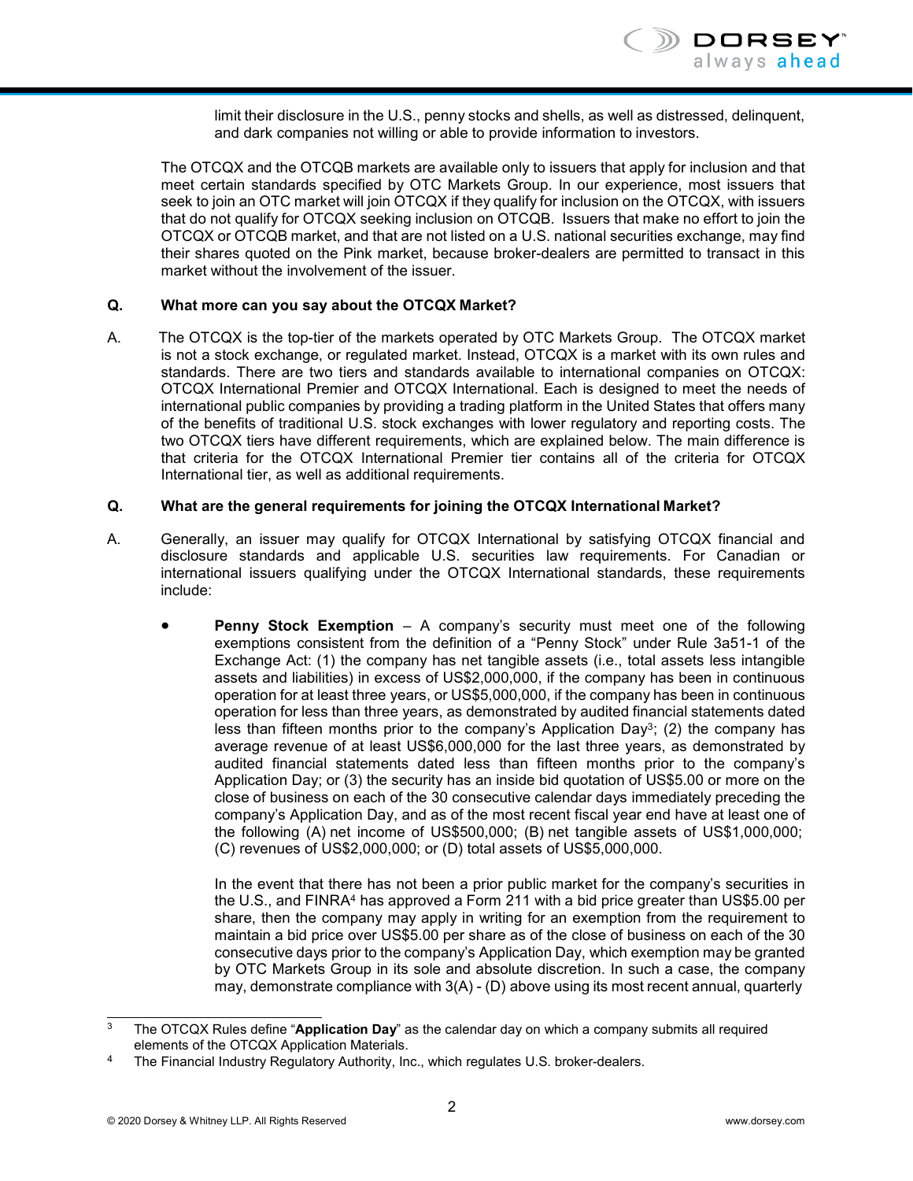limit their disclosure in the U.S., penny stocks and shells, as well as distressed, delinquent, and dark companies not willing or able to provide information to investors.

The OTCQX and the OTCQB markets are available only to issuers that apply for inclusion and that meet certain standards specified by OTC Markets Group. In our experience, most issuers that seek to join an OTC market will join OTCQX if they qualify for inclusion on the OTCQX, with issuers that do not qualify for OTCQX seeking inclusion on OTCQB. Issuers that make no effort to join the OTCQX or OTCQB market, and that are not listed on a U.S. national securities exchange, may find their shares quoted on the Pink market, because broker-dealers are permitted to transact in this market without the involvement of the issuer.

**Q. What more can you say about the OTCQX Market?**

A. The OTCQX is the top-tier of the markets operated by OTC Markets Group. The OTCQX market is not a stock exchange, or regulated market. Instead, OTCQX is a market with its own rules and standards. There are two tiers and standards available to international companies on OTCQX: OTCQX International Premier and OTCQX International. Each is designed to meet the needs of international public companies by providing a trading platform in the United States that offers many of the benefits of traditional U.S. stock exchanges with lower regulatory and reporting costs. The two OTCQX tiers have different requirements, which are explained below. The main difference is that criteria for the OTCQX International Premier tier contains all of the criteria for OTCQX International tier, as well as additional requirements.

**Q. What are the general requirements for joining the OTCQX International Market?**

A. Generally, an issuer may qualify for OTCQX International by satisfying OTCQX financial and disclosure standards and applicable U.S. securities law requirements. For Canadian or international issuers qualifying under the OTCQX International standards, these requirements include:

- **Penny Stock Exemption** – A company's security must meet one of the following exemptions consistent from the definition of a "Penny Stock" under Rule 3a51-1 of the Exchange Act: (1) the company has net tangible assets (i.e., total assets less intangible assets and liabilities) in excess of US$2,000,000, if the company has been in continuous operation for at least three years, or US$5,000,000, if the company has been in continuous operation for less than three years, as demonstrated by audited financial statements dated less than fifteen months prior to the company's Application Day[3]; (2) the company has average revenue of at least US$6,000,000 for the last three years, as demonstrated by audited financial statements dated less than fifteen months prior to the company's Application Day; or (3) the security has an inside bid quotation of US$5.00 or more on the close of business on each of the 30 consecutive calendar days immediately preceding the company's Application Day, and as of the most recent fiscal year end have at least one of the following (A) net income of US$500,000; (B) net tangible assets of US$1,000,000; (C) revenues of US$2,000,000; or (D) total assets of US$5,000,000.

  In the event that there has not been a prior public market for the company's securities in the U.S., and FINRA[4] has approved a Form 211 with a bid price greater than US$5.00 per share, then the company may apply in writing for an exemption from the requirement to maintain a bid price over US$5.00 per share as of the close of business on each of the 30 consecutive days prior to the company's Application Day, which exemption may be granted by OTC Markets Group in its sole and absolute discretion. In such a case, the company may, demonstrate compliance with 3(A) - (D) above using its most recent annual, quarterly

---

[3] The OTCQX Rules define "**Application Day**" as the calendar day on which a company submits all required elements of the OTCQX Application Materials.

[4] The Financial Industry Regulatory Authority, Inc., which regulates U.S. broker-dealers.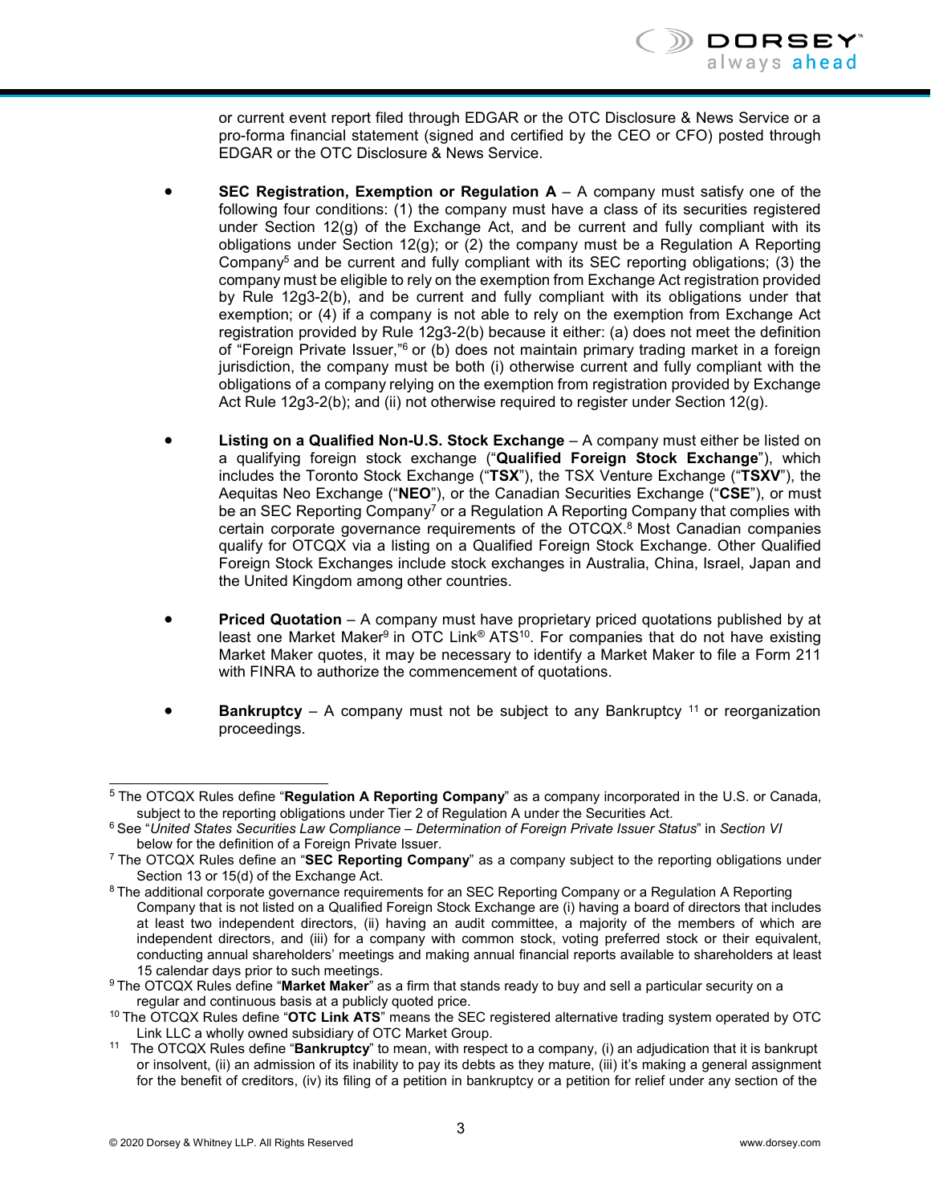or current event report filed through EDGAR or the OTC Disclosure & News Service or a pro-forma financial statement (signed and certified by the CEO or CFO) posted through EDGAR or the OTC Disclosure & News Service.

- **SEC Registration, Exemption or Regulation A** – A company must satisfy one of the following four conditions: (1) the company must have a class of its securities registered under Section 12(g) of the Exchange Act, and be current and fully compliant with its obligations under Section 12(g); or (2) the company must be a Regulation A Reporting Company[5] and be current and fully compliant with its SEC reporting obligations; (3) the company must be eligible to rely on the exemption from Exchange Act registration provided by Rule 12g3-2(b), and be current and fully compliant with its obligations under that exemption; or (4) if a company is not able to rely on the exemption from Exchange Act registration provided by Rule 12g3-2(b) because it either: (a) does not meet the definition of "Foreign Private Issuer,"[6] or (b) does not maintain primary trading market in a foreign jurisdiction, the company must be both (i) otherwise current and fully compliant with the obligations of a company relying on the exemption from registration provided by Exchange Act Rule 12g3-2(b); and (ii) not otherwise required to register under Section 12(g).

- **Listing on a Qualified Non-U.S. Stock Exchange** – A company must either be listed on a qualifying foreign stock exchange ("**Qualified Foreign Stock Exchange**"), which includes the Toronto Stock Exchange ("**TSX**"), the TSX Venture Exchange ("**TSXV**"), the Aequitas Neo Exchange ("**NEO**"), or the Canadian Securities Exchange ("**CSE**"), or must be an SEC Reporting Company[7] or a Regulation A Reporting Company that complies with certain corporate governance requirements of the OTCQX.[8] Most Canadian companies qualify for OTCQX via a listing on a Qualified Foreign Stock Exchange. Other Qualified Foreign Stock Exchanges include stock exchanges in Australia, China, Israel, Japan and the United Kingdom among other countries.

- **Priced Quotation** – A company must have proprietary priced quotations published by at least one Market Maker[9] in OTC Link® ATS[10]. For companies that do not have existing Market Maker quotes, it may be necessary to identify a Market Maker to file a Form 211 with FINRA to authorize the commencement of quotations.

- **Bankruptcy** – A company must not be subject to any Bankruptcy [11] or reorganization proceedings.

---

[5] The OTCQX Rules define "**Regulation A Reporting Company**" as a company incorporated in the U.S. or Canada, subject to the reporting obligations under Tier 2 of Regulation A under the Securities Act.

[6] See "*United States Securities Law Compliance – Determination of Foreign Private Issuer Status*" in *Section VI* below for the definition of a Foreign Private Issuer.

[7] The OTCQX Rules define an "**SEC Reporting Company**" as a company subject to the reporting obligations under Section 13 or 15(d) of the Exchange Act.

[8] The additional corporate governance requirements for an SEC Reporting Company or a Regulation A Reporting Company that is not listed on a Qualified Foreign Stock Exchange are (i) having a board of directors that includes at least two independent directors, (ii) having an audit committee, a majority of the members of which are independent directors, and (iii) for a company with common stock, voting preferred stock or their equivalent, conducting annual shareholders' meetings and making annual financial reports available to shareholders at least 15 calendar days prior to such meetings.

[9] The OTCQX Rules define "**Market Maker**" as a firm that stands ready to buy and sell a particular security on a regular and continuous basis at a publicly quoted price.

[10] The OTCQX Rules define "**OTC Link ATS**" means the SEC registered alternative trading system operated by OTC Link LLC a wholly owned subsidiary of OTC Market Group.

[11] The OTCQX Rules define "**Bankruptcy**" to mean, with respect to a company, (i) an adjudication that it is bankrupt or insolvent, (ii) an admission of its inability to pay its debts as they mature, (iii) it's making a general assignment for the benefit of creditors, (iv) its filing of a petition in bankruptcy or a petition for relief under any section of the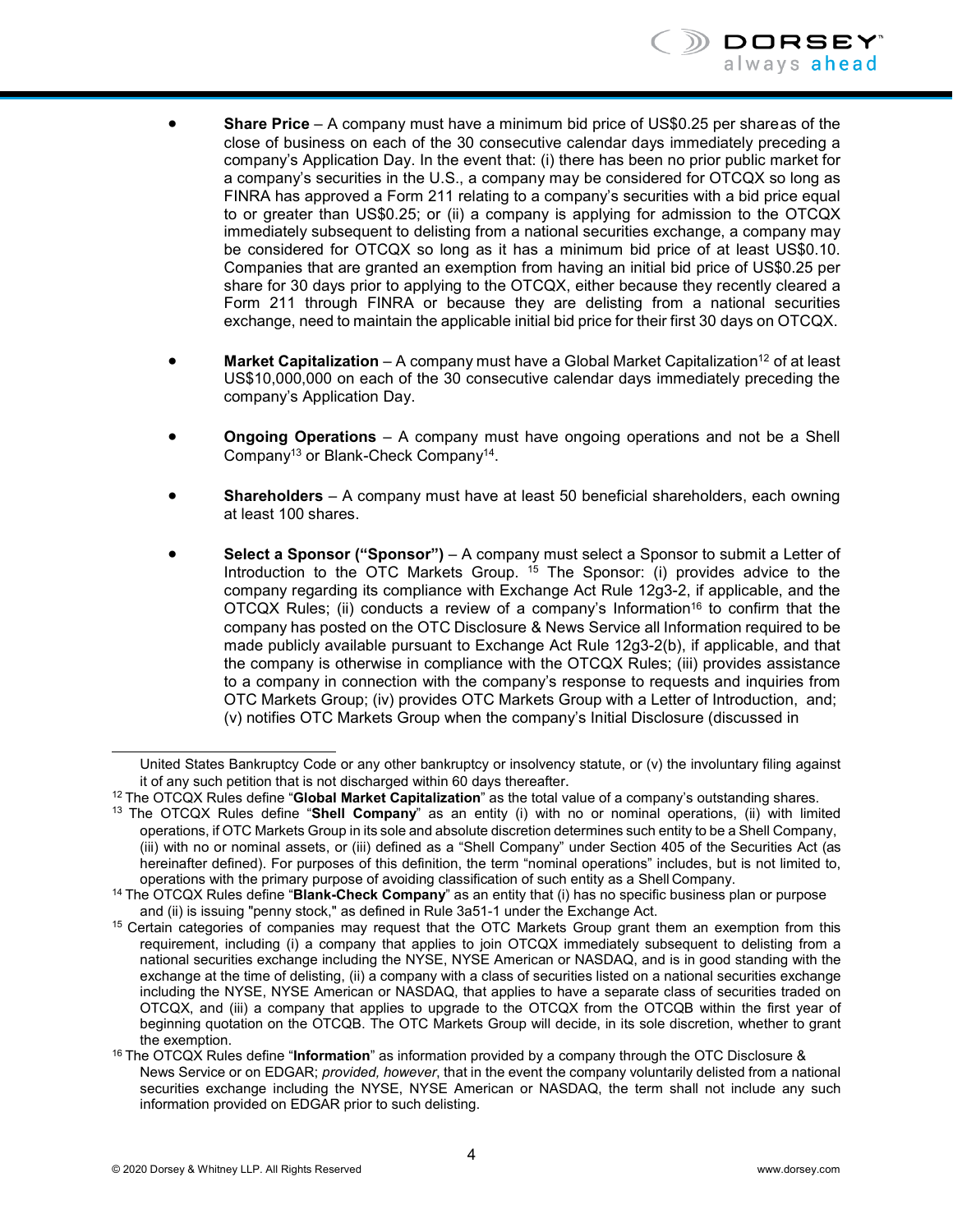- **Share Price** – A company must have a minimum bid price of US$0.25 per shareas of the close of business on each of the 30 consecutive calendar days immediately preceding a company's Application Day. In the event that: (i) there has been no prior public market for a company's securities in the U.S., a company may be considered for OTCQX so long as FINRA has approved a Form 211 relating to a company's securities with a bid price equal to or greater than US$0.25; or (ii) a company is applying for admission to the OTCQX immediately subsequent to delisting from a national securities exchange, a company may be considered for OTCQX so long as it has a minimum bid price of at least US$0.10. Companies that are granted an exemption from having an initial bid price of US$0.25 per share for 30 days prior to applying to the OTCQX, either because they recently cleared a Form 211 through FINRA or because they are delisting from a national securities exchange, need to maintain the applicable initial bid price for their first 30 days on OTCQX.

- **Market Capitalization** – A company must have a Global Market Capitalization[12] of at least US$10,000,000 on each of the 30 consecutive calendar days immediately preceding the company's Application Day.

- **Ongoing Operations** – A company must have ongoing operations and not be a Shell Company[13] or Blank-Check Company[14].

- **Shareholders** – A company must have at least 50 beneficial shareholders, each owning at least 100 shares.

- **Select a Sponsor ("Sponsor")** – A company must select a Sponsor to submit a Letter of Introduction to the OTC Markets Group. [15] The Sponsor: (i) provides advice to the company regarding its compliance with Exchange Act Rule 12g3-2, if applicable, and the OTCQX Rules; (ii) conducts a review of a company's Information[16] to confirm that the company has posted on the OTC Disclosure & News Service all Information required to be made publicly available pursuant to Exchange Act Rule 12g3-2(b), if applicable, and that the company is otherwise in compliance with the OTCQX Rules; (iii) provides assistance to a company in connection with the company's response to requests and inquiries from OTC Markets Group; (iv) provides OTC Markets Group with a Letter of Introduction, and; (v) notifies OTC Markets Group when the company's Initial Disclosure (discussed in

---

United States Bankruptcy Code or any other bankruptcy or insolvency statute, or (v) the involuntary filing against it of any such petition that is not discharged within 60 days thereafter.

[12] The OTCQX Rules define "**Global Market Capitalization**" as the total value of a company's outstanding shares.

[13] The OTCQX Rules define "**Shell Company**" as an entity (i) with no or nominal operations, (ii) with limited operations, if OTC Markets Group in its sole and absolute discretion determines such entity to be a Shell Company, (iii) with no or nominal assets, or (iii) defined as a "Shell Company" under Section 405 of the Securities Act (as hereinafter defined). For purposes of this definition, the term "nominal operations" includes, but is not limited to, operations with the primary purpose of avoiding classification of such entity as a Shell Company.

[14] The OTCQX Rules define "**Blank-Check Company**" as an entity that (i) has no specific business plan or purpose and (ii) is issuing "penny stock," as defined in Rule 3a51-1 under the Exchange Act.

[15] Certain categories of companies may request that the OTC Markets Group grant them an exemption from this requirement, including (i) a company that applies to join OTCQX immediately subsequent to delisting from a national securities exchange including the NYSE, NYSE American or NASDAQ, and is in good standing with the exchange at the time of delisting, (ii) a company with a class of securities listed on a national securities exchange including the NYSE, NYSE American or NASDAQ, that applies to have a separate class of securities traded on OTCQX, and (iii) a company that applies to upgrade to the OTCQX from the OTCQB within the first year of beginning quotation on the OTCQB. The OTC Markets Group will decide, in its sole discretion, whether to grant the exemption.

[16] The OTCQX Rules define "**Information**" as information provided by a company through the OTC Disclosure & News Service or on EDGAR; *provided, however*, that in the event the company voluntarily delisted from a national securities exchange including the NYSE, NYSE American or NASDAQ, the term shall not include any such information provided on EDGAR prior to such delisting.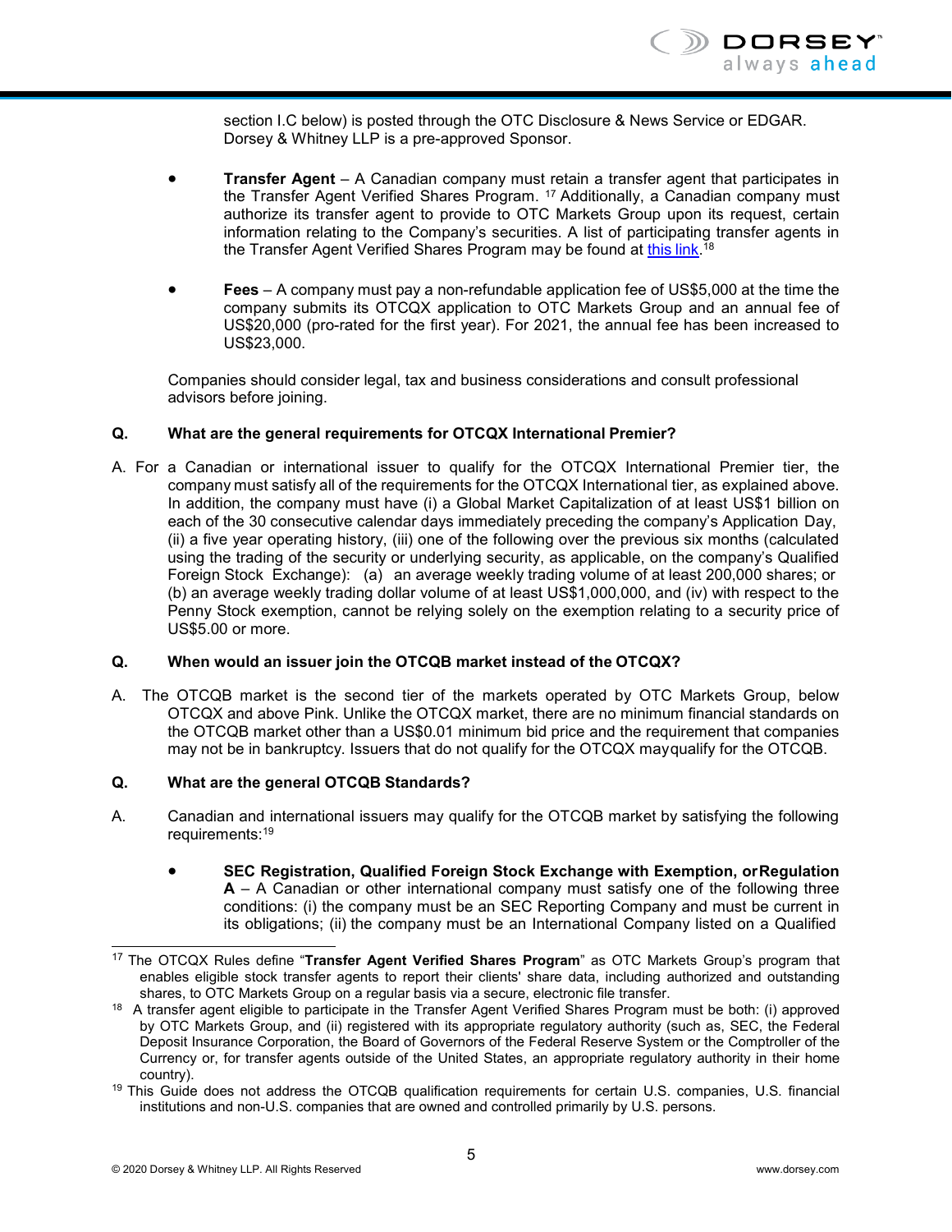section I.C below) is posted through the OTC Disclosure & News Service or EDGAR. Dorsey & Whitney LLP is a pre-approved Sponsor.

- **Transfer Agent** – A Canadian company must retain a transfer agent that participates in the Transfer Agent Verified Shares Program. [17] Additionally, a Canadian company must authorize its transfer agent to provide to OTC Markets Group upon its request, certain information relating to the Company's securities. A list of participating transfer agents in the Transfer Agent Verified Shares Program may be found at this link.[18]

- **Fees** – A company must pay a non-refundable application fee of US$5,000 at the time the company submits its OTCQX application to OTC Markets Group and an annual fee of US$20,000 (pro-rated for the first year). For 2021, the annual fee has been increased to US$23,000.

Companies should consider legal, tax and business considerations and consult professional advisors before joining.

**Q. What are the general requirements for OTCQX International Premier?**

A. For a Canadian or international issuer to qualify for the OTCQX International Premier tier, the company must satisfy all of the requirements for the OTCQX International tier, as explained above. In addition, the company must have (i) a Global Market Capitalization of at least US$1 billion on each of the 30 consecutive calendar days immediately preceding the company's Application Day, (ii) a five year operating history, (iii) one of the following over the previous six months (calculated using the trading of the security or underlying security, as applicable, on the company's Qualified Foreign Stock Exchange): (a) an average weekly trading volume of at least 200,000 shares; or (b) an average weekly trading dollar volume of at least US$1,000,000, and (iv) with respect to the Penny Stock exemption, cannot be relying solely on the exemption relating to a security price of US$5.00 or more.

**Q. When would an issuer join the OTCQB market instead of the OTCQX?**

A. The OTCQB market is the second tier of the markets operated by OTC Markets Group, below OTCQX and above Pink. Unlike the OTCQX market, there are no minimum financial standards on the OTCQB market other than a US$0.01 minimum bid price and the requirement that companies may not be in bankruptcy. Issuers that do not qualify for the OTCQX mayqualify for the OTCQB.

**Q. What are the general OTCQB Standards?**

A. Canadian and international issuers may qualify for the OTCQB market by satisfying the following requirements:[19]

- **SEC Registration, Qualified Foreign Stock Exchange with Exemption, orRegulation A** – A Canadian or other international company must satisfy one of the following three conditions: (i) the company must be an SEC Reporting Company and must be current in its obligations; (ii) the company must be an International Company listed on a Qualified

---

[17] The OTCQX Rules define "**Transfer Agent Verified Shares Program**" as OTC Markets Group's program that enables eligible stock transfer agents to report their clients' share data, including authorized and outstanding shares, to OTC Markets Group on a regular basis via a secure, electronic file transfer.

[18] A transfer agent eligible to participate in the Transfer Agent Verified Shares Program must be both: (i) approved by OTC Markets Group, and (ii) registered with its appropriate regulatory authority (such as, SEC, the Federal Deposit Insurance Corporation, the Board of Governors of the Federal Reserve System or the Comptroller of the Currency or, for transfer agents outside of the United States, an appropriate regulatory authority in their home country).

[19] This Guide does not address the OTCQB qualification requirements for certain U.S. companies, U.S. financial institutions and non-U.S. companies that are owned and controlled primarily by U.S. persons.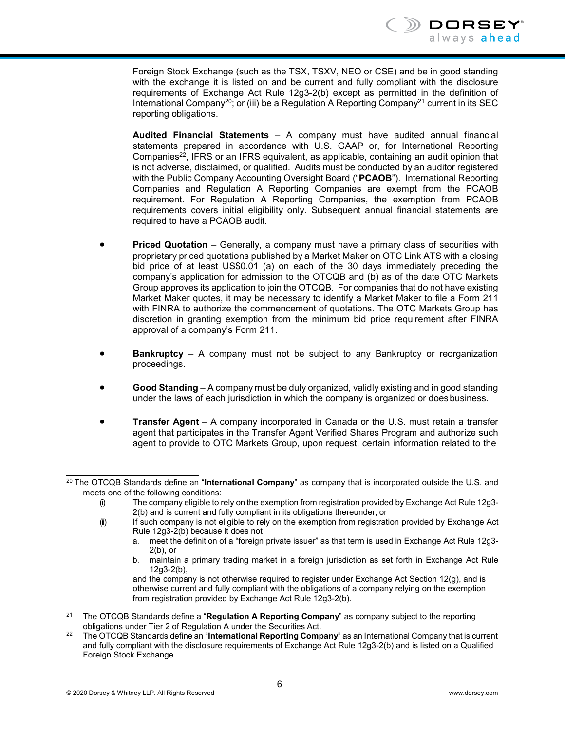Foreign Stock Exchange (such as the TSX, TSXV, NEO or CSE) and be in good standing with the exchange it is listed on and be current and fully compliant with the disclosure requirements of Exchange Act Rule 12g3-2(b) except as permitted in the definition of International Company[20]; or (iii) be a Regulation A Reporting Company[21] current in its SEC reporting obligations.

**Audited Financial Statements** – A company must have audited annual financial statements prepared in accordance with U.S. GAAP or, for International Reporting Companies[22], IFRS or an IFRS equivalent, as applicable, containing an audit opinion that is not adverse, disclaimed, or qualified. Audits must be conducted by an auditor registered with the Public Company Accounting Oversight Board ("**PCAOB**"). International Reporting Companies and Regulation A Reporting Companies are exempt from the PCAOB requirement. For Regulation A Reporting Companies, the exemption from PCAOB requirements covers initial eligibility only. Subsequent annual financial statements are required to have a PCAOB audit.

- **Priced Quotation** – Generally, a company must have a primary class of securities with proprietary priced quotations published by a Market Maker on OTC Link ATS with a closing bid price of at least US$0.01 (a) on each of the 30 days immediately preceding the company's application for admission to the OTCQB and (b) as of the date OTC Markets Group approves its application to join the OTCQB. For companies that do not have existing Market Maker quotes, it may be necessary to identify a Market Maker to file a Form 211 with FINRA to authorize the commencement of quotations. The OTC Markets Group has discretion in granting exemption from the minimum bid price requirement after FINRA approval of a company's Form 211.

- **Bankruptcy** – A company must not be subject to any Bankruptcy or reorganization proceedings.

- **Good Standing** – A company must be duly organized, validly existing and in good standing under the laws of each jurisdiction in which the company is organized or does business.

- **Transfer Agent** – A company incorporated in Canada or the U.S. must retain a transfer agent that participates in the Transfer Agent Verified Shares Program and authorize such agent to provide to OTC Markets Group, upon request, certain information related to the

---

[20] The OTCQB Standards define an "**International Company**" as company that is incorporated outside the U.S. and meets one of the following conditions:

(i) The company eligible to rely on the exemption from registration provided by Exchange Act Rule 12g3-2(b) and is current and fully compliant in its obligations thereunder, or

(ii) If such company is not eligible to rely on the exemption from registration provided by Exchange Act Rule 12g3-2(b) because it does not

a. meet the definition of a "foreign private issuer" as that term is used in Exchange Act Rule 12g3-2(b), or

b. maintain a primary trading market in a foreign jurisdiction as set forth in Exchange Act Rule 12g3-2(b),

and the company is not otherwise required to register under Exchange Act Section 12(g), and is otherwise current and fully compliant with the obligations of a company relying on the exemption from registration provided by Exchange Act Rule 12g3-2(b).

[21] The OTCQB Standards define a "**Regulation A Reporting Company**" as company subject to the reporting obligations under Tier 2 of Regulation A under the Securities Act.

[22] The OTCQB Standards define an "**International Reporting Company**" as an International Company that is current and fully compliant with the disclosure requirements of Exchange Act Rule 12g3-2(b) and is listed on a Qualified Foreign Stock Exchange.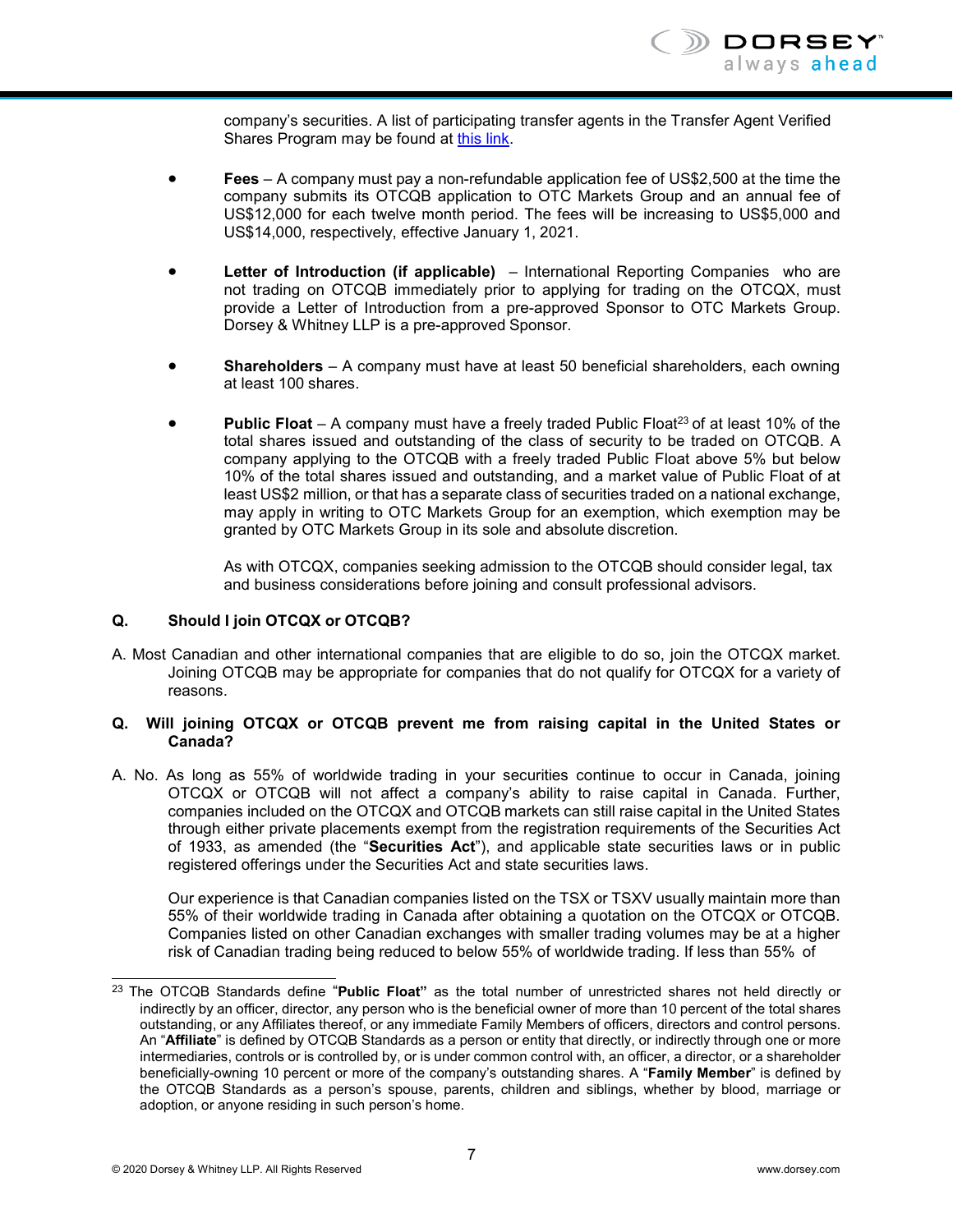company's securities. A list of participating transfer agents in the Transfer Agent Verified Shares Program may be found at [this link](#).

- **Fees** – A company must pay a non-refundable application fee of US$2,500 at the time the company submits its OTCQB application to OTC Markets Group and an annual fee of US$12,000 for each twelve month period. The fees will be increasing to US$5,000 and US$14,000, respectively, effective January 1, 2021.

- **Letter of Introduction (if applicable)** – International Reporting Companies who are not trading on OTCQB immediately prior to applying for trading on the OTCQX, must provide a Letter of Introduction from a pre-approved Sponsor to OTC Markets Group. Dorsey & Whitney LLP is a pre-approved Sponsor.

- **Shareholders** – A company must have at least 50 beneficial shareholders, each owning at least 100 shares.

- **Public Float** – A company must have a freely traded Public Float[23] of at least 10% of the total shares issued and outstanding of the class of security to be traded on OTCQB. A company applying to the OTCQB with a freely traded Public Float above 5% but below 10% of the total shares issued and outstanding, and a market value of Public Float of at least US$2 million, or that has a separate class of securities traded on a national exchange, may apply in writing to OTC Markets Group for an exemption, which exemption may be granted by OTC Markets Group in its sole and absolute discretion.

  As with OTCQX, companies seeking admission to the OTCQB should consider legal, tax and business considerations before joining and consult professional advisors.

**Q. Should I join OTCQX or OTCQB?**

A. Most Canadian and other international companies that are eligible to do so, join the OTCQX market. Joining OTCQB may be appropriate for companies that do not qualify for OTCQX for a variety of reasons.

**Q. Will joining OTCQX or OTCQB prevent me from raising capital in the United States or Canada?**

A. No. As long as 55% of worldwide trading in your securities continue to occur in Canada, joining OTCQX or OTCQB will not affect a company's ability to raise capital in Canada. Further, companies included on the OTCQX and OTCQB markets can still raise capital in the United States through either private placements exempt from the registration requirements of the Securities Act of 1933, as amended (the "**Securities Act**"), and applicable state securities laws or in public registered offerings under the Securities Act and state securities laws.

Our experience is that Canadian companies listed on the TSX or TSXV usually maintain more than 55% of their worldwide trading in Canada after obtaining a quotation on the OTCQX or OTCQB. Companies listed on other Canadian exchanges with smaller trading volumes may be at a higher risk of Canadian trading being reduced to below 55% of worldwide trading. If less than 55% of

---

[23] The OTCQB Standards define "**Public Float**" as the total number of unrestricted shares not held directly or indirectly by an officer, director, any person who is the beneficial owner of more than 10 percent of the total shares outstanding, or any Affiliates thereof, or any immediate Family Members of officers, directors and control persons. An "**Affiliate**" is defined by OTCQB Standards as a person or entity that directly, or indirectly through one or more intermediaries, controls or is controlled by, or is under common control with, an officer, a director, or a shareholder beneficially-owning 10 percent or more of the company's outstanding shares. A "**Family Member**" is defined by the OTCQB Standards as a person's spouse, parents, children and siblings, whether by blood, marriage or adoption, or anyone residing in such person's home.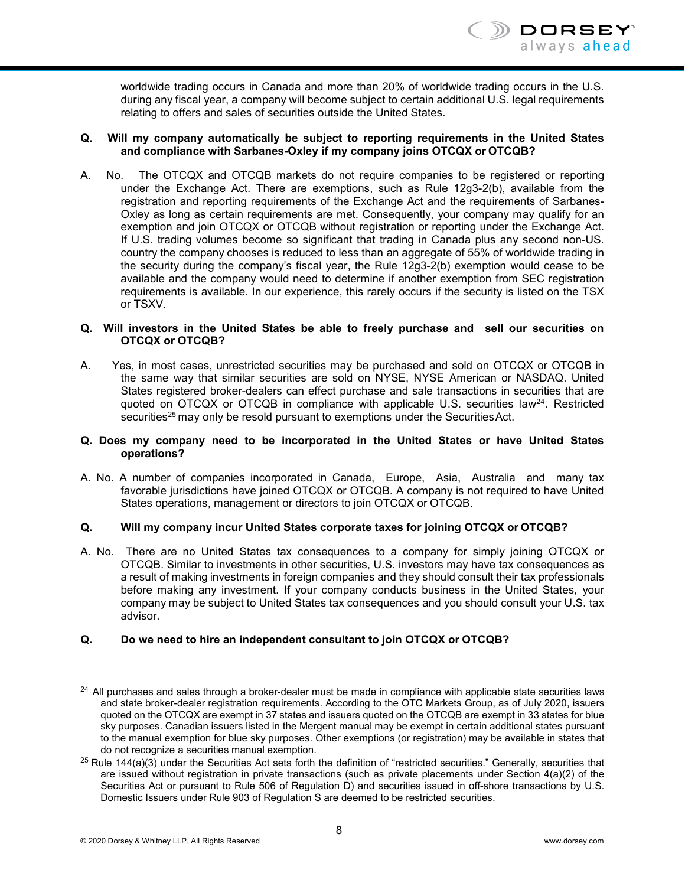worldwide trading occurs in Canada and more than 20% of worldwide trading occurs in the U.S. during any fiscal year, a company will become subject to certain additional U.S. legal requirements relating to offers and sales of securities outside the United States.

**Q. Will my company automatically be subject to reporting requirements in the United States and compliance with Sarbanes-Oxley if my company joins OTCQX or OTCQB?**

A. No. The OTCQX and OTCQB markets do not require companies to be registered or reporting under the Exchange Act. There are exemptions, such as Rule 12g3-2(b), available from the registration and reporting requirements of the Exchange Act and the requirements of Sarbanes-Oxley as long as certain requirements are met. Consequently, your company may qualify for an exemption and join OTCQX or OTCQB without registration or reporting under the Exchange Act. If U.S. trading volumes become so significant that trading in Canada plus any second non-US. country the company chooses is reduced to less than an aggregate of 55% of worldwide trading in the security during the company's fiscal year, the Rule 12g3-2(b) exemption would cease to be available and the company would need to determine if another exemption from SEC registration requirements is available. In our experience, this rarely occurs if the security is listed on the TSX or TSXV.

**Q. Will investors in the United States be able to freely purchase and sell our securities on OTCQX or OTCQB?**

A. Yes, in most cases, unrestricted securities may be purchased and sold on OTCQX or OTCQB in the same way that similar securities are sold on NYSE, NYSE American or NASDAQ. United States registered broker-dealers can effect purchase and sale transactions in securities that are quoted on OTCQX or OTCQB in compliance with applicable U.S. securities law[24]. Restricted securities[25] may only be resold pursuant to exemptions under the Securities Act.

**Q. Does my company need to be incorporated in the United States or have United States operations?**

A. No. A number of companies incorporated in Canada, Europe, Asia, Australia and many tax favorable jurisdictions have joined OTCQX or OTCQB. A company is not required to have United States operations, management or directors to join OTCQX or OTCQB.

**Q. Will my company incur United States corporate taxes for joining OTCQX or OTCQB?**

A. No. There are no United States tax consequences to a company for simply joining OTCQX or OTCQB. Similar to investments in other securities, U.S. investors may have tax consequences as a result of making investments in foreign companies and they should consult their tax professionals before making any investment. If your company conducts business in the United States, your company may be subject to United States tax consequences and you should consult your U.S. tax advisor.

**Q. Do we need to hire an independent consultant to join OTCQX or OTCQB?**

---

[24] All purchases and sales through a broker-dealer must be made in compliance with applicable state securities laws and state broker-dealer registration requirements. According to the OTC Markets Group, as of July 2020, issuers quoted on the OTCQX are exempt in 37 states and issuers quoted on the OTCQB are exempt in 33 states for blue sky purposes. Canadian issuers listed in the Mergent manual may be exempt in certain additional states pursuant to the manual exemption for blue sky purposes. Other exemptions (or registration) may be available in states that do not recognize a securities manual exemption.

[25] Rule 144(a)(3) under the Securities Act sets forth the definition of "restricted securities." Generally, securities that are issued without registration in private transactions (such as private placements under Section 4(a)(2) of the Securities Act or pursuant to Rule 506 of Regulation D) and securities issued in off-shore transactions by U.S. Domestic Issuers under Rule 903 of Regulation S are deemed to be restricted securities.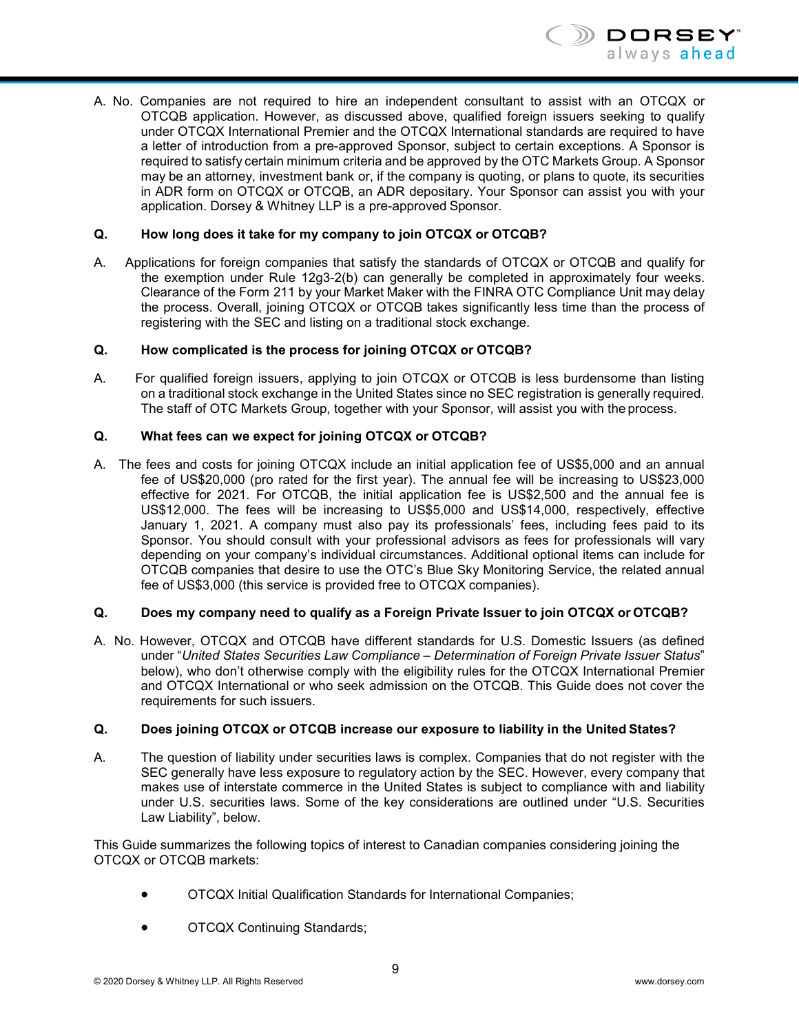A. No. Companies are not required to hire an independent consultant to assist with an OTCQX or OTCQB application. However, as discussed above, qualified foreign issuers seeking to qualify under OTCQX International Premier and the OTCQX International standards are required to have a letter of introduction from a pre-approved Sponsor, subject to certain exceptions. A Sponsor is required to satisfy certain minimum criteria and be approved by the OTC Markets Group. A Sponsor may be an attorney, investment bank or, if the company is quoting, or plans to quote, its securities in ADR form on OTCQX or OTCQB, an ADR depositary. Your Sponsor can assist you with your application. Dorsey & Whitney LLP is a pre-approved Sponsor.

**Q. How long does it take for my company to join OTCQX or OTCQB?**

A. Applications for foreign companies that satisfy the standards of OTCQX or OTCQB and qualify for the exemption under Rule 12g3-2(b) can generally be completed in approximately four weeks. Clearance of the Form 211 by your Market Maker with the FINRA OTC Compliance Unit may delay the process. Overall, joining OTCQX or OTCQB takes significantly less time than the process of registering with the SEC and listing on a traditional stock exchange.

**Q. How complicated is the process for joining OTCQX or OTCQB?**

A. For qualified foreign issuers, applying to join OTCQX or OTCQB is less burdensome than listing on a traditional stock exchange in the United States since no SEC registration is generally required. The staff of OTC Markets Group, together with your Sponsor, will assist you with the process.

**Q. What fees can we expect for joining OTCQX or OTCQB?**

A. The fees and costs for joining OTCQX include an initial application fee of US$5,000 and an annual fee of US$20,000 (pro rated for the first year). The annual fee will be increasing to US$23,000 effective for 2021. For OTCQB, the initial application fee is US$2,500 and the annual fee is US$12,000. The fees will be increasing to US$5,000 and US$14,000, respectively, effective January 1, 2021. A company must also pay its professionals' fees, including fees paid to its Sponsor. You should consult with your professional advisors as fees for professionals will vary depending on your company's individual circumstances. Additional optional items can include for OTCQB companies that desire to use the OTC's Blue Sky Monitoring Service, the related annual fee of US$3,000 (this service is provided free to OTCQX companies).

**Q. Does my company need to qualify as a Foreign Private Issuer to join OTCQX or OTCQB?**

A. No. However, OTCQX and OTCQB have different standards for U.S. Domestic Issuers (as defined under "*United States Securities Law Compliance – Determination of Foreign Private Issuer Status*" below), who don't otherwise comply with the eligibility rules for the OTCQX International Premier and OTCQX International or who seek admission on the OTCQB. This Guide does not cover the requirements for such issuers.

**Q. Does joining OTCQX or OTCQB increase our exposure to liability in the United States?**

A. The question of liability under securities laws is complex. Companies that do not register with the SEC generally have less exposure to regulatory action by the SEC. However, every company that makes use of interstate commerce in the United States is subject to compliance with and liability under U.S. securities laws. Some of the key considerations are outlined under "U.S. Securities Law Liability", below.

This Guide summarizes the following topics of interest to Canadian companies considering joining the OTCQX or OTCQB markets:

- OTCQX Initial Qualification Standards for International Companies;
- OTCQX Continuing Standards;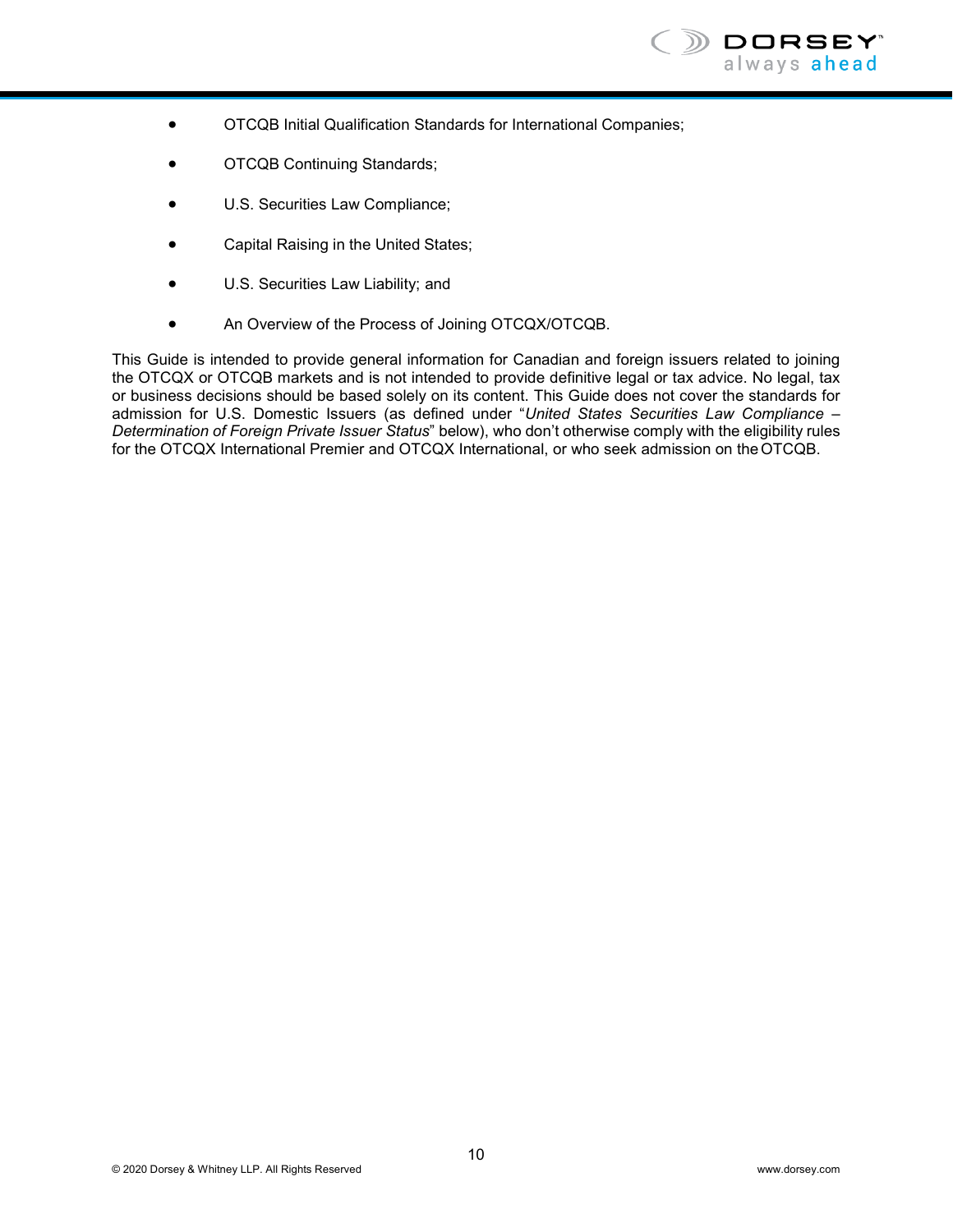- OTCQB Initial Qualification Standards for International Companies;
- OTCQB Continuing Standards;
- U.S. Securities Law Compliance;
- Capital Raising in the United States;
- U.S. Securities Law Liability; and
- An Overview of the Process of Joining OTCQX/OTCQB.

This Guide is intended to provide general information for Canadian and foreign issuers related to joining the OTCQX or OTCQB markets and is not intended to provide definitive legal or tax advice. No legal, tax or business decisions should be based solely on its content. This Guide does not cover the standards for admission for U.S. Domestic Issuers (as defined under "*United States Securities Law Compliance – Determination of Foreign Private Issuer Status*" below), who don't otherwise comply with the eligibility rules for the OTCQX International Premier and OTCQX International, or who seek admission on the OTCQB.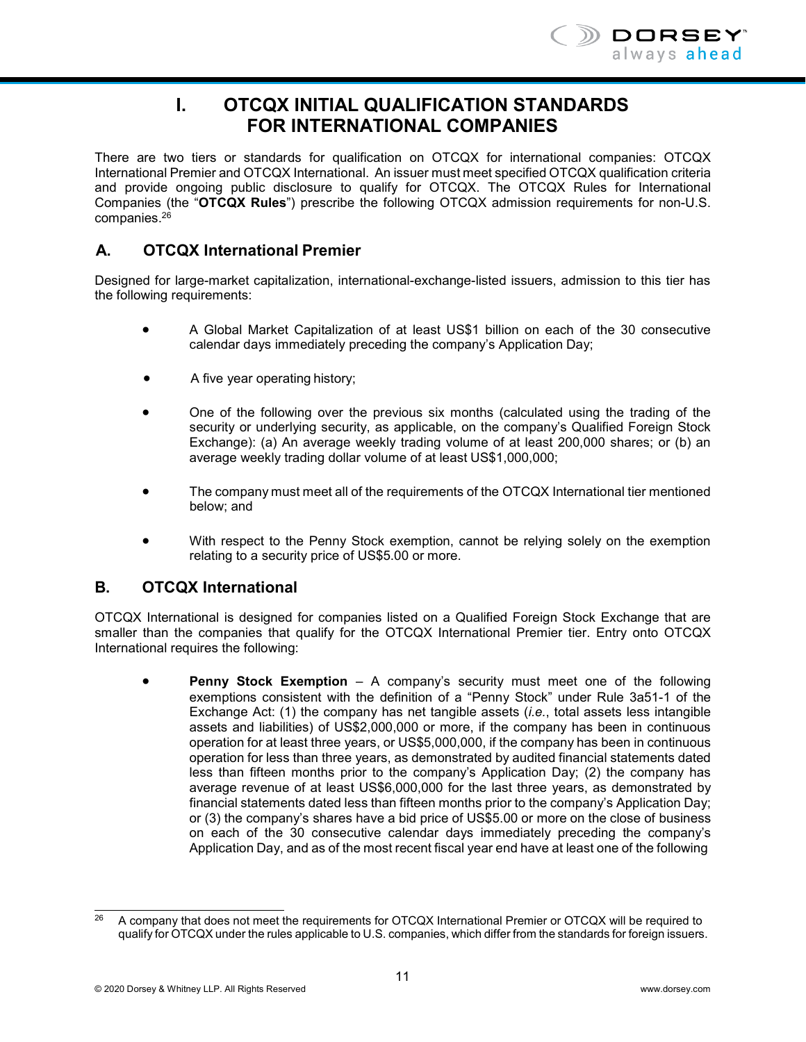# I. OTCQX INITIAL QUALIFICATION STANDARDS FOR INTERNATIONAL COMPANIES

There are two tiers or standards for qualification on OTCQX for international companies: OTCQX International Premier and OTCQX International. An issuer must meet specified OTCQX qualification criteria and provide ongoing public disclosure to qualify for OTCQX. The OTCQX Rules for International Companies (the "**OTCQX Rules**") prescribe the following OTCQX admission requirements for non-U.S. companies.[26]

## A. OTCQX International Premier

Designed for large-market capitalization, international-exchange-listed issuers, admission to this tier has the following requirements:

- A Global Market Capitalization of at least US$1 billion on each of the 30 consecutive calendar days immediately preceding the company's Application Day;
- A five year operating history;
- One of the following over the previous six months (calculated using the trading of the security or underlying security, as applicable, on the company's Qualified Foreign Stock Exchange): (a) An average weekly trading volume of at least 200,000 shares; or (b) an average weekly trading dollar volume of at least US$1,000,000;
- The company must meet all of the requirements of the OTCQX International tier mentioned below; and
- With respect to the Penny Stock exemption, cannot be relying solely on the exemption relating to a security price of US$5.00 or more.

## B. OTCQX International

OTCQX International is designed for companies listed on a Qualified Foreign Stock Exchange that are smaller than the companies that qualify for the OTCQX International Premier tier. Entry onto OTCQX International requires the following:

- **Penny Stock Exemption** – A company's security must meet one of the following exemptions consistent with the definition of a "Penny Stock" under Rule 3a51-1 of the Exchange Act: (1) the company has net tangible assets (*i.e.*, total assets less intangible assets and liabilities) of US$2,000,000 or more, if the company has been in continuous operation for at least three years, or US$5,000,000, if the company has been in continuous operation for less than three years, as demonstrated by audited financial statements dated less than fifteen months prior to the company's Application Day; (2) the company has average revenue of at least US$6,000,000 for the last three years, as demonstrated by financial statements dated less than fifteen months prior to the company's Application Day; or (3) the company's shares have a bid price of US$5.00 or more on the close of business on each of the 30 consecutive calendar days immediately preceding the company's Application Day, and as of the most recent fiscal year end have at least one of the following

---

[26] A company that does not meet the requirements for OTCQX International Premier or OTCQX will be required to qualify for OTCQX under the rules applicable to U.S. companies, which differ from the standards for foreign issuers.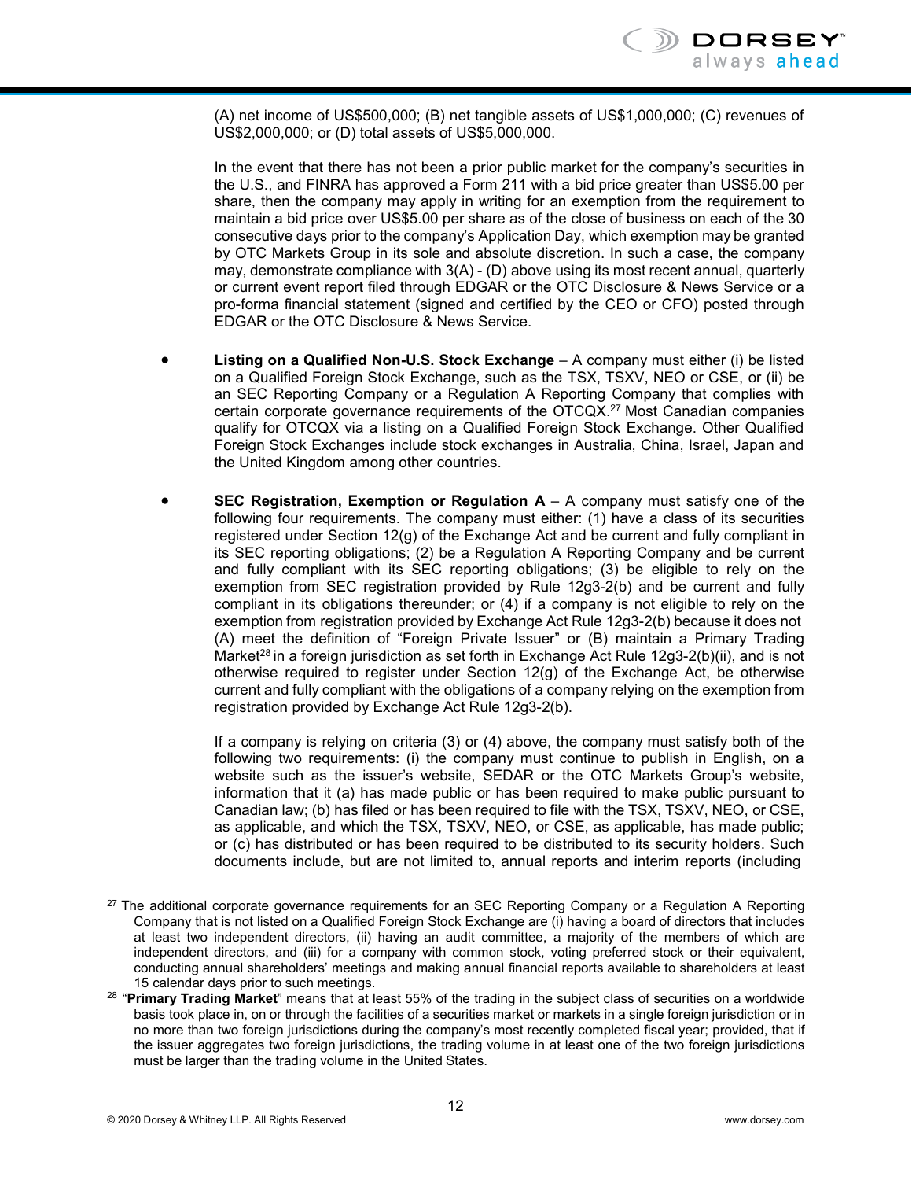(A) net income of US$500,000; (B) net tangible assets of US$1,000,000; (C) revenues of US$2,000,000; or (D) total assets of US$5,000,000.

In the event that there has not been a prior public market for the company's securities in the U.S., and FINRA has approved a Form 211 with a bid price greater than US$5.00 per share, then the company may apply in writing for an exemption from the requirement to maintain a bid price over US$5.00 per share as of the close of business on each of the 30 consecutive days prior to the company's Application Day, which exemption may be granted by OTC Markets Group in its sole and absolute discretion. In such a case, the company may, demonstrate compliance with 3(A) - (D) above using its most recent annual, quarterly or current event report filed through EDGAR or the OTC Disclosure & News Service or a pro-forma financial statement (signed and certified by the CEO or CFO) posted through EDGAR or the OTC Disclosure & News Service.

- **Listing on a Qualified Non-U.S. Stock Exchange** – A company must either (i) be listed on a Qualified Foreign Stock Exchange, such as the TSX, TSXV, NEO or CSE, or (ii) be an SEC Reporting Company or a Regulation A Reporting Company that complies with certain corporate governance requirements of the OTCQX.[27] Most Canadian companies qualify for OTCQX via a listing on a Qualified Foreign Stock Exchange. Other Qualified Foreign Stock Exchanges include stock exchanges in Australia, China, Israel, Japan and the United Kingdom among other countries.

- **SEC Registration, Exemption or Regulation A** – A company must satisfy one of the following four requirements. The company must either: (1) have a class of its securities registered under Section 12(g) of the Exchange Act and be current and fully compliant in its SEC reporting obligations; (2) be a Regulation A Reporting Company and be current and fully compliant with its SEC reporting obligations; (3) be eligible to rely on the exemption from SEC registration provided by Rule 12g3-2(b) and be current and fully compliant in its obligations thereunder; or (4) if a company is not eligible to rely on the exemption from registration provided by Exchange Act Rule 12g3-2(b) because it does not (A) meet the definition of "Foreign Private Issuer" or (B) maintain a Primary Trading Market[28] in a foreign jurisdiction as set forth in Exchange Act Rule 12g3-2(b)(ii), and is not otherwise required to register under Section 12(g) of the Exchange Act, be otherwise current and fully compliant with the obligations of a company relying on the exemption from registration provided by Exchange Act Rule 12g3-2(b).

  If a company is relying on criteria (3) or (4) above, the company must satisfy both of the following two requirements: (i) the company must continue to publish in English, on a website such as the issuer's website, SEDAR or the OTC Markets Group's website, information that it (a) has made public or has been required to make public pursuant to Canadian law; (b) has filed or has been required to file with the TSX, TSXV, NEO, or CSE, as applicable, and which the TSX, TSXV, NEO, or CSE, as applicable, has made public; or (c) has distributed or has been required to be distributed to its security holders. Such documents include, but are not limited to, annual reports and interim reports (including

---

[27] The additional corporate governance requirements for an SEC Reporting Company or a Regulation A Reporting Company that is not listed on a Qualified Foreign Stock Exchange are (i) having a board of directors that includes at least two independent directors, (ii) having an audit committee, a majority of the members of which are independent directors, and (iii) for a company with common stock, voting preferred stock or their equivalent, conducting annual shareholders' meetings and making annual financial reports available to shareholders at least 15 calendar days prior to such meetings.

[28] "**Primary Trading Market**" means that at least 55% of the trading in the subject class of securities on a worldwide basis took place in, on or through the facilities of a securities market or markets in a single foreign jurisdiction or in no more than two foreign jurisdictions during the company's most recently completed fiscal year; provided, that if the issuer aggregates two foreign jurisdictions, the trading volume in at least one of the two foreign jurisdictions must be larger than the trading volume in the United States.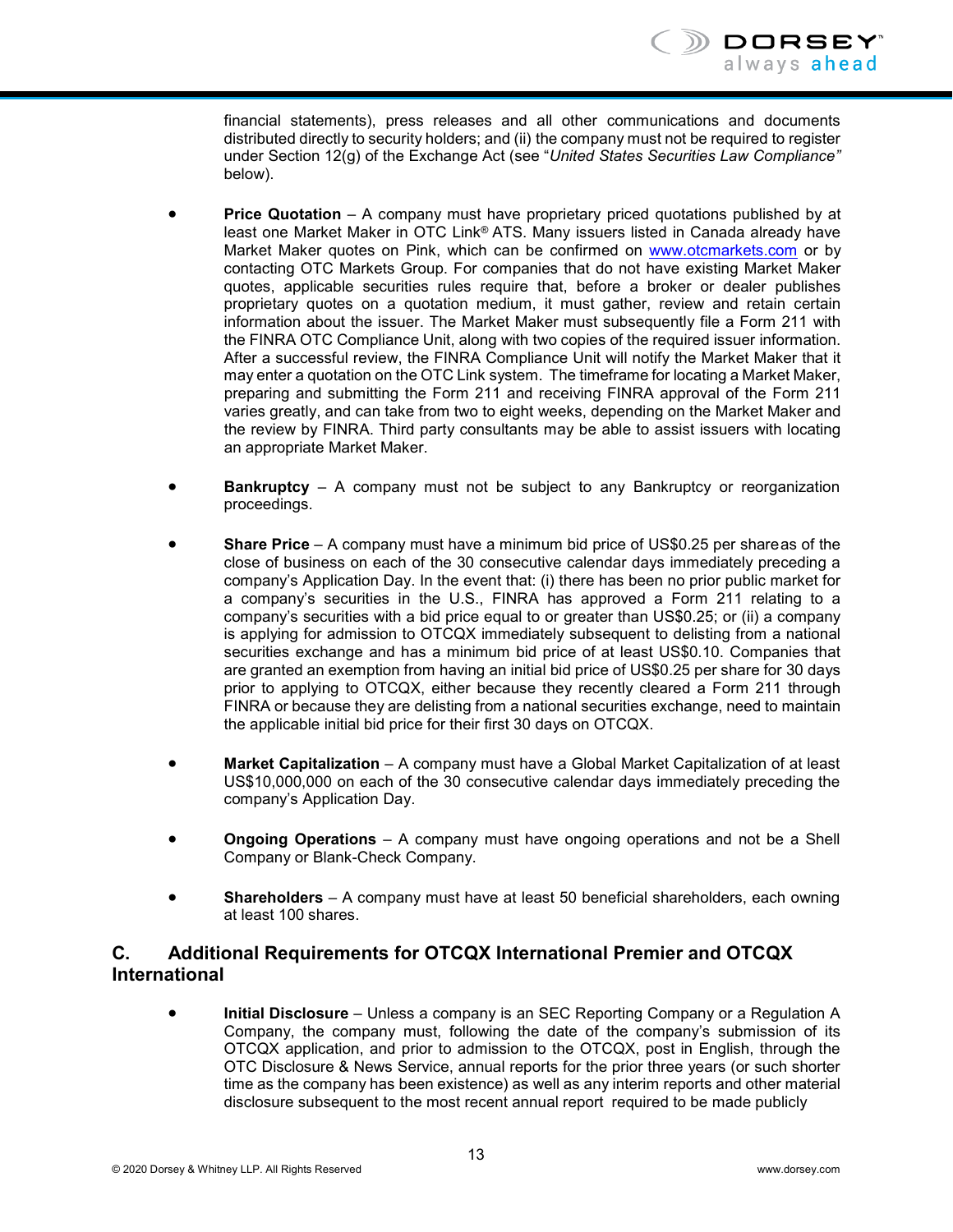financial statements), press releases and all other communications and documents distributed directly to security holders; and (ii) the company must not be required to register under Section 12(g) of the Exchange Act (see "*United States Securities Law Compliance"* below).

- **Price Quotation** – A company must have proprietary priced quotations published by at least one Market Maker in OTC Link® ATS. Many issuers listed in Canada already have Market Maker quotes on Pink, which can be confirmed on www.otcmarkets.com or by contacting OTC Markets Group. For companies that do not have existing Market Maker quotes, applicable securities rules require that, before a broker or dealer publishes proprietary quotes on a quotation medium, it must gather, review and retain certain information about the issuer. The Market Maker must subsequently file a Form 211 with the FINRA OTC Compliance Unit, along with two copies of the required issuer information. After a successful review, the FINRA Compliance Unit will notify the Market Maker that it may enter a quotation on the OTC Link system. The timeframe for locating a Market Maker, preparing and submitting the Form 211 and receiving FINRA approval of the Form 211 varies greatly, and can take from two to eight weeks, depending on the Market Maker and the review by FINRA. Third party consultants may be able to assist issuers with locating an appropriate Market Maker.

- **Bankruptcy** – A company must not be subject to any Bankruptcy or reorganization proceedings.

- **Share Price** – A company must have a minimum bid price of US$0.25 per shareas of the close of business on each of the 30 consecutive calendar days immediately preceding a company's Application Day. In the event that: (i) there has been no prior public market for a company's securities in the U.S., FINRA has approved a Form 211 relating to a company's securities with a bid price equal to or greater than US$0.25; or (ii) a company is applying for admission to OTCQX immediately subsequent to delisting from a national securities exchange and has a minimum bid price of at least US$0.10. Companies that are granted an exemption from having an initial bid price of US$0.25 per share for 30 days prior to applying to OTCQX, either because they recently cleared a Form 211 through FINRA or because they are delisting from a national securities exchange, need to maintain the applicable initial bid price for their first 30 days on OTCQX.

- **Market Capitalization** – A company must have a Global Market Capitalization of at least US$10,000,000 on each of the 30 consecutive calendar days immediately preceding the company's Application Day.

- **Ongoing Operations** – A company must have ongoing operations and not be a Shell Company or Blank-Check Company.

- **Shareholders** – A company must have at least 50 beneficial shareholders, each owning at least 100 shares.

## C. Additional Requirements for OTCQX International Premier and OTCQX International

- **Initial Disclosure** – Unless a company is an SEC Reporting Company or a Regulation A Company, the company must, following the date of the company's submission of its OTCQX application, and prior to admission to the OTCQX, post in English, through the OTC Disclosure & News Service, annual reports for the prior three years (or such shorter time as the company has been existence) as well as any interim reports and other material disclosure subsequent to the most recent annual report required to be made publicly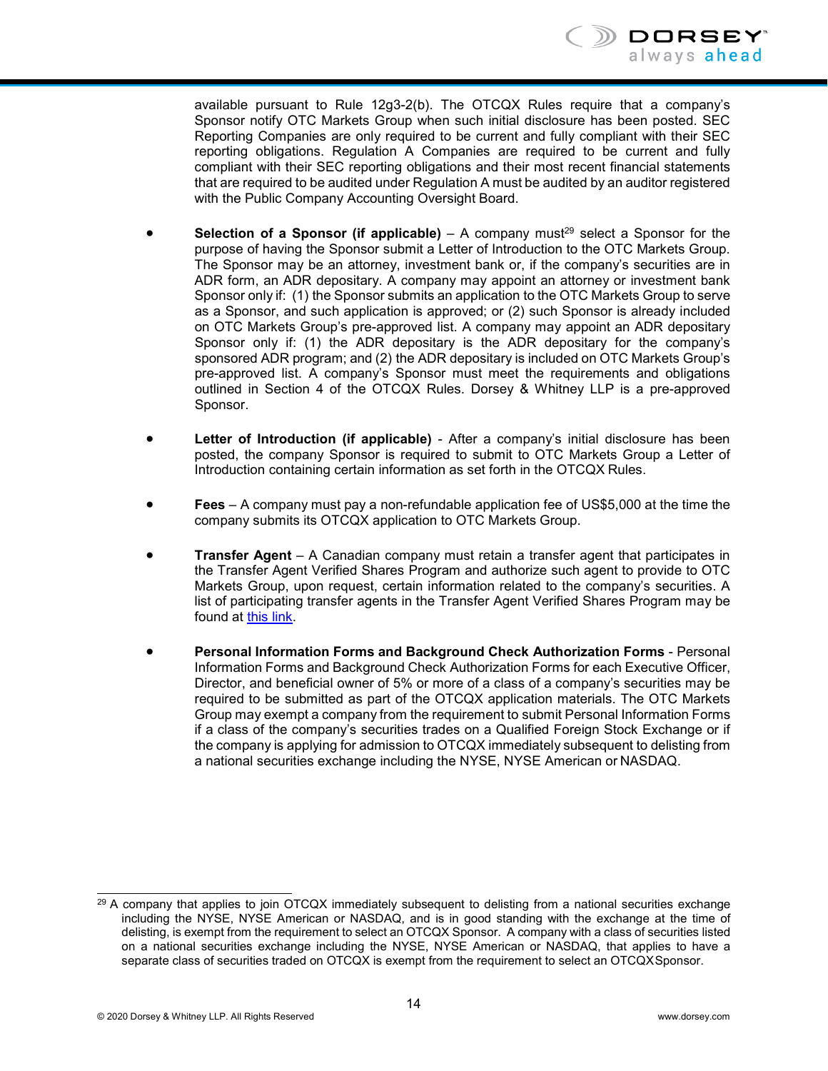available pursuant to Rule 12g3-2(b). The OTCQX Rules require that a company's Sponsor notify OTC Markets Group when such initial disclosure has been posted. SEC Reporting Companies are only required to be current and fully compliant with their SEC reporting obligations. Regulation A Companies are required to be current and fully compliant with their SEC reporting obligations and their most recent financial statements that are required to be audited under Regulation A must be audited by an auditor registered with the Public Company Accounting Oversight Board.

- **Selection of a Sponsor (if applicable)** – A company must[29] select a Sponsor for the purpose of having the Sponsor submit a Letter of Introduction to the OTC Markets Group. The Sponsor may be an attorney, investment bank or, if the company's securities are in ADR form, an ADR depositary. A company may appoint an attorney or investment bank Sponsor only if: (1) the Sponsor submits an application to the OTC Markets Group to serve as a Sponsor, and such application is approved; or (2) such Sponsor is already included on OTC Markets Group's pre-approved list. A company may appoint an ADR depositary Sponsor only if: (1) the ADR depositary is the ADR depositary for the company's sponsored ADR program; and (2) the ADR depositary is included on OTC Markets Group's pre-approved list. A company's Sponsor must meet the requirements and obligations outlined in Section 4 of the OTCQX Rules. Dorsey & Whitney LLP is a pre-approved Sponsor.

- **Letter of Introduction (if applicable)** - After a company's initial disclosure has been posted, the company Sponsor is required to submit to OTC Markets Group a Letter of Introduction containing certain information as set forth in the OTCQX Rules.

- **Fees** – A company must pay a non-refundable application fee of US$5,000 at the time the company submits its OTCQX application to OTC Markets Group.

- **Transfer Agent** – A Canadian company must retain a transfer agent that participates in the Transfer Agent Verified Shares Program and authorize such agent to provide to OTC Markets Group, upon request, certain information related to the company's securities. A list of participating transfer agents in the Transfer Agent Verified Shares Program may be found at this link.

- **Personal Information Forms and Background Check Authorization Forms** - Personal Information Forms and Background Check Authorization Forms for each Executive Officer, Director, and beneficial owner of 5% or more of a class of a company's securities may be required to be submitted as part of the OTCQX application materials. The OTC Markets Group may exempt a company from the requirement to submit Personal Information Forms if a class of the company's securities trades on a Qualified Foreign Stock Exchange or if the company is applying for admission to OTCQX immediately subsequent to delisting from a national securities exchange including the NYSE, NYSE American or NASDAQ.

---

[29] A company that applies to join OTCQX immediately subsequent to delisting from a national securities exchange including the NYSE, NYSE American or NASDAQ, and is in good standing with the exchange at the time of delisting, is exempt from the requirement to select an OTCQX Sponsor. A company with a class of securities listed on a national securities exchange including the NYSE, NYSE American or NASDAQ, that applies to have a separate class of securities traded on OTCQX is exempt from the requirement to select an OTCQX Sponsor.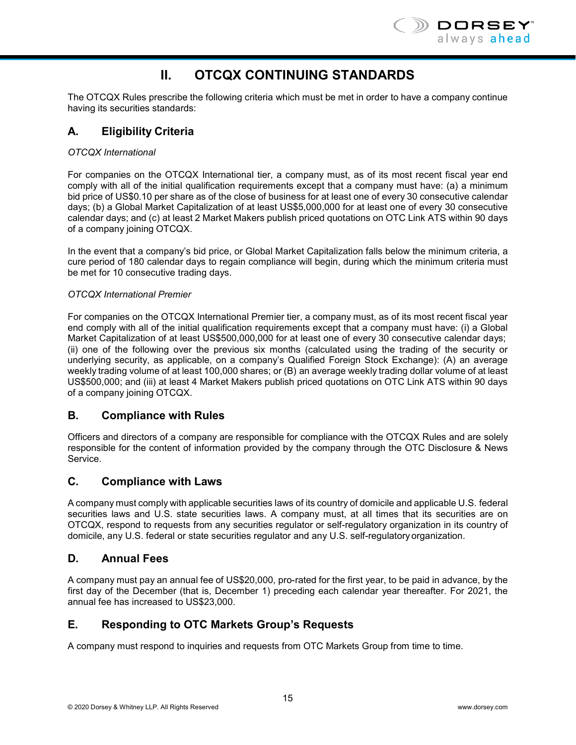# II. OTCQX CONTINUING STANDARDS

The OTCQX Rules prescribe the following criteria which must be met in order to have a company continue having its securities standards:

## A. Eligibility Criteria

*OTCQX International*

For companies on the OTCQX International tier, a company must, as of its most recent fiscal year end comply with all of the initial qualification requirements except that a company must have: (a) a minimum bid price of US$0.10 per share as of the close of business for at least one of every 30 consecutive calendar days; (b) a Global Market Capitalization of at least US$5,000,000 for at least one of every 30 consecutive calendar days; and (c) at least 2 Market Makers publish priced quotations on OTC Link ATS within 90 days of a company joining OTCQX.

In the event that a company's bid price, or Global Market Capitalization falls below the minimum criteria, a cure period of 180 calendar days to regain compliance will begin, during which the minimum criteria must be met for 10 consecutive trading days.

*OTCQX International Premier*

For companies on the OTCQX International Premier tier, a company must, as of its most recent fiscal year end comply with all of the initial qualification requirements except that a company must have: (i) a Global Market Capitalization of at least US$500,000,000 for at least one of every 30 consecutive calendar days; (ii) one of the following over the previous six months (calculated using the trading of the security or underlying security, as applicable, on a company's Qualified Foreign Stock Exchange): (A) an average weekly trading volume of at least 100,000 shares; or (B) an average weekly trading dollar volume of at least US$500,000; and (iii) at least 4 Market Makers publish priced quotations on OTC Link ATS within 90 days of a company joining OTCQX.

## B. Compliance with Rules

Officers and directors of a company are responsible for compliance with the OTCQX Rules and are solely responsible for the content of information provided by the company through the OTC Disclosure & News Service.

## C. Compliance with Laws

A company must comply with applicable securities laws of its country of domicile and applicable U.S. federal securities laws and U.S. state securities laws. A company must, at all times that its securities are on OTCQX, respond to requests from any securities regulator or self-regulatory organization in its country of domicile, any U.S. federal or state securities regulator and any U.S. self-regulatory organization.

## D. Annual Fees

A company must pay an annual fee of US$20,000, pro-rated for the first year, to be paid in advance, by the first day of the December (that is, December 1) preceding each calendar year thereafter. For 2021, the annual fee has increased to US$23,000.

## E. Responding to OTC Markets Group's Requests

A company must respond to inquiries and requests from OTC Markets Group from time to time.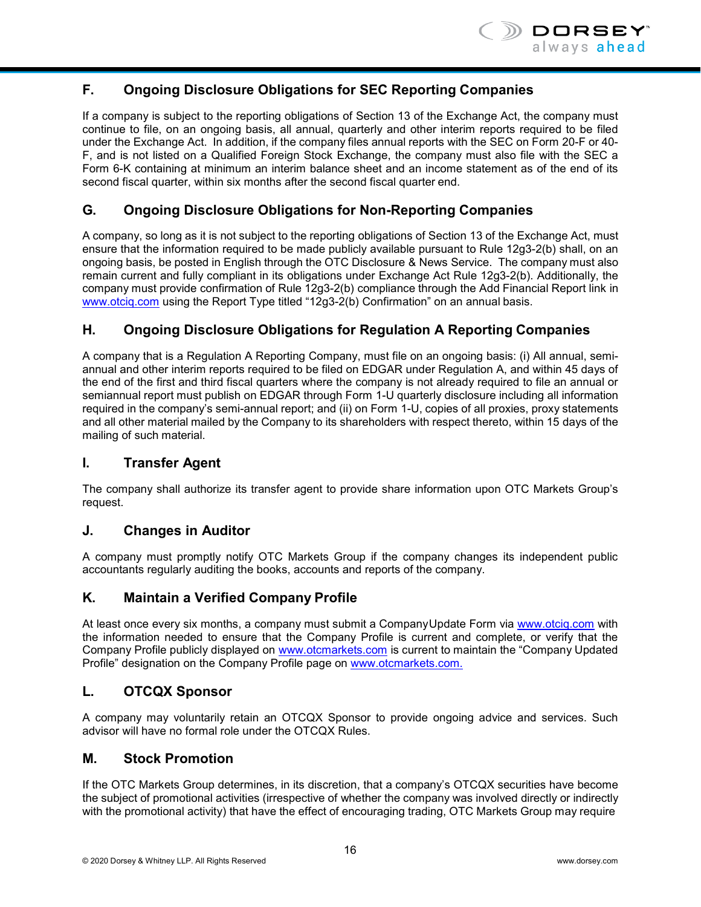## F. Ongoing Disclosure Obligations for SEC Reporting Companies

If a company is subject to the reporting obligations of Section 13 of the Exchange Act, the company must continue to file, on an ongoing basis, all annual, quarterly and other interim reports required to be filed under the Exchange Act. In addition, if the company files annual reports with the SEC on Form 20-F or 40-F, and is not listed on a Qualified Foreign Stock Exchange, the company must also file with the SEC a Form 6-K containing at minimum an interim balance sheet and an income statement as of the end of its second fiscal quarter, within six months after the second fiscal quarter end.

## G. Ongoing Disclosure Obligations for Non-Reporting Companies

A company, so long as it is not subject to the reporting obligations of Section 13 of the Exchange Act, must ensure that the information required to be made publicly available pursuant to Rule 12g3-2(b) shall, on an ongoing basis, be posted in English through the OTC Disclosure & News Service. The company must also remain current and fully compliant in its obligations under Exchange Act Rule 12g3-2(b). Additionally, the company must provide confirmation of Rule 12g3-2(b) compliance through the Add Financial Report link in www.otciq.com using the Report Type titled "12g3-2(b) Confirmation" on an annual basis.

## H. Ongoing Disclosure Obligations for Regulation A Reporting Companies

A company that is a Regulation A Reporting Company, must file on an ongoing basis: (i) All annual, semi-annual and other interim reports required to be filed on EDGAR under Regulation A, and within 45 days of the end of the first and third fiscal quarters where the company is not already required to file an annual or semiannual report must publish on EDGAR through Form 1-U quarterly disclosure including all information required in the company's semi-annual report; and (ii) on Form 1-U, copies of all proxies, proxy statements and all other material mailed by the Company to its shareholders with respect thereto, within 15 days of the mailing of such material.

## I. Transfer Agent

The company shall authorize its transfer agent to provide share information upon OTC Markets Group's request.

## J. Changes in Auditor

A company must promptly notify OTC Markets Group if the company changes its independent public accountants regularly auditing the books, accounts and reports of the company.

## K. Maintain a Verified Company Profile

At least once every six months, a company must submit a CompanyUpdate Form via www.otciq.com with the information needed to ensure that the Company Profile is current and complete, or verify that the Company Profile publicly displayed on www.otcmarkets.com is current to maintain the "Company Updated Profile" designation on the Company Profile page on www.otcmarkets.com.

## L. OTCQX Sponsor

A company may voluntarily retain an OTCQX Sponsor to provide ongoing advice and services. Such advisor will have no formal role under the OTCQX Rules.

## M. Stock Promotion

If the OTC Markets Group determines, in its discretion, that a company's OTCQX securities have become the subject of promotional activities (irrespective of whether the company was involved directly or indirectly with the promotional activity) that have the effect of encouraging trading, OTC Markets Group may require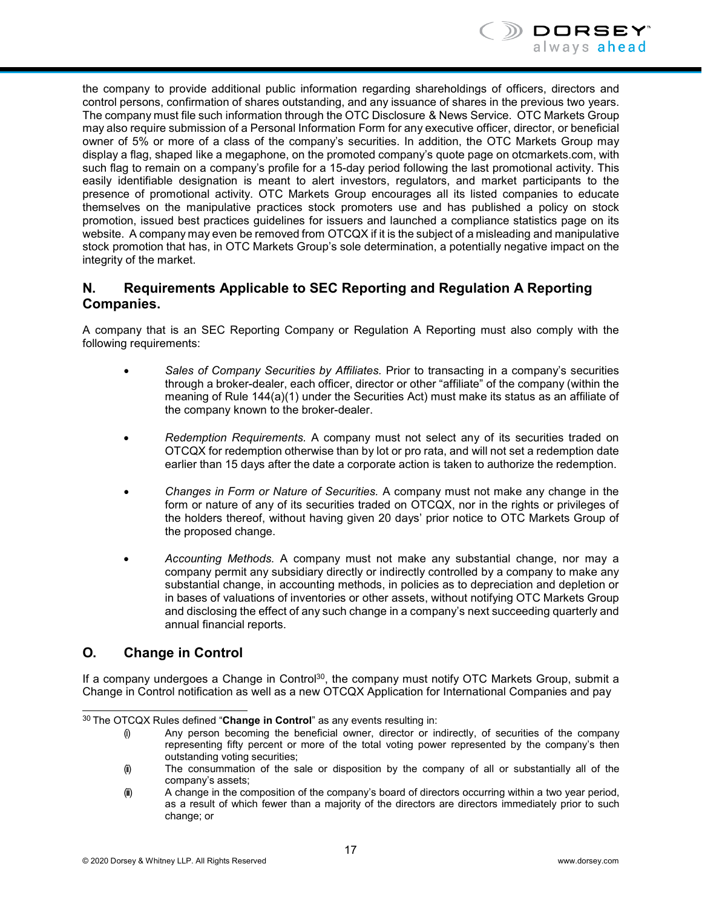the company to provide additional public information regarding shareholdings of officers, directors and control persons, confirmation of shares outstanding, and any issuance of shares in the previous two years. The company must file such information through the OTC Disclosure & News Service. OTC Markets Group may also require submission of a Personal Information Form for any executive officer, director, or beneficial owner of 5% or more of a class of the company's securities. In addition, the OTC Markets Group may display a flag, shaped like a megaphone, on the promoted company's quote page on otcmarkets.com, with such flag to remain on a company's profile for a 15-day period following the last promotional activity. This easily identifiable designation is meant to alert investors, regulators, and market participants to the presence of promotional activity. OTC Markets Group encourages all its listed companies to educate themselves on the manipulative practices stock promoters use and has published a policy on stock promotion, issued best practices guidelines for issuers and launched a compliance statistics page on its website. A company may even be removed from OTCQX if it is the subject of a misleading and manipulative stock promotion that has, in OTC Markets Group's sole determination, a potentially negative impact on the integrity of the market.

## N. Requirements Applicable to SEC Reporting and Regulation A Reporting Companies.

A company that is an SEC Reporting Company or Regulation A Reporting must also comply with the following requirements:

- *Sales of Company Securities by Affiliates.* Prior to transacting in a company's securities through a broker-dealer, each officer, director or other "affiliate" of the company (within the meaning of Rule 144(a)(1) under the Securities Act) must make its status as an affiliate of the company known to the broker-dealer.

- *Redemption Requirements.* A company must not select any of its securities traded on OTCQX for redemption otherwise than by lot or pro rata, and will not set a redemption date earlier than 15 days after the date a corporate action is taken to authorize the redemption.

- *Changes in Form or Nature of Securities.* A company must not make any change in the form or nature of any of its securities traded on OTCQX, nor in the rights or privileges of the holders thereof, without having given 20 days' prior notice to OTC Markets Group of the proposed change.

- *Accounting Methods.* A company must not make any substantial change, nor may a company permit any subsidiary directly or indirectly controlled by a company to make any substantial change, in accounting methods, in policies as to depreciation and depletion or in bases of valuations of inventories or other assets, without notifying OTC Markets Group and disclosing the effect of any such change in a company's next succeeding quarterly and annual financial reports.

## O. Change in Control

If a company undergoes a Change in Control[30], the company must notify OTC Markets Group, submit a Change in Control notification as well as a new OTCQX Application for International Companies and pay

---

[30] The OTCQX Rules defined "**Change in Control**" as any events resulting in:

(i) Any person becoming the beneficial owner, director or indirectly, of securities of the company representing fifty percent or more of the total voting power represented by the company's then outstanding voting securities;

(ii) The consummation of the sale or disposition by the company of all or substantially all of the company's assets;

(iii) A change in the composition of the company's board of directors occurring within a two year period, as a result of which fewer than a majority of the directors are directors immediately prior to such change; or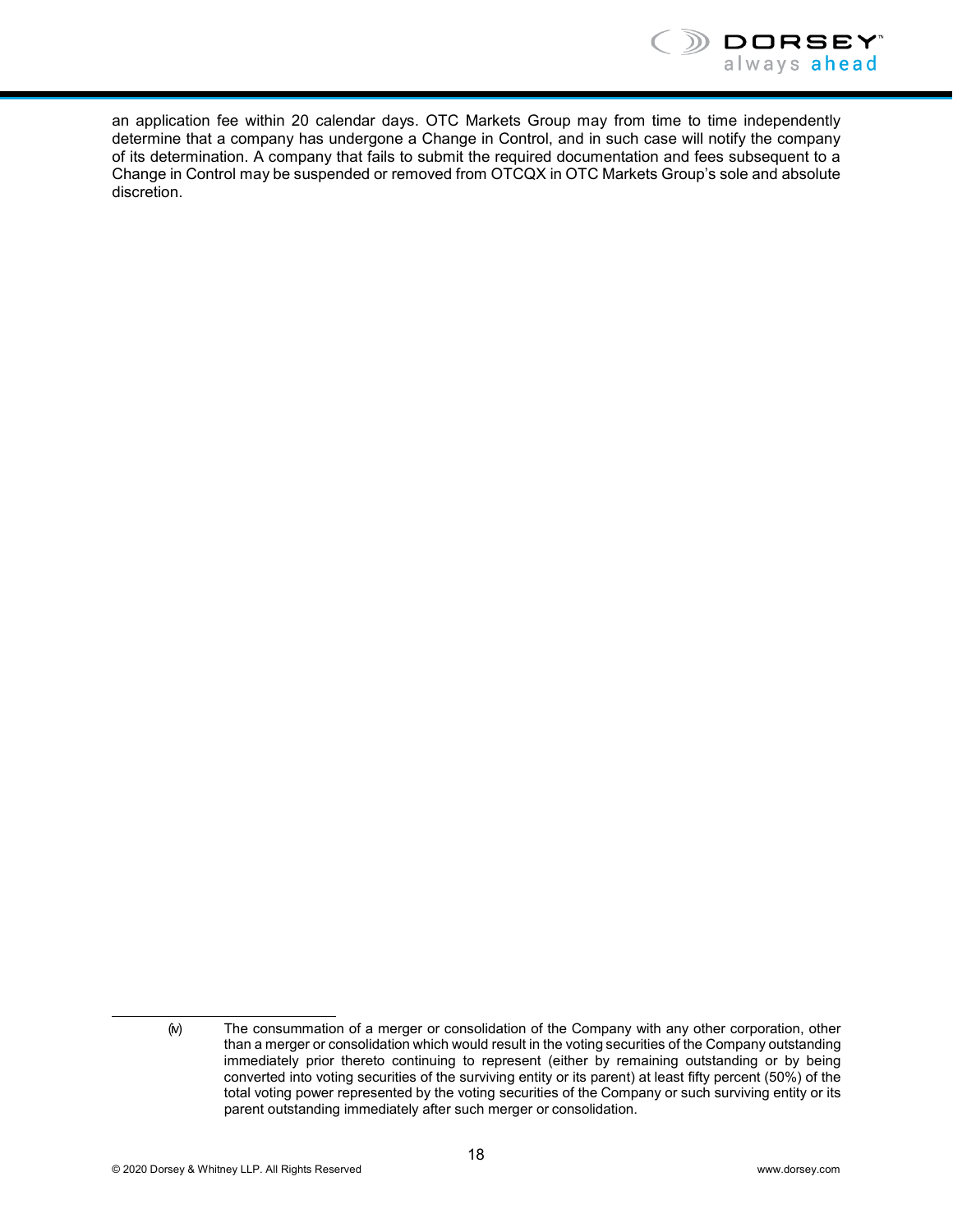an application fee within 20 calendar days. OTC Markets Group may from time to time independently determine that a company has undergone a Change in Control, and in such case will notify the company of its determination. A company that fails to submit the required documentation and fees subsequent to a Change in Control may be suspended or removed from OTCQX in OTC Markets Group's sole and absolute discretion.

---

(iv) The consummation of a merger or consolidation of the Company with any other corporation, other than a merger or consolidation which would result in the voting securities of the Company outstanding immediately prior thereto continuing to represent (either by remaining outstanding or by being converted into voting securities of the surviving entity or its parent) at least fifty percent (50%) of the total voting power represented by the voting securities of the Company or such surviving entity or its parent outstanding immediately after such merger or consolidation.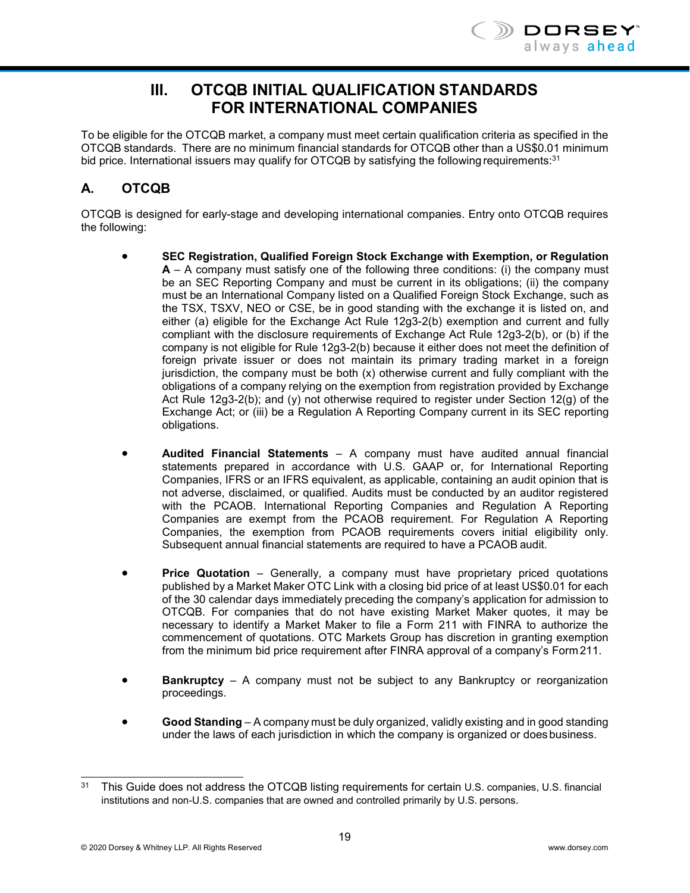# III. OTCQB INITIAL QUALIFICATION STANDARDS FOR INTERNATIONAL COMPANIES

To be eligible for the OTCQB market, a company must meet certain qualification criteria as specified in the OTCQB standards. There are no minimum financial standards for OTCQB other than a US$0.01 minimum bid price. International issuers may qualify for OTCQB by satisfying the following requirements:[31]

## A. OTCQB

OTCQB is designed for early-stage and developing international companies. Entry onto OTCQB requires the following:

- **SEC Registration, Qualified Foreign Stock Exchange with Exemption, or Regulation A** – A company must satisfy one of the following three conditions: (i) the company must be an SEC Reporting Company and must be current in its obligations; (ii) the company must be an International Company listed on a Qualified Foreign Stock Exchange, such as the TSX, TSXV, NEO or CSE, be in good standing with the exchange it is listed on, and either (a) eligible for the Exchange Act Rule 12g3-2(b) exemption and current and fully compliant with the disclosure requirements of Exchange Act Rule 12g3-2(b), or (b) if the company is not eligible for Rule 12g3-2(b) because it either does not meet the definition of foreign private issuer or does not maintain its primary trading market in a foreign jurisdiction, the company must be both (x) otherwise current and fully compliant with the obligations of a company relying on the exemption from registration provided by Exchange Act Rule 12g3-2(b); and (y) not otherwise required to register under Section 12(g) of the Exchange Act; or (iii) be a Regulation A Reporting Company current in its SEC reporting obligations.

- **Audited Financial Statements** – A company must have audited annual financial statements prepared in accordance with U.S. GAAP or, for International Reporting Companies, IFRS or an IFRS equivalent, as applicable, containing an audit opinion that is not adverse, disclaimed, or qualified. Audits must be conducted by an auditor registered with the PCAOB. International Reporting Companies and Regulation A Reporting Companies are exempt from the PCAOB requirement. For Regulation A Reporting Companies, the exemption from PCAOB requirements covers initial eligibility only. Subsequent annual financial statements are required to have a PCAOB audit.

- **Price Quotation** – Generally, a company must have proprietary priced quotations published by a Market Maker OTC Link with a closing bid price of at least US$0.01 for each of the 30 calendar days immediately preceding the company's application for admission to OTCQB. For companies that do not have existing Market Maker quotes, it may be necessary to identify a Market Maker to file a Form 211 with FINRA to authorize the commencement of quotations. OTC Markets Group has discretion in granting exemption from the minimum bid price requirement after FINRA approval of a company's Form 211.

- **Bankruptcy** – A company must not be subject to any Bankruptcy or reorganization proceedings.

- **Good Standing** – A company must be duly organized, validly existing and in good standing under the laws of each jurisdiction in which the company is organized or does business.

---

[31] This Guide does not address the OTCQB listing requirements for certain U.S. companies, U.S. financial institutions and non-U.S. companies that are owned and controlled primarily by U.S. persons.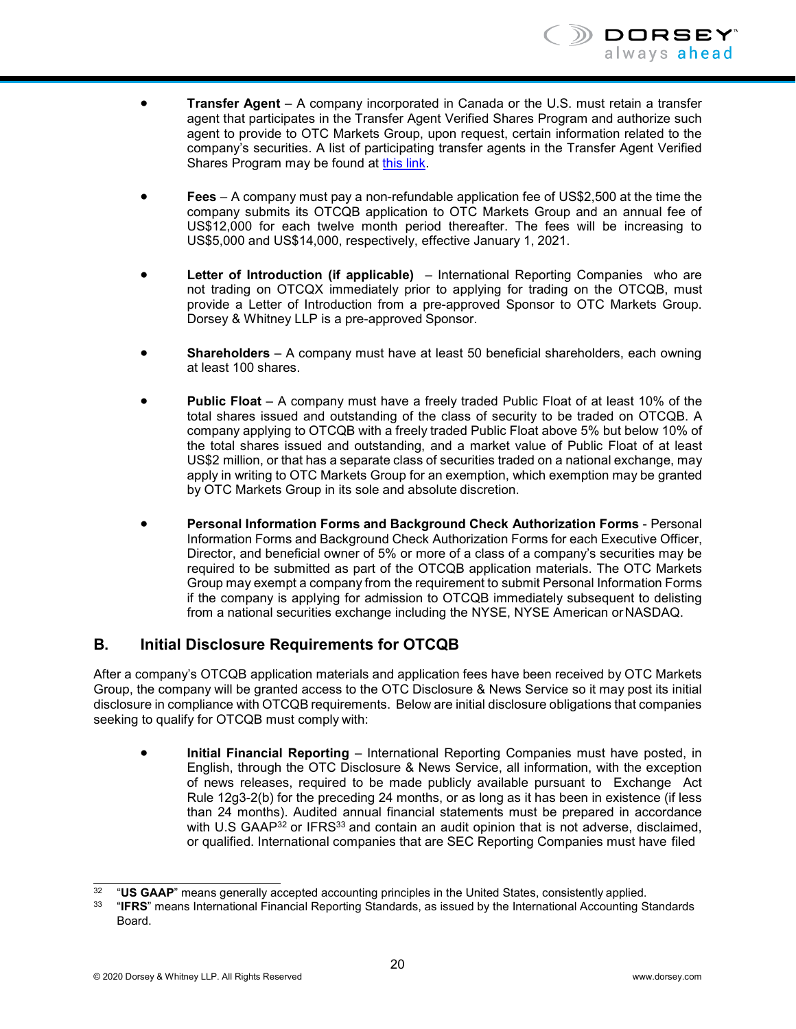- **Transfer Agent** – A company incorporated in Canada or the U.S. must retain a transfer agent that participates in the Transfer Agent Verified Shares Program and authorize such agent to provide to OTC Markets Group, upon request, certain information related to the company's securities. A list of participating transfer agents in the Transfer Agent Verified Shares Program may be found at this link.

- **Fees** – A company must pay a non-refundable application fee of US$2,500 at the time the company submits its OTCQB application to OTC Markets Group and an annual fee of US$12,000 for each twelve month period thereafter. The fees will be increasing to US$5,000 and US$14,000, respectively, effective January 1, 2021.

- **Letter of Introduction (if applicable)** – International Reporting Companies who are not trading on OTCQX immediately prior to applying for trading on the OTCQB, must provide a Letter of Introduction from a pre-approved Sponsor to OTC Markets Group. Dorsey & Whitney LLP is a pre-approved Sponsor.

- **Shareholders** – A company must have at least 50 beneficial shareholders, each owning at least 100 shares.

- **Public Float** – A company must have a freely traded Public Float of at least 10% of the total shares issued and outstanding of the class of security to be traded on OTCQB. A company applying to OTCQB with a freely traded Public Float above 5% but below 10% of the total shares issued and outstanding, and a market value of Public Float of at least US$2 million, or that has a separate class of securities traded on a national exchange, may apply in writing to OTC Markets Group for an exemption, which exemption may be granted by OTC Markets Group in its sole and absolute discretion.

- **Personal Information Forms and Background Check Authorization Forms** - Personal Information Forms and Background Check Authorization Forms for each Executive Officer, Director, and beneficial owner of 5% or more of a class of a company's securities may be required to be submitted as part of the OTCQB application materials. The OTC Markets Group may exempt a company from the requirement to submit Personal Information Forms if the company is applying for admission to OTCQB immediately subsequent to delisting from a national securities exchange including the NYSE, NYSE American or NASDAQ.

## B. Initial Disclosure Requirements for OTCQB

After a company's OTCQB application materials and application fees have been received by OTC Markets Group, the company will be granted access to the OTC Disclosure & News Service so it may post its initial disclosure in compliance with OTCQB requirements. Below are initial disclosure obligations that companies seeking to qualify for OTCQB must comply with:

- **Initial Financial Reporting** – International Reporting Companies must have posted, in English, through the OTC Disclosure & News Service, all information, with the exception of news releases, required to be made publicly available pursuant to Exchange Act Rule 12g3-2(b) for the preceding 24 months, or as long as it has been in existence (if less than 24 months). Audited annual financial statements must be prepared in accordance with U.S GAAP[32] or IFRS[33] and contain an audit opinion that is not adverse, disclaimed, or qualified. International companies that are SEC Reporting Companies must have filed

---

[32] "**US GAAP**" means generally accepted accounting principles in the United States, consistently applied.

[33] "**IFRS**" means International Financial Reporting Standards, as issued by the International Accounting Standards Board.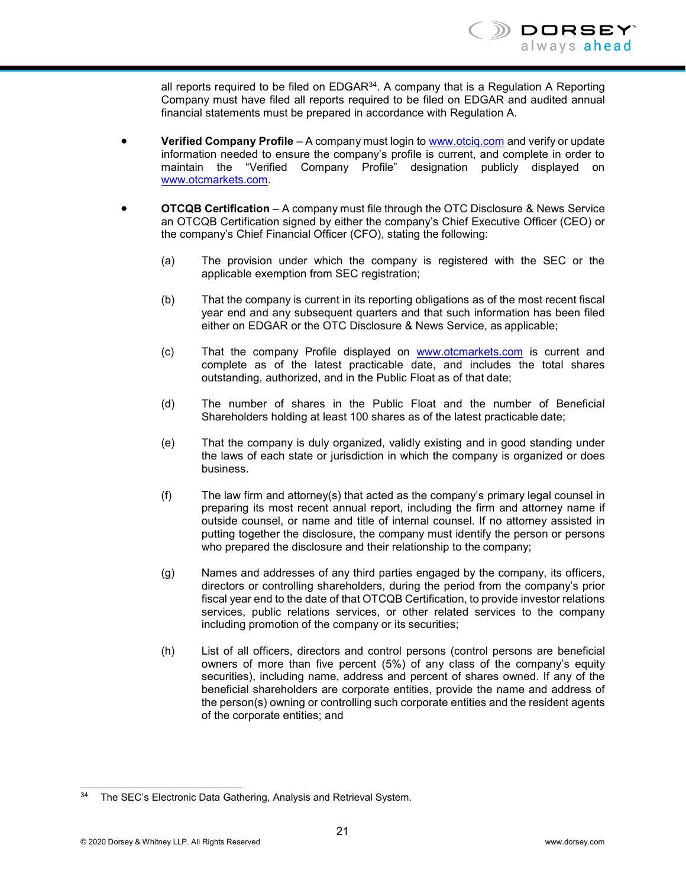all reports required to be filed on EDGAR[34]. A company that is a Regulation A Reporting Company must have filed all reports required to be filed on EDGAR and audited annual financial statements must be prepared in accordance with Regulation A.

- **Verified Company Profile** – A company must login to www.otciq.com and verify or update information needed to ensure the company's profile is current, and complete in order to maintain the "Verified Company Profile" designation publicly displayed on www.otcmarkets.com.

- **OTCQB Certification** – A company must file through the OTC Disclosure & News Service an OTCQB Certification signed by either the company's Chief Executive Officer (CEO) or the company's Chief Financial Officer (CFO), stating the following:

  (a) The provision under which the company is registered with the SEC or the applicable exemption from SEC registration;

  (b) That the company is current in its reporting obligations as of the most recent fiscal year end and any subsequent quarters and that such information has been filed either on EDGAR or the OTC Disclosure & News Service, as applicable;

  (c) That the company Profile displayed on www.otcmarkets.com is current and complete as of the latest practicable date, and includes the total shares outstanding, authorized, and in the Public Float as of that date;

  (d) The number of shares in the Public Float and the number of Beneficial Shareholders holding at least 100 shares as of the latest practicable date;

  (e) That the company is duly organized, validly existing and in good standing under the laws of each state or jurisdiction in which the company is organized or does business.

  (f) The law firm and attorney(s) that acted as the company's primary legal counsel in preparing its most recent annual report, including the firm and attorney name if outside counsel, or name and title of internal counsel. If no attorney assisted in putting together the disclosure, the company must identify the person or persons who prepared the disclosure and their relationship to the company;

  (g) Names and addresses of any third parties engaged by the company, its officers, directors or controlling shareholders, during the period from the company's prior fiscal year end to the date of that OTCQB Certification, to provide investor relations services, public relations services, or other related services to the company including promotion of the company or its securities;

  (h) List of all officers, directors and control persons (control persons are beneficial owners of more than five percent (5%) of any class of the company's equity securities), including name, address and percent of shares owned. If any of the beneficial shareholders are corporate entities, provide the name and address of the person(s) owning or controlling such corporate entities and the resident agents of the corporate entities; and

---

[34] The SEC's Electronic Data Gathering, Analysis and Retrieval System.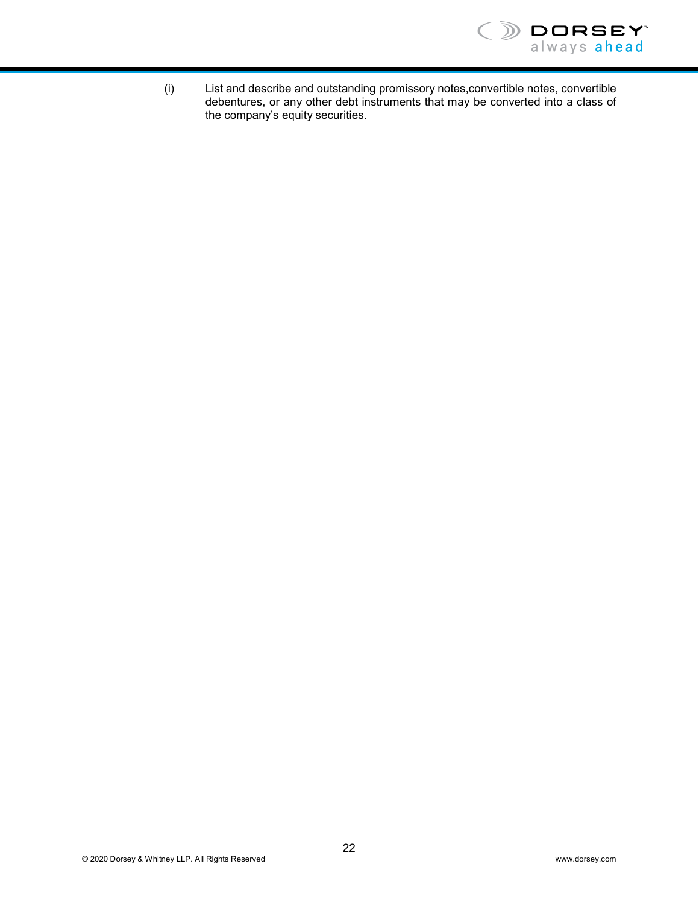(i) List and describe and outstanding promissory notes,convertible notes, convertible debentures, or any other debt instruments that may be converted into a class of the company's equity securities.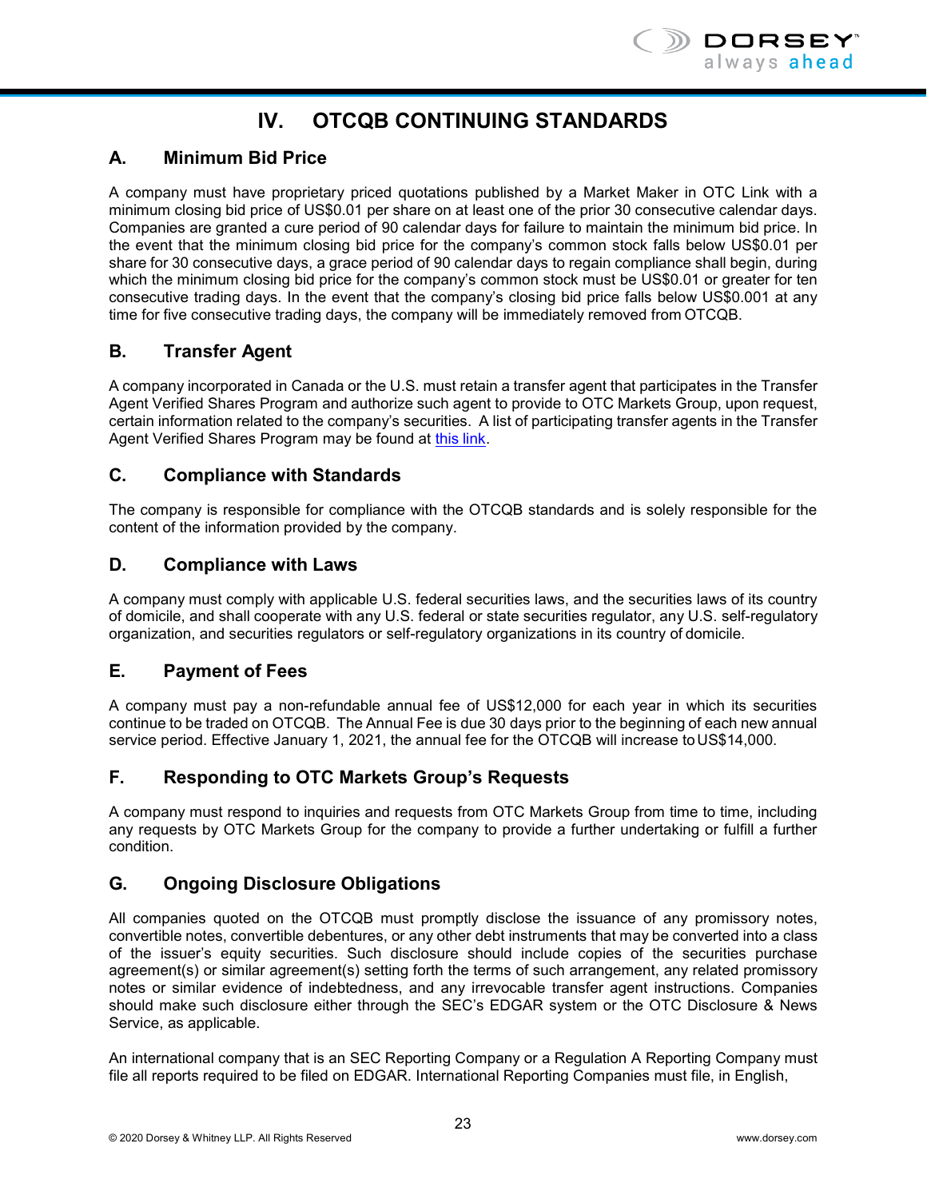# IV. OTCQB CONTINUING STANDARDS

## A. Minimum Bid Price

A company must have proprietary priced quotations published by a Market Maker in OTC Link with a minimum closing bid price of US$0.01 per share on at least one of the prior 30 consecutive calendar days. Companies are granted a cure period of 90 calendar days for failure to maintain the minimum bid price. In the event that the minimum closing bid price for the company's common stock falls below US$0.01 per share for 30 consecutive days, a grace period of 90 calendar days to regain compliance shall begin, during which the minimum closing bid price for the company's common stock must be US$0.01 or greater for ten consecutive trading days. In the event that the company's closing bid price falls below US$0.001 at any time for five consecutive trading days, the company will be immediately removed from OTCQB.

## B. Transfer Agent

A company incorporated in Canada or the U.S. must retain a transfer agent that participates in the Transfer Agent Verified Shares Program and authorize such agent to provide to OTC Markets Group, upon request, certain information related to the company's securities. A list of participating transfer agents in the Transfer Agent Verified Shares Program may be found at this link.

## C. Compliance with Standards

The company is responsible for compliance with the OTCQB standards and is solely responsible for the content of the information provided by the company.

## D. Compliance with Laws

A company must comply with applicable U.S. federal securities laws, and the securities laws of its country of domicile, and shall cooperate with any U.S. federal or state securities regulator, any U.S. self-regulatory organization, and securities regulators or self-regulatory organizations in its country of domicile.

## E. Payment of Fees

A company must pay a non-refundable annual fee of US$12,000 for each year in which its securities continue to be traded on OTCQB. The Annual Fee is due 30 days prior to the beginning of each new annual service period. Effective January 1, 2021, the annual fee for the OTCQB will increase to US$14,000.

## F. Responding to OTC Markets Group's Requests

A company must respond to inquiries and requests from OTC Markets Group from time to time, including any requests by OTC Markets Group for the company to provide a further undertaking or fulfill a further condition.

## G. Ongoing Disclosure Obligations

All companies quoted on the OTCQB must promptly disclose the issuance of any promissory notes, convertible notes, convertible debentures, or any other debt instruments that may be converted into a class of the issuer's equity securities. Such disclosure should include copies of the securities purchase agreement(s) or similar agreement(s) setting forth the terms of such arrangement, any related promissory notes or similar evidence of indebtedness, and any irrevocable transfer agent instructions. Companies should make such disclosure either through the SEC's EDGAR system or the OTC Disclosure & News Service, as applicable.

An international company that is an SEC Reporting Company or a Regulation A Reporting Company must file all reports required to be filed on EDGAR. International Reporting Companies must file, in English,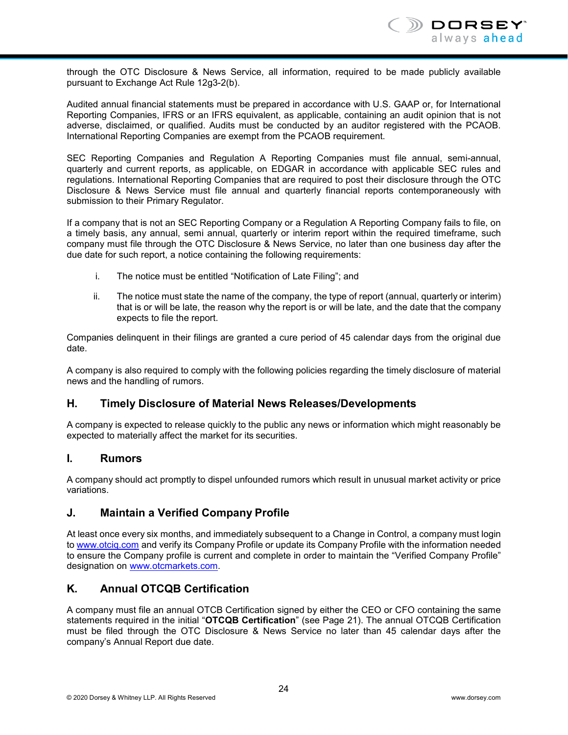through the OTC Disclosure & News Service, all information, required to be made publicly available pursuant to Exchange Act Rule 12g3-2(b).

Audited annual financial statements must be prepared in accordance with U.S. GAAP or, for International Reporting Companies, IFRS or an IFRS equivalent, as applicable, containing an audit opinion that is not adverse, disclaimed, or qualified. Audits must be conducted by an auditor registered with the PCAOB. International Reporting Companies are exempt from the PCAOB requirement.

SEC Reporting Companies and Regulation A Reporting Companies must file annual, semi-annual, quarterly and current reports, as applicable, on EDGAR in accordance with applicable SEC rules and regulations. International Reporting Companies that are required to post their disclosure through the OTC Disclosure & News Service must file annual and quarterly financial reports contemporaneously with submission to their Primary Regulator.

If a company that is not an SEC Reporting Company or a Regulation A Reporting Company fails to file, on a timely basis, any annual, semi annual, quarterly or interim report within the required timeframe, such company must file through the OTC Disclosure & News Service, no later than one business day after the due date for such report, a notice containing the following requirements:

i. The notice must be entitled "Notification of Late Filing"; and

ii. The notice must state the name of the company, the type of report (annual, quarterly or interim) that is or will be late, the reason why the report is or will be late, and the date that the company expects to file the report.

Companies delinquent in their filings are granted a cure period of 45 calendar days from the original due date.

A company is also required to comply with the following policies regarding the timely disclosure of material news and the handling of rumors.

## H. Timely Disclosure of Material News Releases/Developments

A company is expected to release quickly to the public any news or information which might reasonably be expected to materially affect the market for its securities.

## I. Rumors

A company should act promptly to dispel unfounded rumors which result in unusual market activity or price variations.

## J. Maintain a Verified Company Profile

At least once every six months, and immediately subsequent to a Change in Control, a company must login to [www.otciq.com](www.otciq.com) and verify its Company Profile or update its Company Profile with the information needed to ensure the Company profile is current and complete in order to maintain the "Verified Company Profile" designation on [www.otcmarkets.com](www.otcmarkets.com).

## K. Annual OTCQB Certification

A company must file an annual OTCB Certification signed by either the CEO or CFO containing the same statements required in the initial "**OTCQB Certification**" (see Page 21). The annual OTCQB Certification must be filed through the OTC Disclosure & News no later than 45 calendar days after the company's Annual Report due date.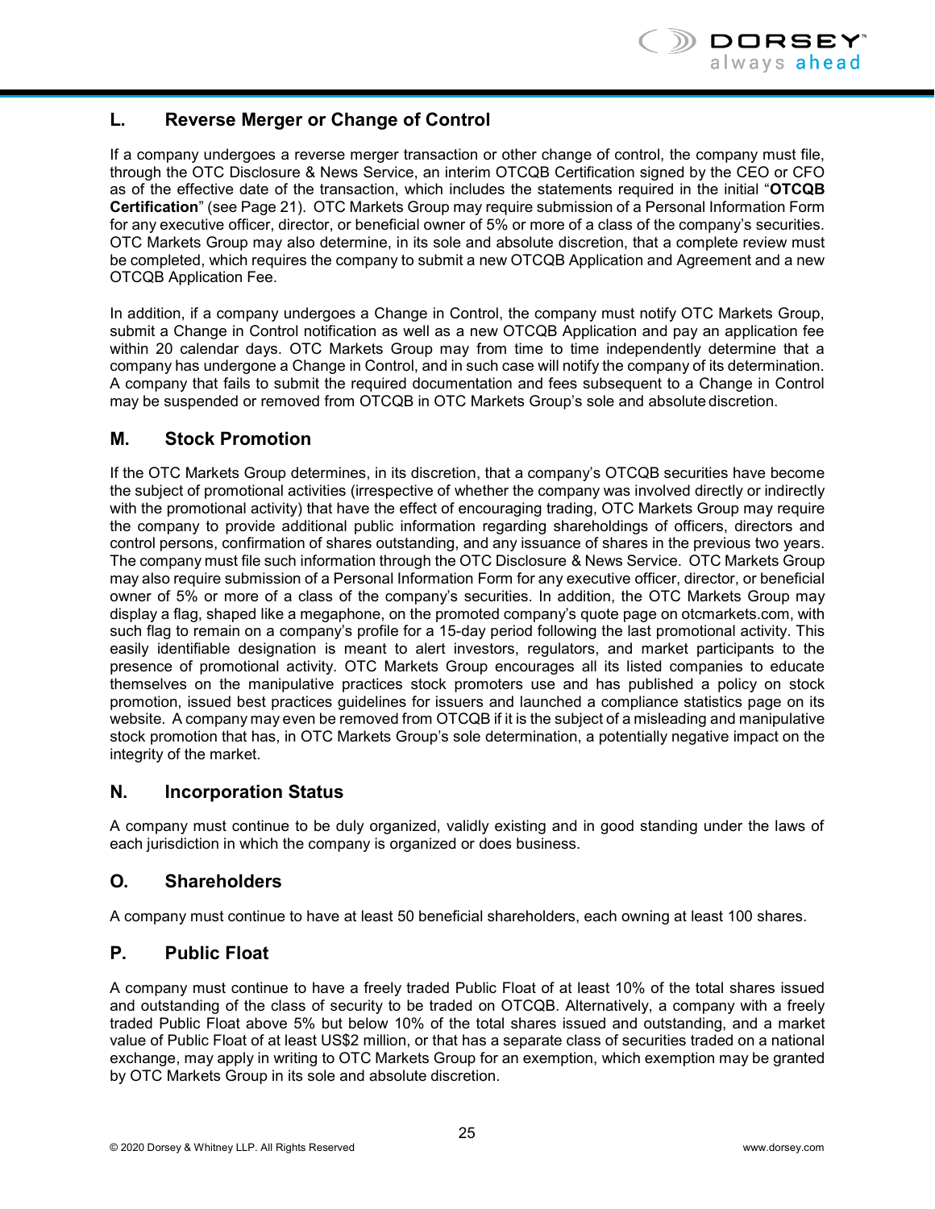## L. Reverse Merger or Change of Control

If a company undergoes a reverse merger transaction or other change of control, the company must file, through the OTC Disclosure & News Service, an interim OTCQB Certification signed by the CEO or CFO as of the effective date of the transaction, which includes the statements required in the initial "**OTCQB Certification**" (see Page 21). OTC Markets Group may require submission of a Personal Information Form for any executive officer, director, or beneficial owner of 5% or more of a class of the company's securities. OTC Markets Group may also determine, in its sole and absolute discretion, that a complete review must be completed, which requires the company to submit a new OTCQB Application and Agreement and a new OTCQB Application Fee.

In addition, if a company undergoes a Change in Control, the company must notify OTC Markets Group, submit a Change in Control notification as well as a new OTCQB Application and pay an application fee within 20 calendar days. OTC Markets Group may from time to time independently determine that a company has undergone a Change in Control, and in such case will notify the company of its determination. A company that fails to submit the required documentation and fees subsequent to a Change in Control may be suspended or removed from OTCQB in OTC Markets Group's sole and absolute discretion.

## M. Stock Promotion

If the OTC Markets Group determines, in its discretion, that a company's OTCQB securities have become the subject of promotional activities (irrespective of whether the company was involved directly or indirectly with the promotional activity) that have the effect of encouraging trading, OTC Markets Group may require the company to provide additional public information regarding shareholdings of officers, directors and control persons, confirmation of shares outstanding, and any issuance of shares in the previous two years. The company must file such information through the OTC Disclosure & News Service. OTC Markets Group may also require submission of a Personal Information Form for any executive officer, director, or beneficial owner of 5% or more of a class of the company's securities. In addition, the OTC Markets Group may display a flag, shaped like a megaphone, on the promoted company's quote page on otcmarkets.com, with such flag to remain on a company's profile for a 15-day period following the last promotional activity. This easily identifiable designation is meant to alert investors, regulators, and market participants to the presence of promotional activity. OTC Markets Group encourages all its listed companies to educate themselves on the manipulative practices stock promoters use and has published a policy on stock promotion, issued best practices guidelines for issuers and launched a compliance statistics page on its website. A company may even be removed from OTCQB if it is the subject of a misleading and manipulative stock promotion that has, in OTC Markets Group's sole determination, a potentially negative impact on the integrity of the market.

## N. Incorporation Status

A company must continue to be duly organized, validly existing and in good standing under the laws of each jurisdiction in which the company is organized or does business.

## O. Shareholders

A company must continue to have at least 50 beneficial shareholders, each owning at least 100 shares.

## P. Public Float

A company must continue to have a freely traded Public Float of at least 10% of the total shares issued and outstanding of the class of security to be traded on OTCQB. Alternatively, a company with a freely traded Public Float above 5% but below 10% of the total shares issued and outstanding, and a market value of Public Float of at least US$2 million, or that has a separate class of securities traded on a national exchange, may apply in writing to OTC Markets Group for an exemption, which exemption may be granted by OTC Markets Group in its sole and absolute discretion.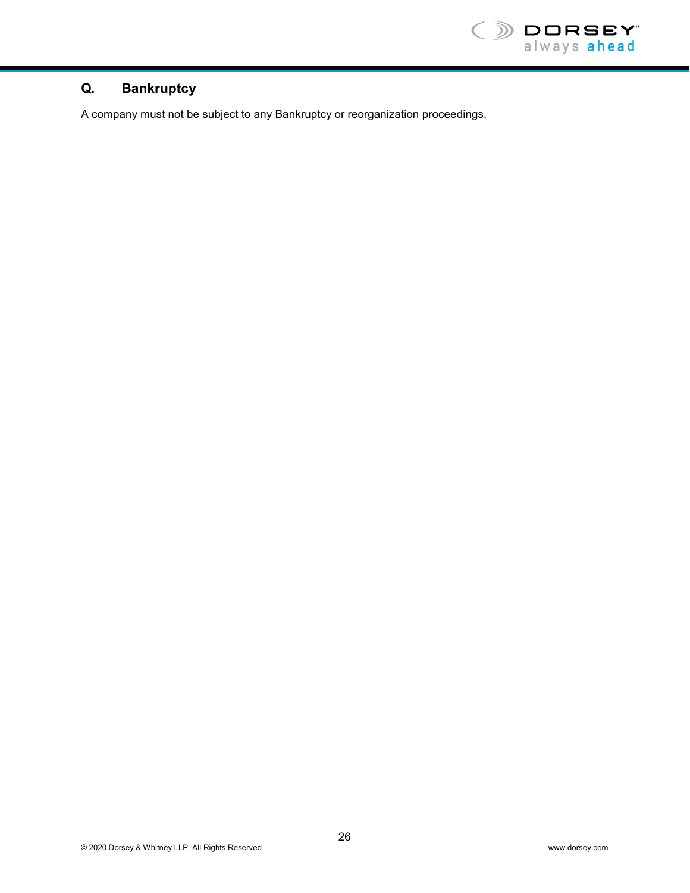## Q. Bankruptcy

A company must not be subject to any Bankruptcy or reorganization proceedings.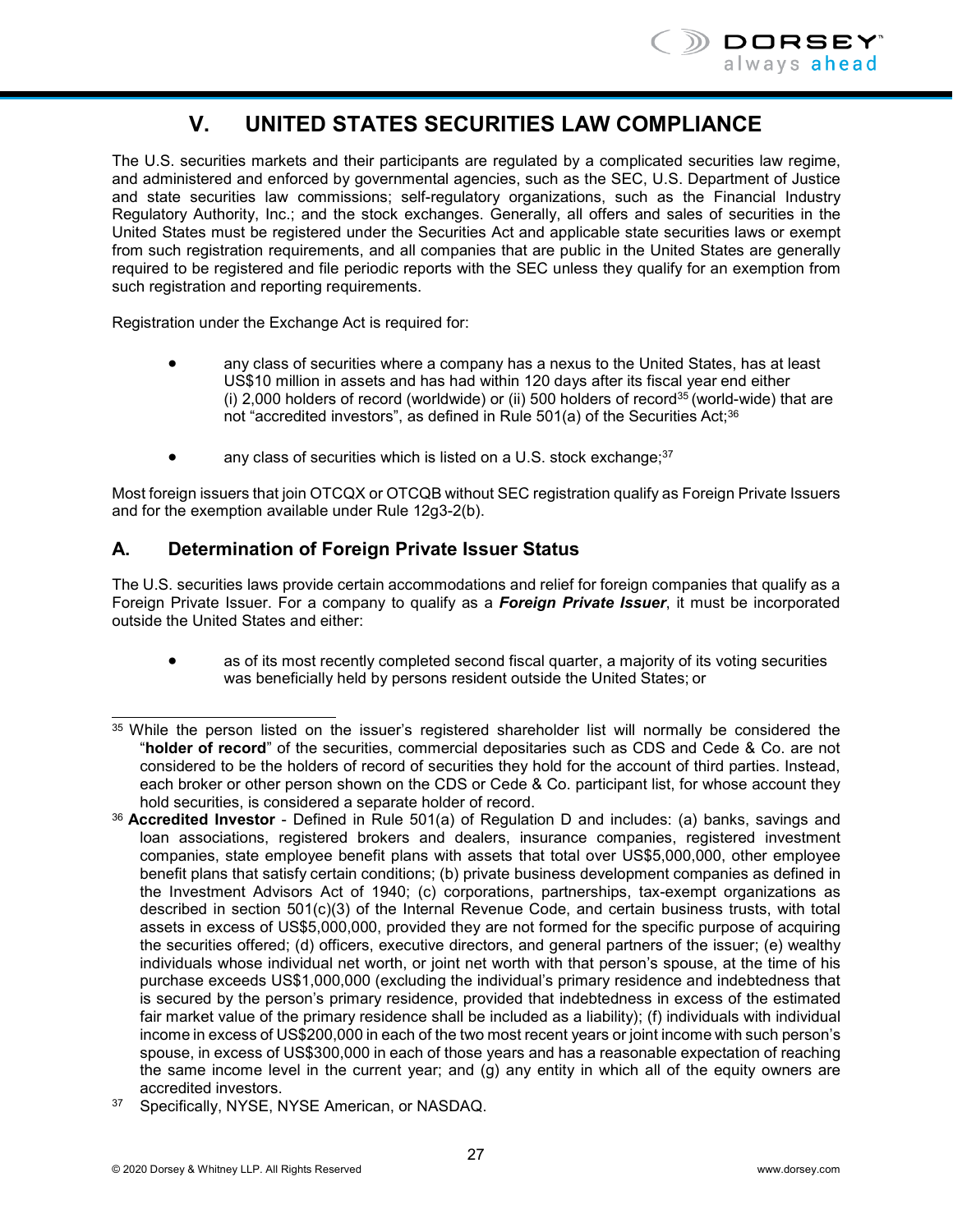# V. UNITED STATES SECURITIES LAW COMPLIANCE

The U.S. securities markets and their participants are regulated by a complicated securities law regime, and administered and enforced by governmental agencies, such as the SEC, U.S. Department of Justice and state securities law commissions; self-regulatory organizations, such as the Financial Industry Regulatory Authority, Inc.; and the stock exchanges. Generally, all offers and sales of securities in the United States must be registered under the Securities Act and applicable state securities laws or exempt from such registration requirements, and all companies that are public in the United States are generally required to be registered and file periodic reports with the SEC unless they qualify for an exemption from such registration and reporting requirements.

Registration under the Exchange Act is required for:

- any class of securities where a company has a nexus to the United States, has at least US$10 million in assets and has had within 120 days after its fiscal year end either (i) 2,000 holders of record (worldwide) or (ii) 500 holders of record[35] (world-wide) that are not "accredited investors", as defined in Rule 501(a) of the Securities Act;[36]

- any class of securities which is listed on a U.S. stock exchange;[37]

Most foreign issuers that join OTCQX or OTCQB without SEC registration qualify as Foreign Private Issuers and for the exemption available under Rule 12g3-2(b).

## A. Determination of Foreign Private Issuer Status

The U.S. securities laws provide certain accommodations and relief for foreign companies that qualify as a Foreign Private Issuer. For a company to qualify as a ***Foreign Private Issuer***, it must be incorporated outside the United States and either:

- as of its most recently completed second fiscal quarter, a majority of its voting securities was beneficially held by persons resident outside the United States; or

---

[35] While the person listed on the issuer's registered shareholder list will normally be considered the "**holder of record**" of the securities, commercial depositaries such as CDS and Cede & Co. are not considered to be the holders of record of securities they hold for the account of third parties. Instead, each broker or other person shown on the CDS or Cede & Co. participant list, for whose account they hold securities, is considered a separate holder of record.

[36] **Accredited Investor** - Defined in Rule 501(a) of Regulation D and includes: (a) banks, savings and loan associations, registered brokers and dealers, insurance companies, registered investment companies, state employee benefit plans with assets that total over US$5,000,000, other employee benefit plans that satisfy certain conditions; (b) private business development companies as defined in the Investment Advisors Act of 1940; (c) corporations, partnerships, tax-exempt organizations as described in section 501(c)(3) of the Internal Revenue Code, and certain business trusts, with total assets in excess of US$5,000,000, provided they are not formed for the specific purpose of acquiring the securities offered; (d) officers, executive directors, and general partners of the issuer; (e) wealthy individuals whose individual net worth, or joint net worth with that person's spouse, at the time of his purchase exceeds US$1,000,000 (excluding the individual's primary residence and indebtedness that is secured by the person's primary residence, provided that indebtedness in excess of the estimated fair market value of the primary residence shall be included as a liability); (f) individuals with individual income in excess of US$200,000 in each of the two most recent years or joint income with such person's spouse, in excess of US$300,000 in each of those years and has a reasonable expectation of reaching the same income level in the current year; and (g) any entity in which all of the equity owners are accredited investors.

[37] Specifically, NYSE, NYSE American, or NASDAQ.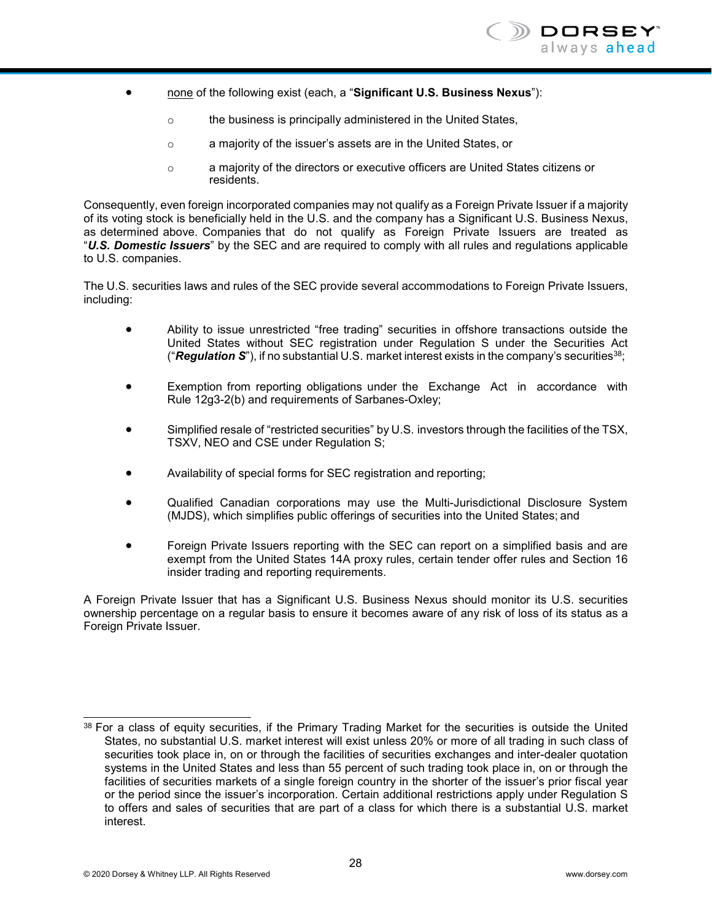- none of the following exist (each, a "**Significant U.S. Business Nexus**"):
    - the business is principally administered in the United States,
    - a majority of the issuer's assets are in the United States, or
    - a majority of the directors or executive officers are United States citizens or residents.

Consequently, even foreign incorporated companies may not qualify as a Foreign Private Issuer if a majority of its voting stock is beneficially held in the U.S. and the company has a Significant U.S. Business Nexus, as determined above. Companies that do not qualify as Foreign Private Issuers are treated as "***U.S. Domestic Issuers***" by the SEC and are required to comply with all rules and regulations applicable to U.S. companies.

The U.S. securities laws and rules of the SEC provide several accommodations to Foreign Private Issuers, including:

- Ability to issue unrestricted "free trading" securities in offshore transactions outside the United States without SEC registration under Regulation S under the Securities Act ("***Regulation S***"), if no substantial U.S. market interest exists in the company's securities[38];
- Exemption from reporting obligations under the Exchange Act in accordance with Rule 12g3-2(b) and requirements of Sarbanes-Oxley;
- Simplified resale of "restricted securities" by U.S. investors through the facilities of the TSX, TSXV, NEO and CSE under Regulation S;
- Availability of special forms for SEC registration and reporting;
- Qualified Canadian corporations may use the Multi-Jurisdictional Disclosure System (MJDS), which simplifies public offerings of securities into the United States; and
- Foreign Private Issuers reporting with the SEC can report on a simplified basis and are exempt from the United States 14A proxy rules, certain tender offer rules and Section 16 insider trading and reporting requirements.

A Foreign Private Issuer that has a Significant U.S. Business Nexus should monitor its U.S. securities ownership percentage on a regular basis to ensure it becomes aware of any risk of loss of its status as a Foreign Private Issuer.

---

[38] For a class of equity securities, if the Primary Trading Market for the securities is outside the United States, no substantial U.S. market interest will exist unless 20% or more of all trading in such class of securities took place in, on or through the facilities of securities exchanges and inter-dealer quotation systems in the United States and less than 55 percent of such trading took place in, on or through the facilities of securities markets of a single foreign country in the shorter of the issuer's prior fiscal year or the period since the issuer's incorporation. Certain additional restrictions apply under Regulation S to offers and sales of securities that are part of a class for which there is a substantial U.S. market interest.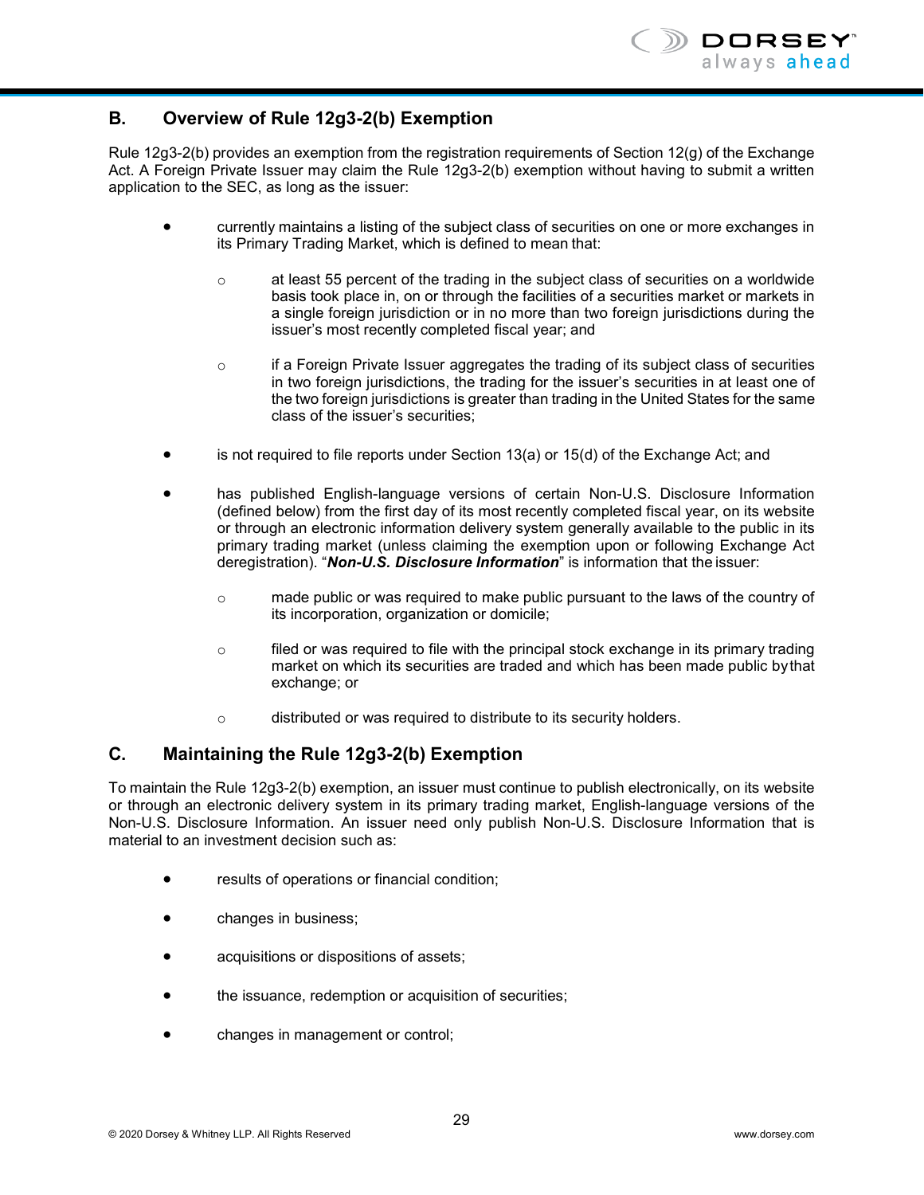## B. Overview of Rule 12g3-2(b) Exemption

Rule 12g3-2(b) provides an exemption from the registration requirements of Section 12(g) of the Exchange Act. A Foreign Private Issuer may claim the Rule 12g3-2(b) exemption without having to submit a written application to the SEC, as long as the issuer:

- currently maintains a listing of the subject class of securities on one or more exchanges in its Primary Trading Market, which is defined to mean that:
  - at least 55 percent of the trading in the subject class of securities on a worldwide basis took place in, on or through the facilities of a securities market or markets in a single foreign jurisdiction or in no more than two foreign jurisdictions during the issuer's most recently completed fiscal year; and
  - if a Foreign Private Issuer aggregates the trading of its subject class of securities in two foreign jurisdictions, the trading for the issuer's securities in at least one of the two foreign jurisdictions is greater than trading in the United States for the same class of the issuer's securities;
- is not required to file reports under Section 13(a) or 15(d) of the Exchange Act; and
- has published English-language versions of certain Non-U.S. Disclosure Information (defined below) from the first day of its most recently completed fiscal year, on its website or through an electronic information delivery system generally available to the public in its primary trading market (unless claiming the exemption upon or following Exchange Act deregistration). "***Non-U.S. Disclosure Information***" is information that the issuer:
  - made public or was required to make public pursuant to the laws of the country of its incorporation, organization or domicile;
  - filed or was required to file with the principal stock exchange in its primary trading market on which its securities are traded and which has been made public by that exchange; or
  - distributed or was required to distribute to its security holders.

## C. Maintaining the Rule 12g3-2(b) Exemption

To maintain the Rule 12g3-2(b) exemption, an issuer must continue to publish electronically, on its website or through an electronic delivery system in its primary trading market, English-language versions of the Non-U.S. Disclosure Information. An issuer need only publish Non-U.S. Disclosure Information that is material to an investment decision such as:

- results of operations or financial condition;
- changes in business;
- acquisitions or dispositions of assets;
- the issuance, redemption or acquisition of securities;
- changes in management or control;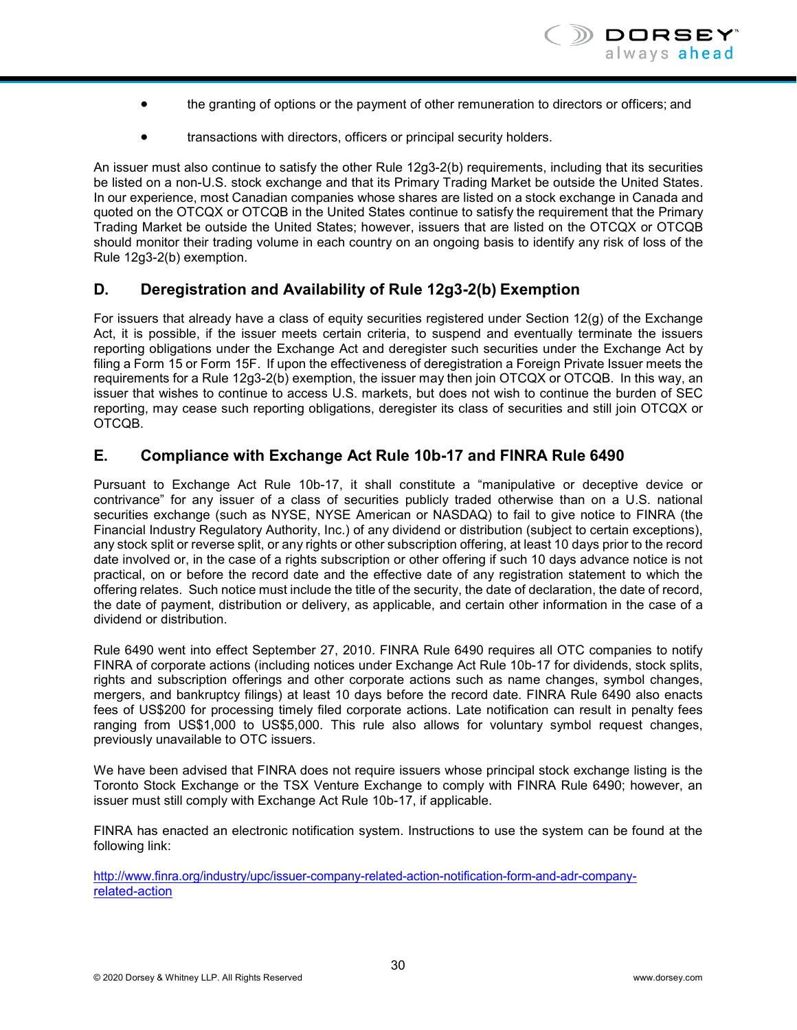- the granting of options or the payment of other remuneration to directors or officers; and
- transactions with directors, officers or principal security holders.

An issuer must also continue to satisfy the other Rule 12g3-2(b) requirements, including that its securities be listed on a non-U.S. stock exchange and that its Primary Trading Market be outside the United States. In our experience, most Canadian companies whose shares are listed on a stock exchange in Canada and quoted on the OTCQX or OTCQB in the United States continue to satisfy the requirement that the Primary Trading Market be outside the United States; however, issuers that are listed on the OTCQX or OTCQB should monitor their trading volume in each country on an ongoing basis to identify any risk of loss of the Rule 12g3-2(b) exemption.

## D. Deregistration and Availability of Rule 12g3-2(b) Exemption

For issuers that already have a class of equity securities registered under Section 12(g) of the Exchange Act, it is possible, if the issuer meets certain criteria, to suspend and eventually terminate the issuers reporting obligations under the Exchange Act and deregister such securities under the Exchange Act by filing a Form 15 or Form 15F. If upon the effectiveness of deregistration a Foreign Private Issuer meets the requirements for a Rule 12g3-2(b) exemption, the issuer may then join OTCQX or OTCQB. In this way, an issuer that wishes to continue to access U.S. markets, but does not wish to continue the burden of SEC reporting, may cease such reporting obligations, deregister its class of securities and still join OTCQX or OTCQB.

## E. Compliance with Exchange Act Rule 10b-17 and FINRA Rule 6490

Pursuant to Exchange Act Rule 10b-17, it shall constitute a “manipulative or deceptive device or contrivance” for any issuer of a class of securities publicly traded otherwise than on a U.S. national securities exchange (such as NYSE, NYSE American or NASDAQ) to fail to give notice to FINRA (the Financial Industry Regulatory Authority, Inc.) of any dividend or distribution (subject to certain exceptions), any stock split or reverse split, or any rights or other subscription offering, at least 10 days prior to the record date involved or, in the case of a rights subscription or other offering if such 10 days advance notice is not practical, on or before the record date and the effective date of any registration statement to which the offering relates. Such notice must include the title of the security, the date of declaration, the date of record, the date of payment, distribution or delivery, as applicable, and certain other information in the case of a dividend or distribution.

Rule 6490 went into effect September 27, 2010. FINRA Rule 6490 requires all OTC companies to notify FINRA of corporate actions (including notices under Exchange Act Rule 10b-17 for dividends, stock splits, rights and subscription offerings and other corporate actions such as name changes, symbol changes, mergers, and bankruptcy filings) at least 10 days before the record date. FINRA Rule 6490 also enacts fees of US$200 for processing timely filed corporate actions. Late notification can result in penalty fees ranging from US$1,000 to US$5,000. This rule also allows for voluntary symbol request changes, previously unavailable to OTC issuers.

We have been advised that FINRA does not require issuers whose principal stock exchange listing is the Toronto Stock Exchange or the TSX Venture Exchange to comply with FINRA Rule 6490; however, an issuer must still comply with Exchange Act Rule 10b-17, if applicable.

FINRA has enacted an electronic notification system. Instructions to use the system can be found at the following link:

http://www.finra.org/industry/upc/issuer-company-related-action-notification-form-and-adr-company-related-action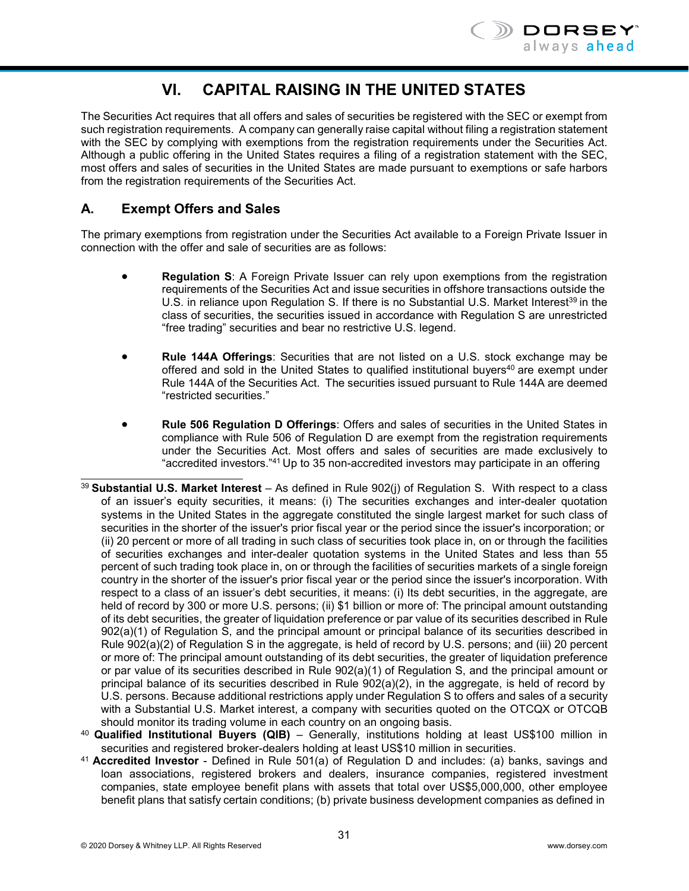# VI. CAPITAL RAISING IN THE UNITED STATES

The Securities Act requires that all offers and sales of securities be registered with the SEC or exempt from such registration requirements. A company can generally raise capital without filing a registration statement with the SEC by complying with exemptions from the registration requirements under the Securities Act. Although a public offering in the United States requires a filing of a registration statement with the SEC, most offers and sales of securities in the United States are made pursuant to exemptions or safe harbors from the registration requirements of the Securities Act.

## A. Exempt Offers and Sales

The primary exemptions from registration under the Securities Act available to a Foreign Private Issuer in connection with the offer and sale of securities are as follows:

- **Regulation S**: A Foreign Private Issuer can rely upon exemptions from the registration requirements of the Securities Act and issue securities in offshore transactions outside the U.S. in reliance upon Regulation S. If there is no Substantial U.S. Market Interest[39] in the class of securities, the securities issued in accordance with Regulation S are unrestricted "free trading" securities and bear no restrictive U.S. legend.

- **Rule 144A Offerings**: Securities that are not listed on a U.S. stock exchange may be offered and sold in the United States to qualified institutional buyers[40] are exempt under Rule 144A of the Securities Act. The securities issued pursuant to Rule 144A are deemed "restricted securities."

- **Rule 506 Regulation D Offerings**: Offers and sales of securities in the United States in compliance with Rule 506 of Regulation D are exempt from the registration requirements under the Securities Act. Most offers and sales of securities are made exclusively to "accredited investors."[41] Up to 35 non-accredited investors may participate in an offering

---

[39] **Substantial U.S. Market Interest** – As defined in Rule 902(j) of Regulation S. With respect to a class of an issuer's equity securities, it means: (i) The securities exchanges and inter-dealer quotation systems in the United States in the aggregate constituted the single largest market for such class of securities in the shorter of the issuer's prior fiscal year or the period since the issuer's incorporation; or (ii) 20 percent or more of all trading in such class of securities took place in, on or through the facilities of securities exchanges and inter-dealer quotation systems in the United States and less than 55 percent of such trading took place in, on or through the facilities of securities markets of a single foreign country in the shorter of the issuer's prior fiscal year or the period since the issuer's incorporation. With respect to a class of an issuer's debt securities, it means: (i) Its debt securities, in the aggregate, are held of record by 300 or more U.S. persons; (ii) $1 billion or more of: The principal amount outstanding of its debt securities, the greater of liquidation preference or par value of its securities described in Rule 902(a)(1) of Regulation S, and the principal amount or principal balance of its securities described in Rule 902(a)(2) of Regulation S in the aggregate, is held of record by U.S. persons; and (iii) 20 percent or more of: The principal amount outstanding of its debt securities, the greater of liquidation preference or par value of its securities described in Rule 902(a)(1) of Regulation S, and the principal amount or principal balance of its securities described in Rule 902(a)(2), in the aggregate, is held of record by U.S. persons. Because additional restrictions apply under Regulation S to offers and sales of a security with a Substantial U.S. Market interest, a company with securities quoted on the OTCQX or OTCQB should monitor its trading volume in each country on an ongoing basis.

[40] **Qualified Institutional Buyers (QIB)** – Generally, institutions holding at least US$100 million in securities and registered broker-dealers holding at least US$10 million in securities.

[41] **Accredited Investor** - Defined in Rule 501(a) of Regulation D and includes: (a) banks, savings and loan associations, registered brokers and dealers, insurance companies, registered investment companies, state employee benefit plans with assets that total over US$5,000,000, other employee benefit plans that satisfy certain conditions; (b) private business development companies as defined in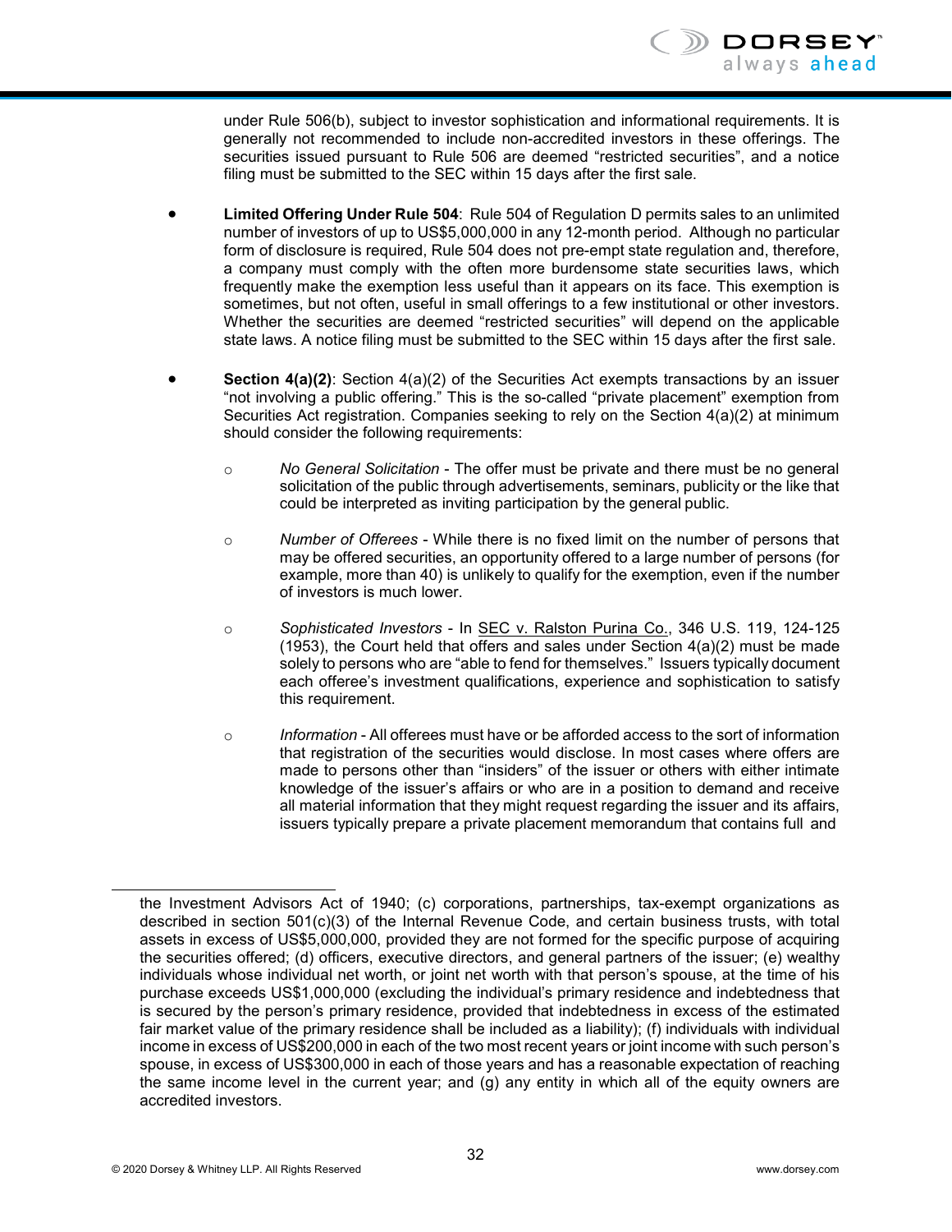under Rule 506(b), subject to investor sophistication and informational requirements. It is generally not recommended to include non-accredited investors in these offerings. The securities issued pursuant to Rule 506 are deemed "restricted securities", and a notice filing must be submitted to the SEC within 15 days after the first sale.

- **Limited Offering Under Rule 504**: Rule 504 of Regulation D permits sales to an unlimited number of investors of up to US$5,000,000 in any 12-month period. Although no particular form of disclosure is required, Rule 504 does not pre-empt state regulation and, therefore, a company must comply with the often more burdensome state securities laws, which frequently make the exemption less useful than it appears on its face. This exemption is sometimes, but not often, useful in small offerings to a few institutional or other investors. Whether the securities are deemed "restricted securities" will depend on the applicable state laws. A notice filing must be submitted to the SEC within 15 days after the first sale.

- **Section 4(a)(2)**: Section 4(a)(2) of the Securities Act exempts transactions by an issuer "not involving a public offering." This is the so-called "private placement" exemption from Securities Act registration. Companies seeking to rely on the Section 4(a)(2) at minimum should consider the following requirements:

  - *No General Solicitation* - The offer must be private and there must be no general solicitation of the public through advertisements, seminars, publicity or the like that could be interpreted as inviting participation by the general public.

  - *Number of Offerees* - While there is no fixed limit on the number of persons that may be offered securities, an opportunity offered to a large number of persons (for example, more than 40) is unlikely to qualify for the exemption, even if the number of investors is much lower.

  - *Sophisticated Investors* - In SEC v. Ralston Purina Co., 346 U.S. 119, 124-125 (1953), the Court held that offers and sales under Section 4(a)(2) must be made solely to persons who are "able to fend for themselves." Issuers typically document each offeree's investment qualifications, experience and sophistication to satisfy this requirement.

  - *Information* - All offerees must have or be afforded access to the sort of information that registration of the securities would disclose. In most cases where offers are made to persons other than "insiders" of the issuer or others with either intimate knowledge of the issuer's affairs or who are in a position to demand and receive all material information that they might request regarding the issuer and its affairs, issuers typically prepare a private placement memorandum that contains full and

---

the Investment Advisors Act of 1940; (c) corporations, partnerships, tax-exempt organizations as described in section 501(c)(3) of the Internal Revenue Code, and certain business trusts, with total assets in excess of US$5,000,000, provided they are not formed for the specific purpose of acquiring the securities offered; (d) officers, executive directors, and general partners of the issuer; (e) wealthy individuals whose individual net worth, or joint net worth with that person's spouse, at the time of his purchase exceeds US$1,000,000 (excluding the individual's primary residence and indebtedness that is secured by the person's primary residence, provided that indebtedness in excess of the estimated fair market value of the primary residence shall be included as a liability); (f) individuals with individual income in excess of US$200,000 in each of the two most recent years or joint income with such person's spouse, in excess of US$300,000 in each of those years and has a reasonable expectation of reaching the same income level in the current year; and (g) any entity in which all of the equity owners are accredited investors.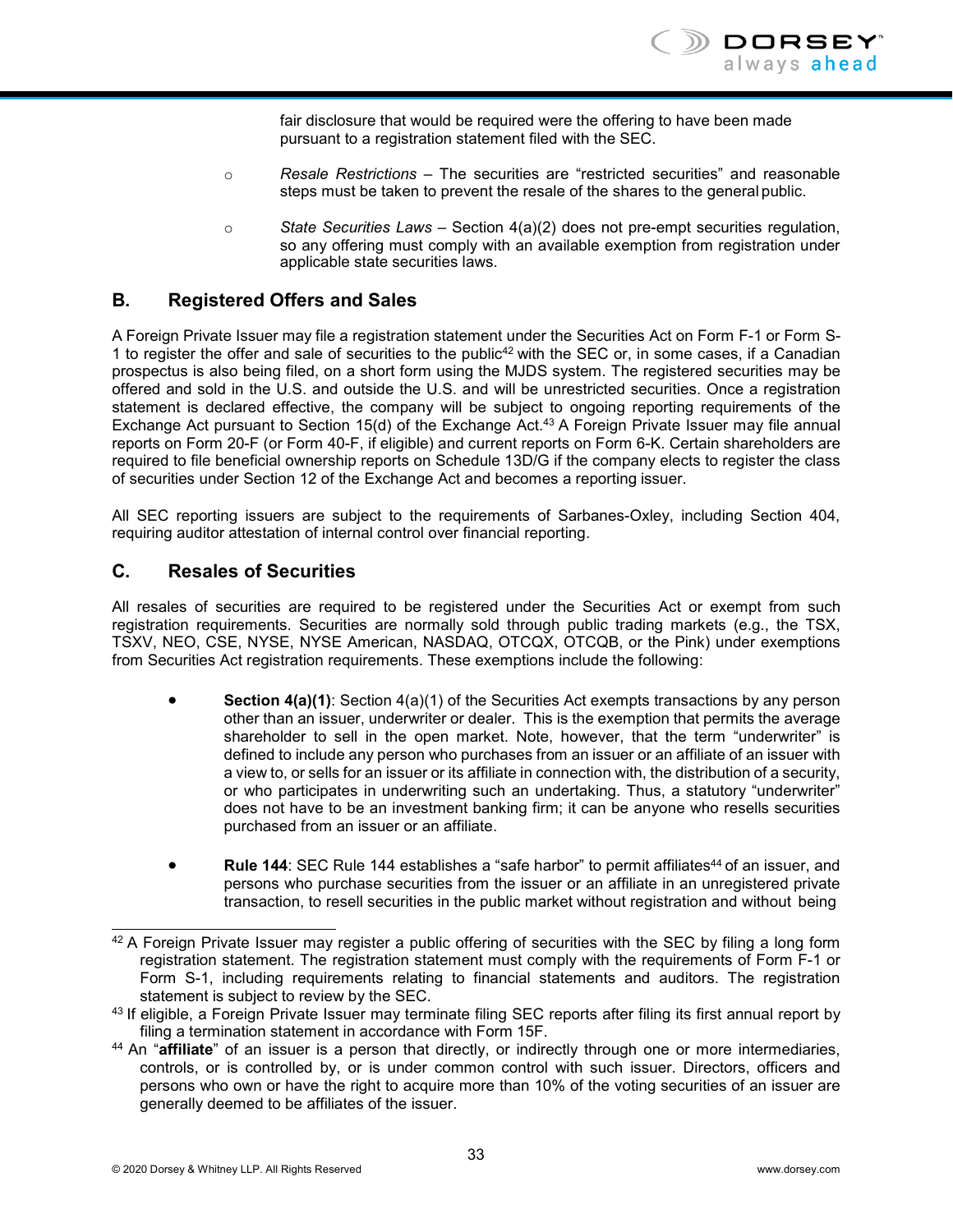fair disclosure that would be required were the offering to have been made pursuant to a registration statement filed with the SEC.

- *Resale Restrictions* – The securities are "restricted securities" and reasonable steps must be taken to prevent the resale of the shares to the general public.

- *State Securities Laws* – Section 4(a)(2) does not pre-empt securities regulation, so any offering must comply with an available exemption from registration under applicable state securities laws.

## B. Registered Offers and Sales

A Foreign Private Issuer may file a registration statement under the Securities Act on Form F-1 or Form S-1 to register the offer and sale of securities to the public[42] with the SEC or, in some cases, if a Canadian prospectus is also being filed, on a short form using the MJDS system. The registered securities may be offered and sold in the U.S. and outside the U.S. and will be unrestricted securities. Once a registration statement is declared effective, the company will be subject to ongoing reporting requirements of the Exchange Act pursuant to Section 15(d) of the Exchange Act.[43] A Foreign Private Issuer may file annual reports on Form 20-F (or Form 40-F, if eligible) and current reports on Form 6-K. Certain shareholders are required to file beneficial ownership reports on Schedule 13D/G if the company elects to register the class of securities under Section 12 of the Exchange Act and becomes a reporting issuer.

All SEC reporting issuers are subject to the requirements of Sarbanes-Oxley, including Section 404, requiring auditor attestation of internal control over financial reporting.

## C. Resales of Securities

All resales of securities are required to be registered under the Securities Act or exempt from such registration requirements. Securities are normally sold through public trading markets (e.g., the TSX, TSXV, NEO, CSE, NYSE, NYSE American, NASDAQ, OTCQX, OTCQB, or the Pink) under exemptions from Securities Act registration requirements. These exemptions include the following:

- **Section 4(a)(1)**: Section 4(a)(1) of the Securities Act exempts transactions by any person other than an issuer, underwriter or dealer. This is the exemption that permits the average shareholder to sell in the open market. Note, however, that the term "underwriter" is defined to include any person who purchases from an issuer or an affiliate of an issuer with a view to, or sells for an issuer or its affiliate in connection with, the distribution of a security, or who participates in underwriting such an undertaking. Thus, a statutory "underwriter" does not have to be an investment banking firm; it can be anyone who resells securities purchased from an issuer or an affiliate.

- **Rule 144**: SEC Rule 144 establishes a "safe harbor" to permit affiliates[44] of an issuer, and persons who purchase securities from the issuer or an affiliate in an unregistered private transaction, to resell securities in the public market without registration and without being

---

[42] A Foreign Private Issuer may register a public offering of securities with the SEC by filing a long form registration statement. The registration statement must comply with the requirements of Form F-1 or Form S-1, including requirements relating to financial statements and auditors. The registration statement is subject to review by the SEC.

[43] If eligible, a Foreign Private Issuer may terminate filing SEC reports after filing its first annual report by filing a termination statement in accordance with Form 15F.

[44] An "**affiliate**" of an issuer is a person that directly, or indirectly through one or more intermediaries, controls, or is controlled by, or is under common control with such issuer. Directors, officers and persons who own or have the right to acquire more than 10% of the voting securities of an issuer are generally deemed to be affiliates of the issuer.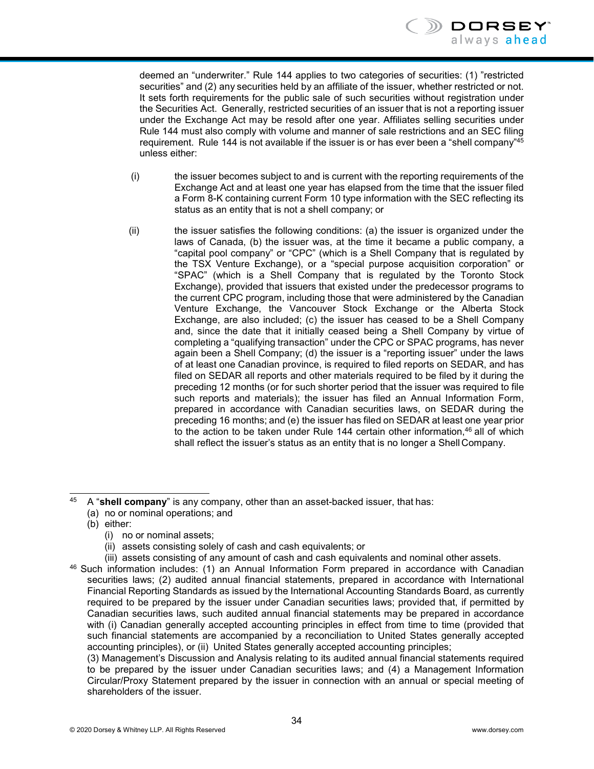deemed an "underwriter." Rule 144 applies to two categories of securities: (1) "restricted securities" and (2) any securities held by an affiliate of the issuer, whether restricted or not. It sets forth requirements for the public sale of such securities without registration under the Securities Act. Generally, restricted securities of an issuer that is not a reporting issuer under the Exchange Act may be resold after one year. Affiliates selling securities under Rule 144 must also comply with volume and manner of sale restrictions and an SEC filing requirement. Rule 144 is not available if the issuer is or has ever been a "shell company"[45] unless either:

(i) the issuer becomes subject to and is current with the reporting requirements of the Exchange Act and at least one year has elapsed from the time that the issuer filed a Form 8-K containing current Form 10 type information with the SEC reflecting its status as an entity that is not a shell company; or

(ii) the issuer satisfies the following conditions: (a) the issuer is organized under the laws of Canada, (b) the issuer was, at the time it became a public company, a "capital pool company" or "CPC" (which is a Shell Company that is regulated by the TSX Venture Exchange), or a "special purpose acquisition corporation" or "SPAC" (which is a Shell Company that is regulated by the Toronto Stock Exchange), provided that issuers that existed under the predecessor programs to the current CPC program, including those that were administered by the Canadian Venture Exchange, the Vancouver Stock Exchange or the Alberta Stock Exchange, are also included; (c) the issuer has ceased to be a Shell Company and, since the date that it initially ceased being a Shell Company by virtue of completing a "qualifying transaction" under the CPC or SPAC programs, has never again been a Shell Company; (d) the issuer is a "reporting issuer" under the laws of at least one Canadian province, is required to filed reports on SEDAR, and has filed on SEDAR all reports and other materials required to be filed by it during the preceding 12 months (or for such shorter period that the issuer was required to file such reports and materials); the issuer has filed an Annual Information Form, prepared in accordance with Canadian securities laws, on SEDAR during the preceding 16 months; and (e) the issuer has filed on SEDAR at least one year prior to the action to be taken under Rule 144 certain other information,[46] all of which shall reflect the issuer's status as an entity that is no longer a Shell Company.

---

[45] A "**shell company**" is any company, other than an asset-backed issuer, that has:
(a) no or nominal operations; and
(b) either:
  (i) no or nominal assets;
  (ii) assets consisting solely of cash and cash equivalents; or
  (iii) assets consisting of any amount of cash and cash equivalents and nominal other assets.

[46] Such information includes: (1) an Annual Information Form prepared in accordance with Canadian securities laws; (2) audited annual financial statements, prepared in accordance with International Financial Reporting Standards as issued by the International Accounting Standards Board, as currently required to be prepared by the issuer under Canadian securities laws; provided that, if permitted by Canadian securities laws, such audited annual financial statements may be prepared in accordance with (i) Canadian generally accepted accounting principles in effect from time to time (provided that such financial statements are accompanied by a reconciliation to United States generally accepted accounting principles), or (ii) United States generally accepted accounting principles;
(3) Management's Discussion and Analysis relating to its audited annual financial statements required to be prepared by the issuer under Canadian securities laws; and (4) a Management Information Circular/Proxy Statement prepared by the issuer in connection with an annual or special meeting of shareholders of the issuer.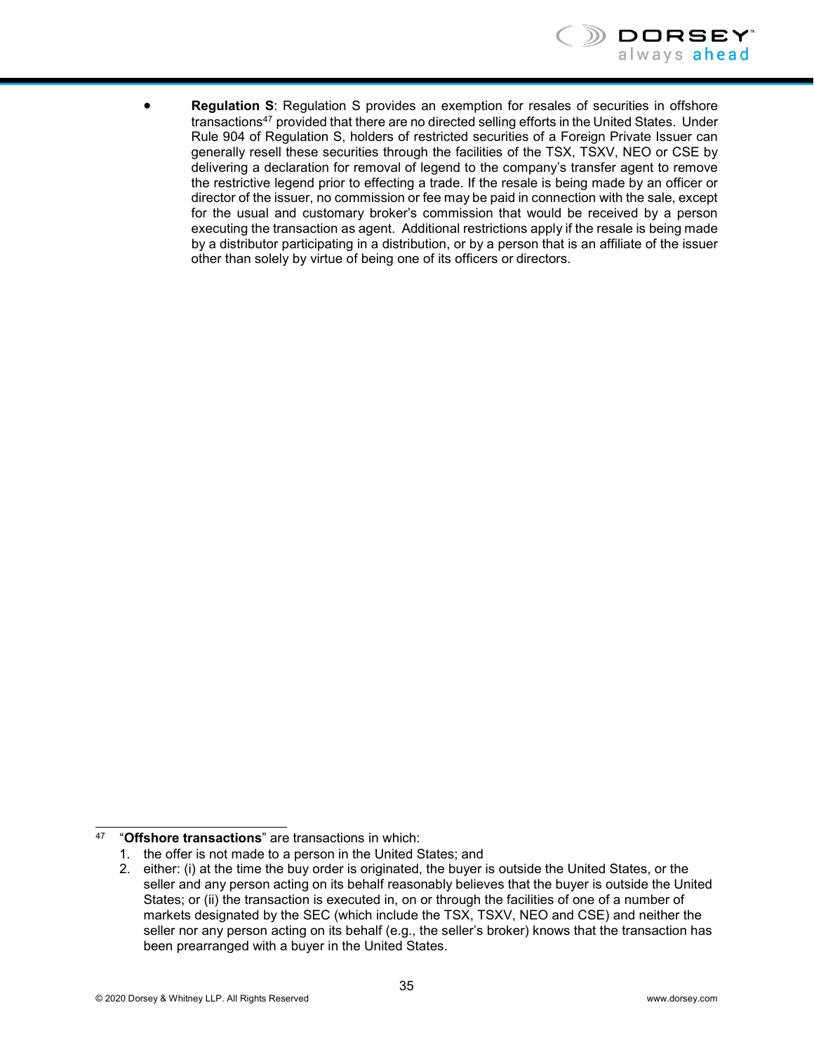- **Regulation S**: Regulation S provides an exemption for resales of securities in offshore transactions[47] provided that there are no directed selling efforts in the United States. Under Rule 904 of Regulation S, holders of restricted securities of a Foreign Private Issuer can generally resell these securities through the facilities of the TSX, TSXV, NEO or CSE by delivering a declaration for removal of legend to the company's transfer agent to remove the restrictive legend prior to effecting a trade. If the resale is being made by an officer or director of the issuer, no commission or fee may be paid in connection with the sale, except for the usual and customary broker's commission that would be received by a person executing the transaction as agent. Additional restrictions apply if the resale is being made by a distributor participating in a distribution, or by a person that is an affiliate of the issuer other than solely by virtue of being one of its officers or directors.

---

[47] "**Offshore transactions**" are transactions in which:

1. the offer is not made to a person in the United States; and
2. either: (i) at the time the buy order is originated, the buyer is outside the United States, or the seller and any person acting on its behalf reasonably believes that the buyer is outside the United States; or (ii) the transaction is executed in, on or through the facilities of one of a number of markets designated by the SEC (which include the TSX, TSXV, NEO and CSE) and neither the seller nor any person acting on its behalf (e.g., the seller's broker) knows that the transaction has been prearranged with a buyer in the United States.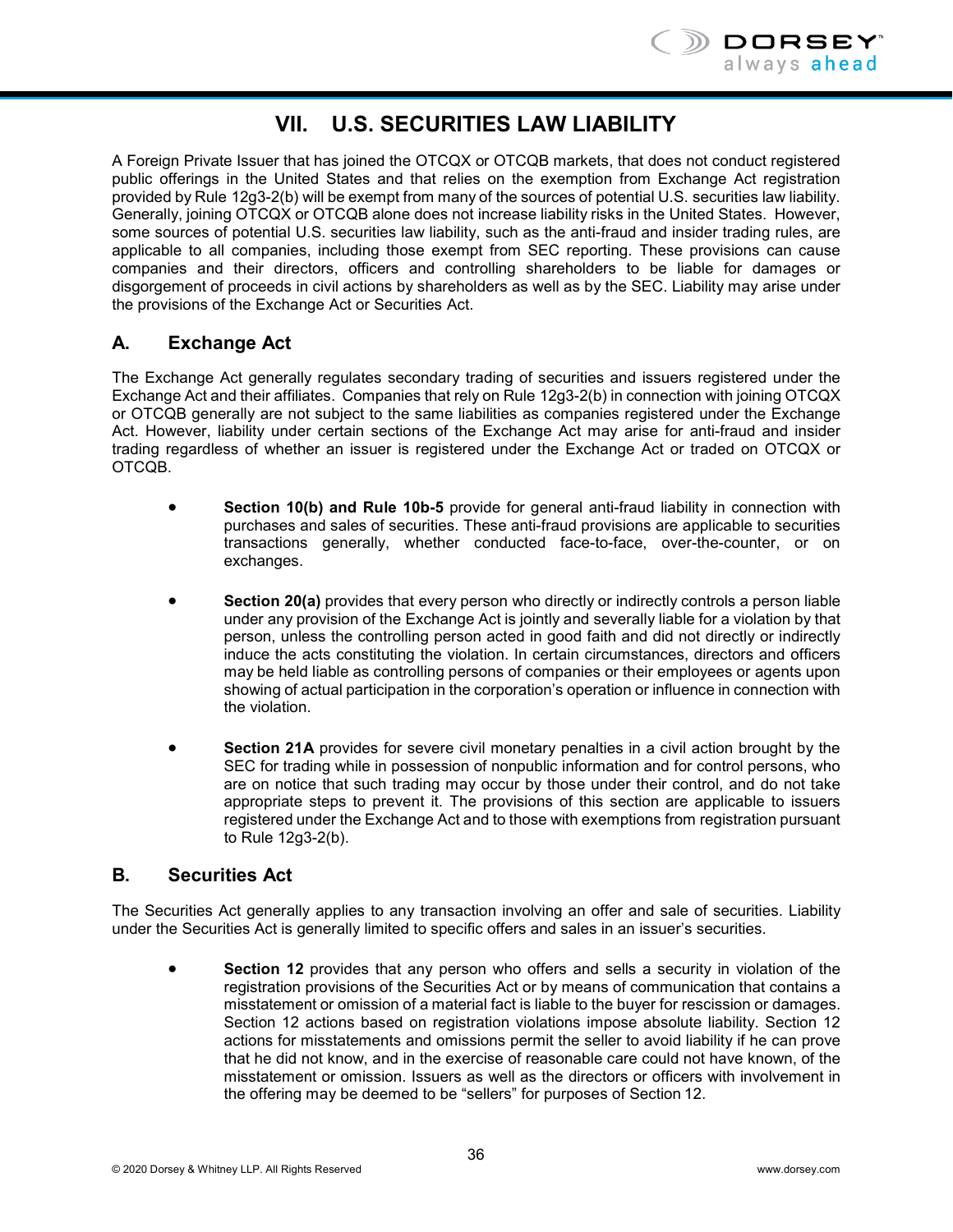# VII. U.S. SECURITIES LAW LIABILITY

A Foreign Private Issuer that has joined the OTCQX or OTCQB markets, that does not conduct registered public offerings in the United States and that relies on the exemption from Exchange Act registration provided by Rule 12g3-2(b) will be exempt from many of the sources of potential U.S. securities law liability. Generally, joining OTCQX or OTCQB alone does not increase liability risks in the United States. However, some sources of potential U.S. securities law liability, such as the anti-fraud and insider trading rules, are applicable to all companies, including those exempt from SEC reporting. These provisions can cause companies and their directors, officers and controlling shareholders to be liable for damages or disgorgement of proceeds in civil actions by shareholders as well as by the SEC. Liability may arise under the provisions of the Exchange Act or Securities Act.

## A. Exchange Act

The Exchange Act generally regulates secondary trading of securities and issuers registered under the Exchange Act and their affiliates. Companies that rely on Rule 12g3-2(b) in connection with joining OTCQX or OTCQB generally are not subject to the same liabilities as companies registered under the Exchange Act. However, liability under certain sections of the Exchange Act may arise for anti-fraud and insider trading regardless of whether an issuer is registered under the Exchange Act or traded on OTCQX or OTCQB.

- **Section 10(b) and Rule 10b-5** provide for general anti-fraud liability in connection with purchases and sales of securities. These anti-fraud provisions are applicable to securities transactions generally, whether conducted face-to-face, over-the-counter, or on exchanges.

- **Section 20(a)** provides that every person who directly or indirectly controls a person liable under any provision of the Exchange Act is jointly and severally liable for a violation by that person, unless the controlling person acted in good faith and did not directly or indirectly induce the acts constituting the violation. In certain circumstances, directors and officers may be held liable as controlling persons of companies or their employees or agents upon showing of actual participation in the corporation's operation or influence in connection with the violation.

- **Section 21A** provides for severe civil monetary penalties in a civil action brought by the SEC for trading while in possession of nonpublic information and for control persons, who are on notice that such trading may occur by those under their control, and do not take appropriate steps to prevent it. The provisions of this section are applicable to issuers registered under the Exchange Act and to those with exemptions from registration pursuant to Rule 12g3-2(b).

## B. Securities Act

The Securities Act generally applies to any transaction involving an offer and sale of securities. Liability under the Securities Act is generally limited to specific offers and sales in an issuer's securities.

- **Section 12** provides that any person who offers and sells a security in violation of the registration provisions of the Securities Act or by means of communication that contains a misstatement or omission of a material fact is liable to the buyer for rescission or damages. Section 12 actions based on registration violations impose absolute liability. Section 12 actions for misstatements and omissions permit the seller to avoid liability if he can prove that he did not know, and in the exercise of reasonable care could not have known, of the misstatement or omission. Issuers as well as the directors or officers with involvement in the offering may be deemed to be "sellers" for purposes of Section 12.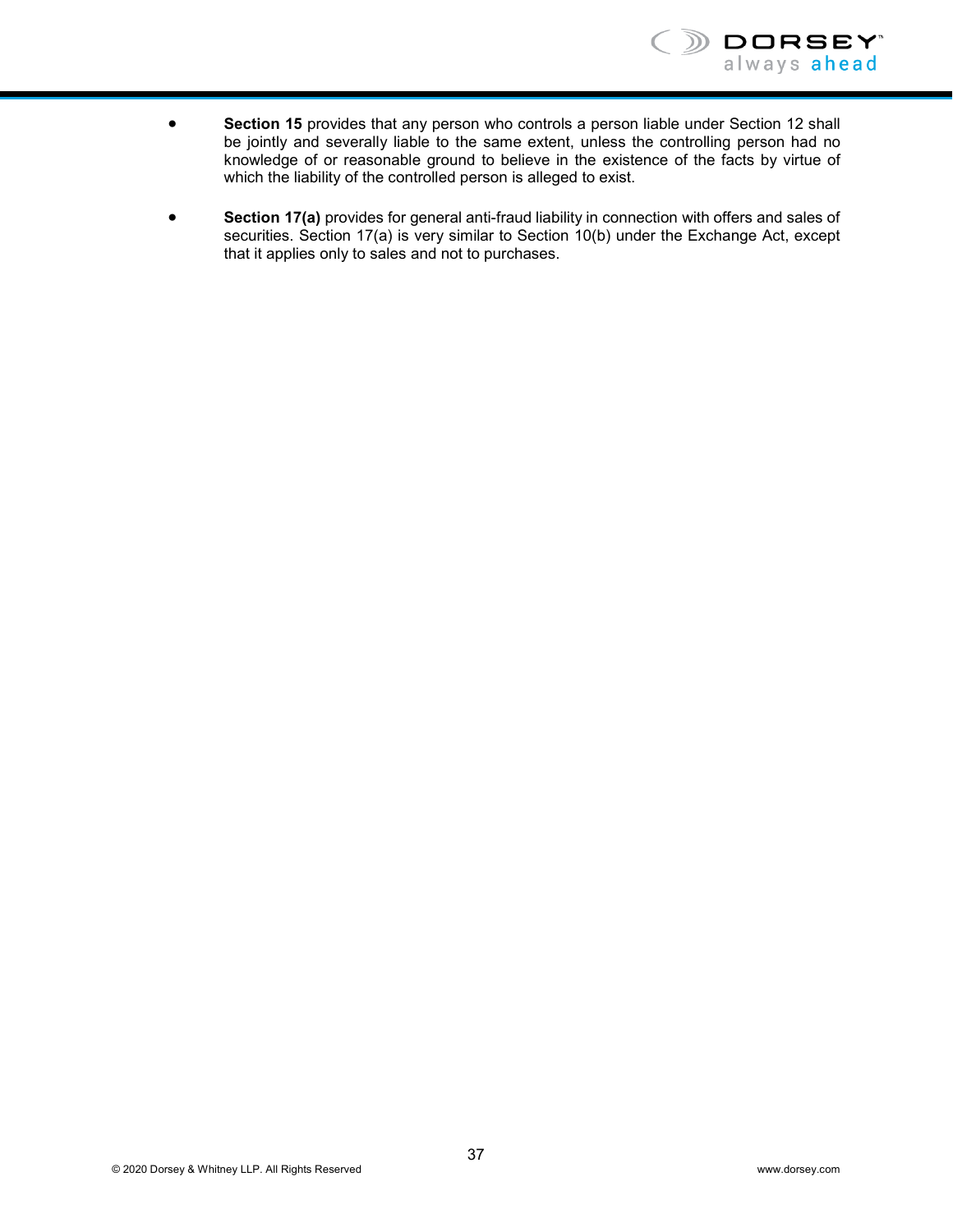- **Section 15** provides that any person who controls a person liable under Section 12 shall be jointly and severally liable to the same extent, unless the controlling person had no knowledge of or reasonable ground to believe in the existence of the facts by virtue of which the liability of the controlled person is alleged to exist.

- **Section 17(a)** provides for general anti-fraud liability in connection with offers and sales of securities. Section 17(a) is very similar to Section 10(b) under the Exchange Act, except that it applies only to sales and not to purchases.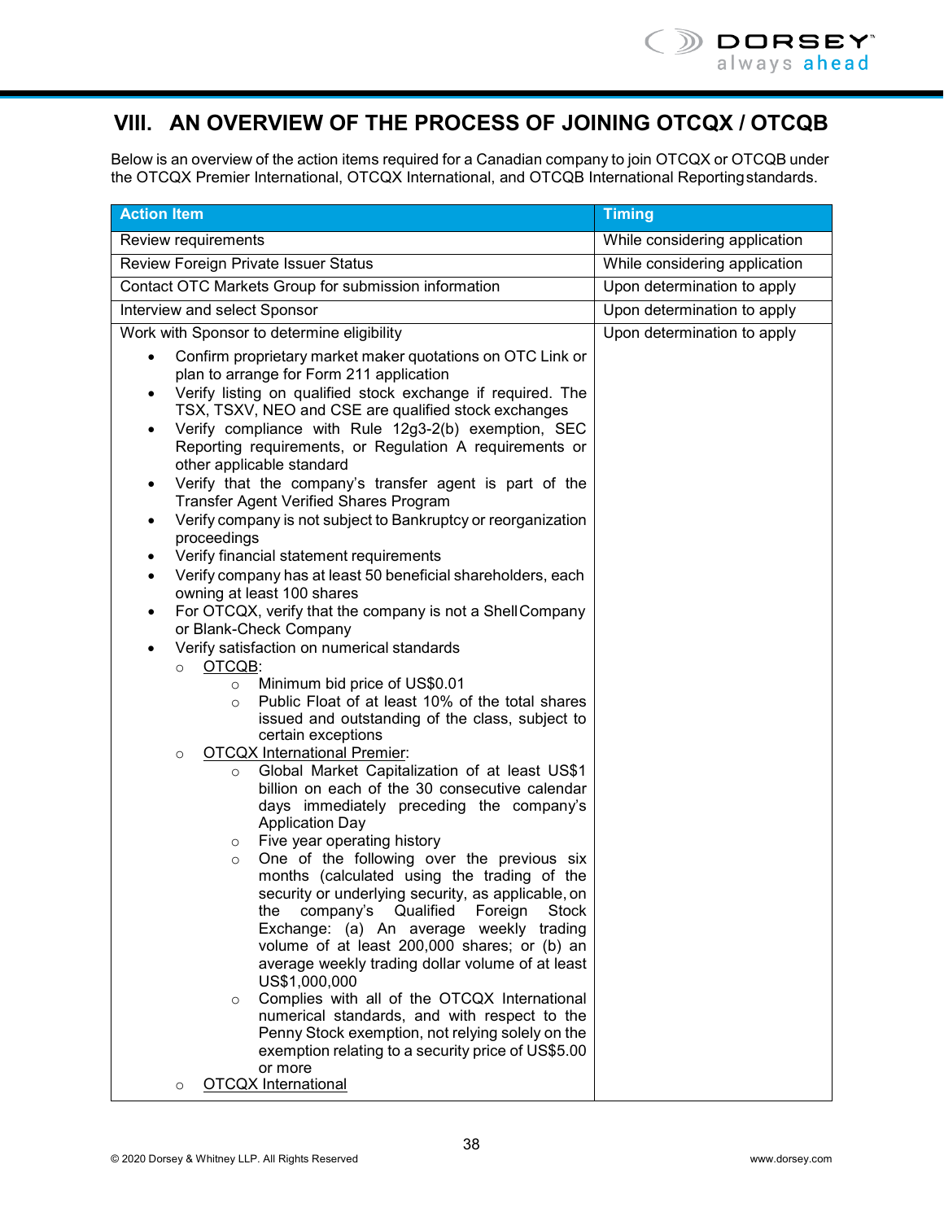## VIII. AN OVERVIEW OF THE PROCESS OF JOINING OTCQX / OTCQB

Below is an overview of the action items required for a Canadian company to join OTCQX or OTCQB under the OTCQX Premier International, OTCQX International, and OTCQB International Reporting standards.

| Action Item | Timing |
|---|---|
| Review requirements | While considering application |
| Review Foreign Private Issuer Status | While considering application |
| Contact OTC Markets Group for submission information | Upon determination to apply |
| Interview and select Sponsor | Upon determination to apply |
| Work with Sponsor to determine eligibility<br><br>• Confirm proprietary market maker quotations on OTC Link or plan to arrange for Form 211 application<br>• Verify listing on qualified stock exchange if required. The TSX, TSXV, NEO and CSE are qualified stock exchanges<br>• Verify compliance with Rule 12g3-2(b) exemption, SEC Reporting requirements, or Regulation A requirements or other applicable standard<br>• Verify that the company's transfer agent is part of the Transfer Agent Verified Shares Program<br>• Verify company is not subject to Bankruptcy or reorganization proceedings<br>• Verify financial statement requirements<br>• Verify company has at least 50 beneficial shareholders, each owning at least 100 shares<br>• For OTCQX, verify that the company is not a Shell Company or Blank-Check Company<br>• Verify satisfaction on numerical standards<br>&nbsp;&nbsp;○ <u>OTCQB</u>:<br>&nbsp;&nbsp;&nbsp;&nbsp;○ Minimum bid price of US$0.01<br>&nbsp;&nbsp;&nbsp;&nbsp;○ Public Float of at least 10% of the total shares issued and outstanding of the class, subject to certain exceptions<br>&nbsp;&nbsp;○ <u>OTCQX International Premier</u>:<br>&nbsp;&nbsp;&nbsp;&nbsp;○ Global Market Capitalization of at least US$1 billion on each of the 30 consecutive calendar days immediately preceding the company's Application Day<br>&nbsp;&nbsp;&nbsp;&nbsp;○ Five year operating history<br>&nbsp;&nbsp;&nbsp;&nbsp;○ One of the following over the previous six months (calculated using the trading of the security or underlying security, as applicable, on the company's Qualified Foreign Stock Exchange: (a) An average weekly trading volume of at least 200,000 shares; or (b) an average weekly trading dollar volume of at least US$1,000,000<br>&nbsp;&nbsp;&nbsp;&nbsp;○ Complies with all of the OTCQX International numerical standards, and with respect to the Penny Stock exemption, not relying solely on the exemption relating to a security price of US$5.00 or more<br>&nbsp;&nbsp;○ <u>OTCQX International</u> | Upon determination to apply |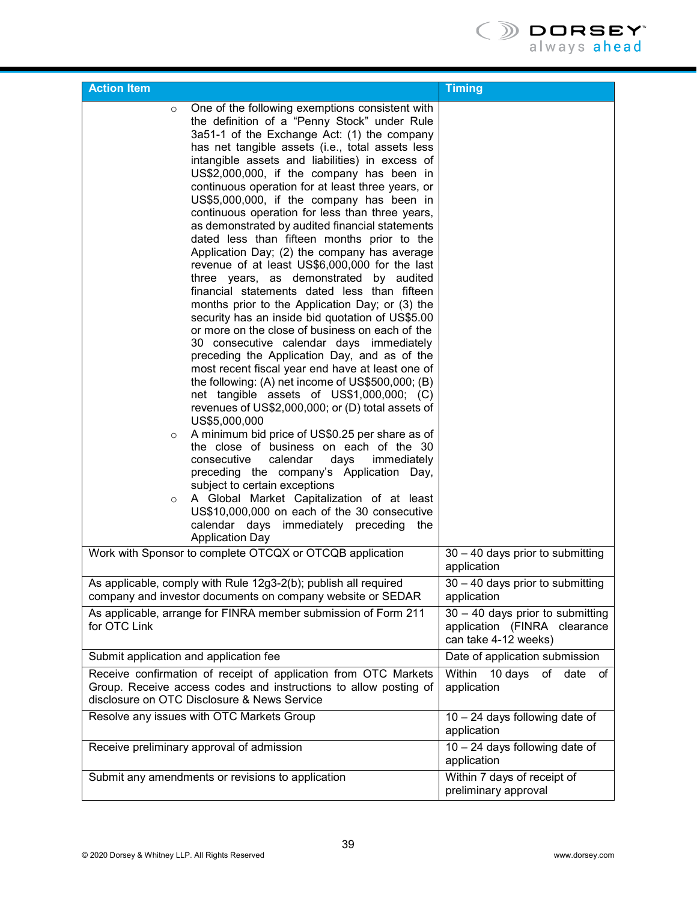| Action Item | Timing |
|---|---|
| ○ One of the following exemptions consistent with the definition of a "Penny Stock" under Rule 3a51-1 of the Exchange Act: (1) the company has net tangible assets (i.e., total assets less intangible assets and liabilities) in excess of US$2,000,000, if the company has been in continuous operation for at least three years, or US$5,000,000, if the company has been in continuous operation for less than three years, as demonstrated by audited financial statements dated less than fifteen months prior to the Application Day; (2) the company has average revenue of at least US$6,000,000 for the last three years, as demonstrated by audited financial statements dated less than fifteen months prior to the Application Day; or (3) the security has an inside bid quotation of US$5.00 or more on the close of business on each of the 30 consecutive calendar days immediately preceding the Application Day, and as of the most recent fiscal year end have at least one of the following: (A) net income of US$500,000; (B) net tangible assets of US$1,000,000; (C) revenues of US$2,000,000; or (D) total assets of US$5,000,000<br>○ A minimum bid price of US$0.25 per share as of the close of business on each of the 30 consecutive calendar days immediately preceding the company's Application Day, subject to certain exceptions<br>○ A Global Market Capitalization of at least US$10,000,000 on each of the 30 consecutive calendar days immediately preceding the Application Day | |
| Work with Sponsor to complete OTCQX or OTCQB application | 30 – 40 days prior to submitting application |
| As applicable, comply with Rule 12g3-2(b); publish all required company and investor documents on company website or SEDAR | 30 – 40 days prior to submitting application |
| As applicable, arrange for FINRA member submission of Form 211 for OTC Link | 30 – 40 days prior to submitting application (FINRA clearance can take 4-12 weeks) |
| Submit application and application fee | Date of application submission |
| Receive confirmation of receipt of application from OTC Markets Group. Receive access codes and instructions to allow posting of disclosure on OTC Disclosure & News Service | Within 10 days of date of application |
| Resolve any issues with OTC Markets Group | 10 – 24 days following date of application |
| Receive preliminary approval of admission | 10 – 24 days following date of application |
| Submit any amendments or revisions to application | Within 7 days of receipt of preliminary approval |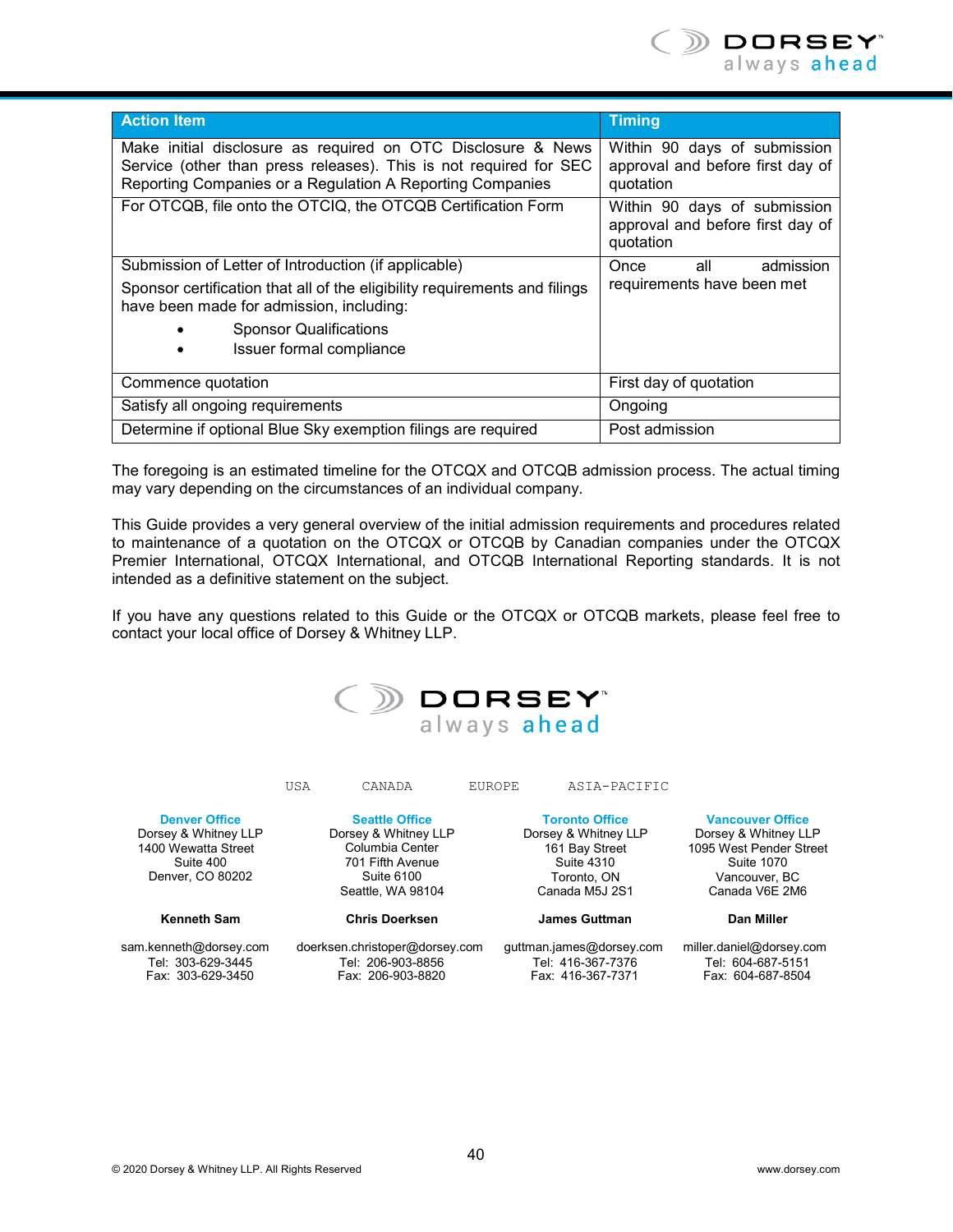| Action Item | Timing |
| --- | --- |
| Make initial disclosure as required on OTC Disclosure & News Service (other than press releases). This is not required for SEC Reporting Companies or a Regulation A Reporting Companies | Within 90 days of submission approval and before first day of quotation |
| For OTCQB, file onto the OTCIQ, the OTCQB Certification Form | Within 90 days of submission approval and before first day of quotation |
| Submission of Letter of Introduction (if applicable)<br><br>Sponsor certification that all of the eligibility requirements and filings have been made for admission, including:<br>• Sponsor Qualifications<br>• Issuer formal compliance | Once all admission requirements have been met |
| Commence quotation | First day of quotation |
| Satisfy all ongoing requirements | Ongoing |
| Determine if optional Blue Sky exemption filings are required | Post admission |

The foregoing is an estimated timeline for the OTCQX and OTCQB admission process. The actual timing may vary depending on the circumstances of an individual company.

This Guide provides a very general overview of the initial admission requirements and procedures related to maintenance of a quotation on the OTCQX or OTCQB by Canadian companies under the OTCQX Premier International, OTCQX International, and OTCQB International Reporting standards. It is not intended as a definitive statement on the subject.

If you have any questions related to this Guide or the OTCQX or OTCQB markets, please feel free to contact your local office of Dorsey & Whitney LLP.

DORSEY™
always ahead

USA CANADA EUROPE ASIA-PACIFIC

**Denver Office**
Dorsey & Whitney LLP
1400 Wewatta Street
Suite 400
Denver, CO 80202

**Kenneth Sam**

sam.kenneth@dorsey.com
Tel: 303-629-3445
Fax: 303-629-3450

**Seattle Office**
Dorsey & Whitney LLP
Columbia Center
701 Fifth Avenue
Suite 6100
Seattle, WA 98104

**Chris Doerksen**

doerksen.christoper@dorsey.com
Tel: 206-903-8856
Fax: 206-903-8820

**Toronto Office**
Dorsey & Whitney LLP
161 Bay Street
Suite 4310
Toronto, ON
Canada M5J 2S1

**James Guttman**

guttman.james@dorsey.com
Tel: 416-367-7376
Fax: 416-367-7371

**Vancouver Office**
Dorsey & Whitney LLP
1095 West Pender Street
Suite 1070
Vancouver, BC
Canada V6E 2M6

**Dan Miller**

miller.daniel@dorsey.com
Tel: 604-687-5151
Fax: 604-687-8504

© 2020 Dorsey & Whitney LLP. All Rights Reserved www.dorsey.com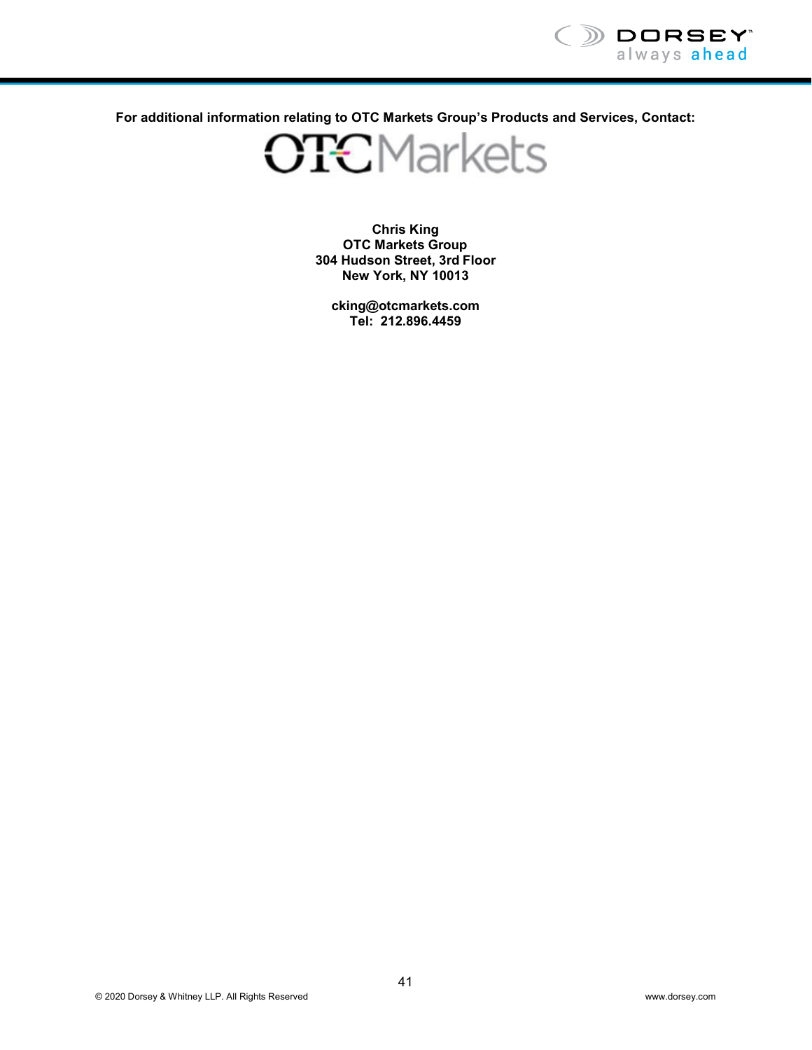**For additional information relating to OTC Markets Group's Products and Services, Contact:**

OTC Markets

**Chris King**
**OTC Markets Group**
**304 Hudson Street, 3rd Floor**
**New York, NY 10013**

**cking@otcmarkets.com**
**Tel: 212.896.4459**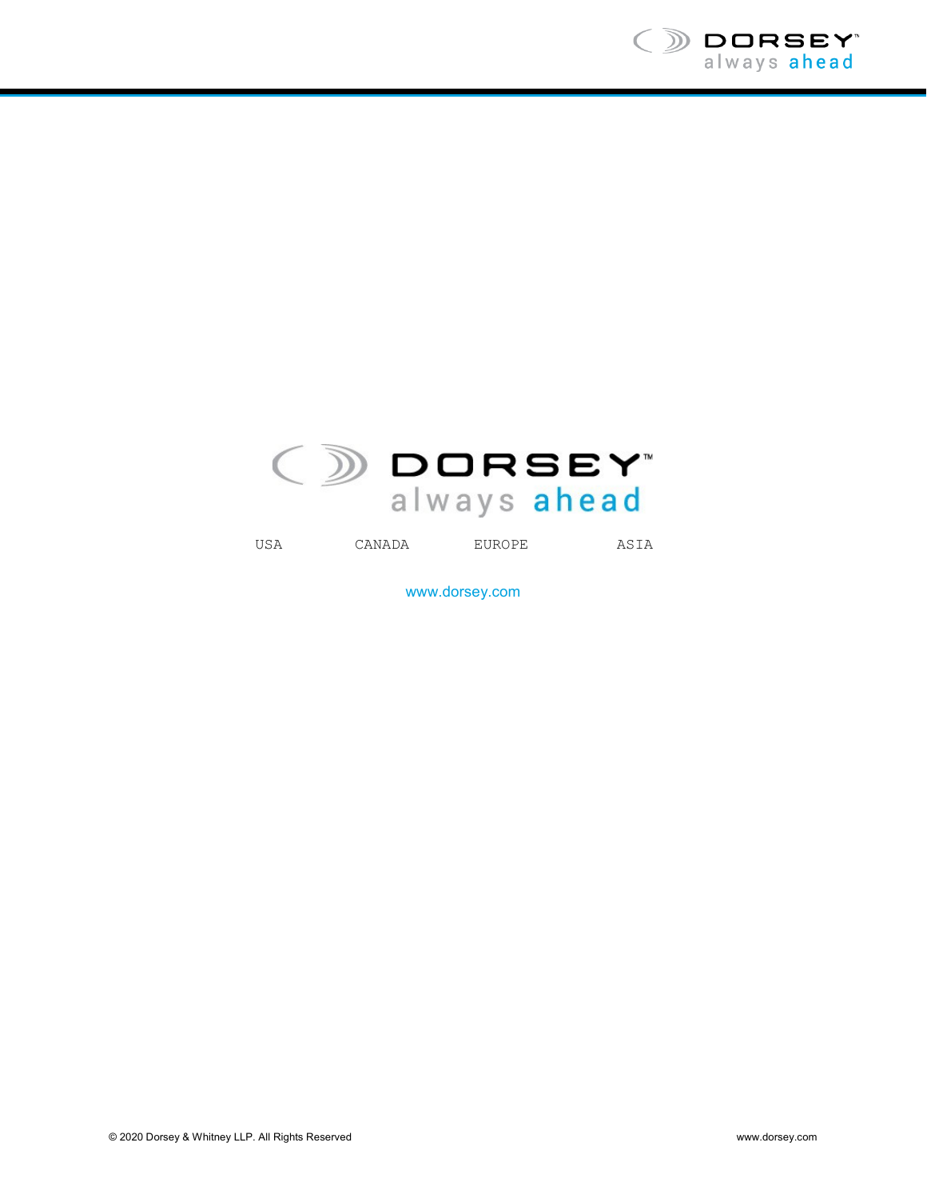DORSEY

always ahead

USA CANADA EUROPE ASIA

www.dorsey.com

© 2020 Dorsey & Whitney LLP. All Rights Reserved